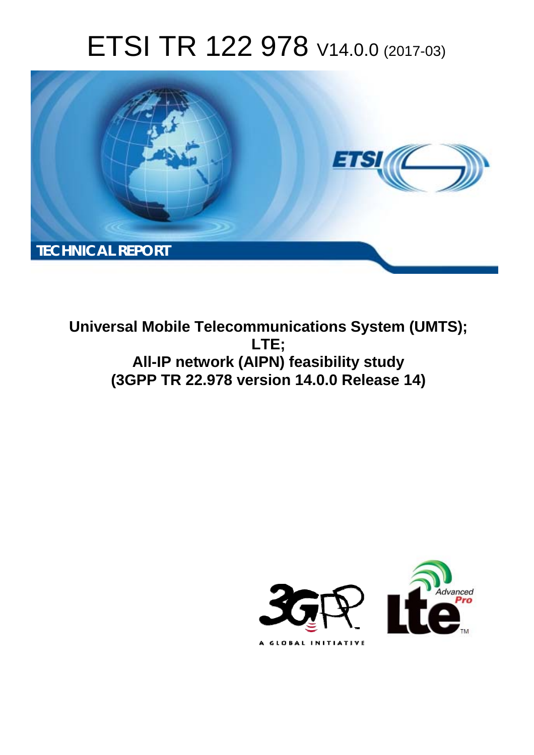# ETSI TR 122 978 V14.0.0 (2017-03)

TECHNICAL REPORT

**Universal Mobile Telecommunications System (UMTS); LTE; All-IP network (AIPN) feasibility study (3GPP TR 22.978 version 14.0.0 Release 14)**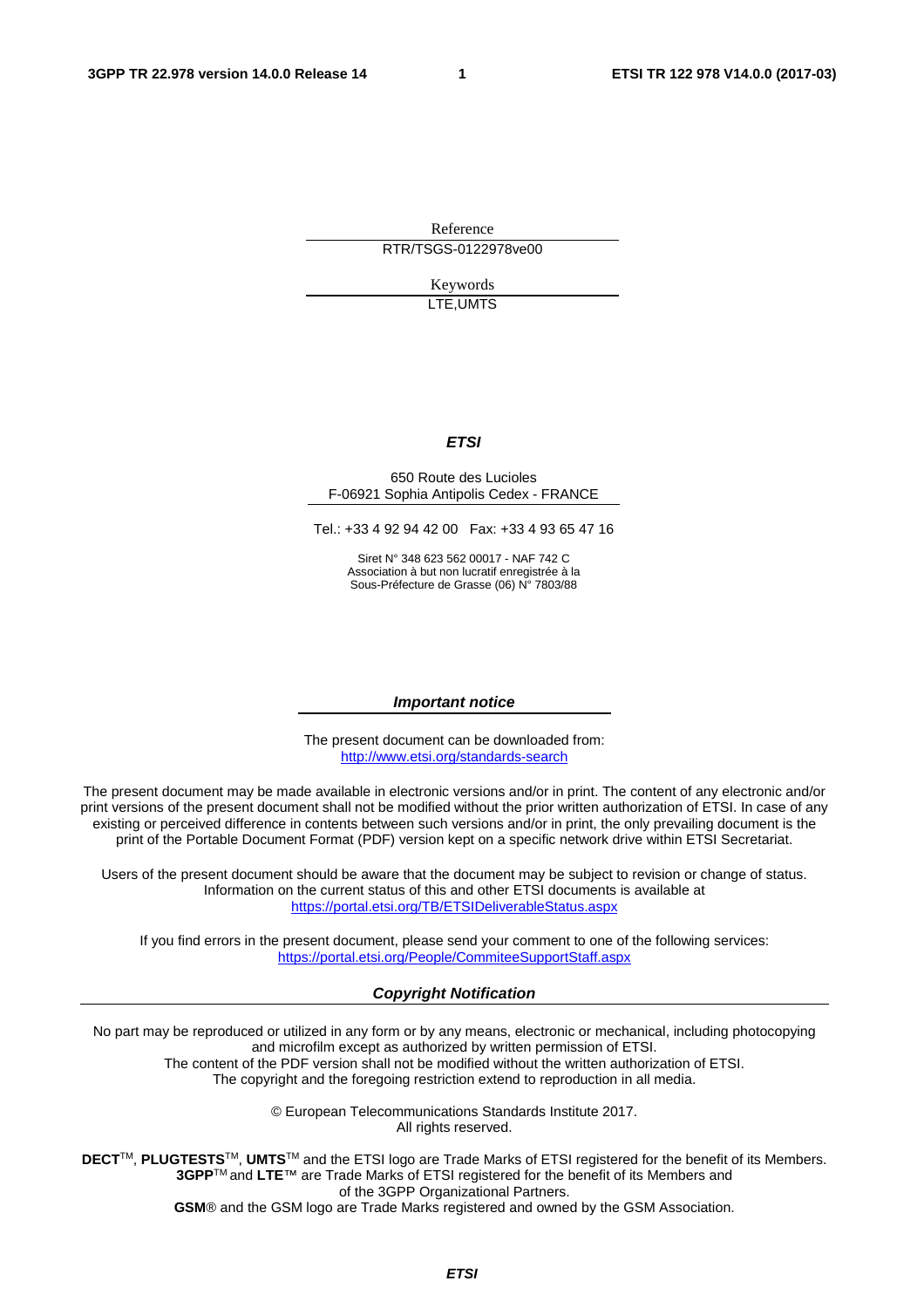Reference

RTR/TSGS-0122978ve00

Keywords

LTE,UMTS

***ETSI***

650 Route des Lucioles
F-06921 Sophia Antipolis Cedex - FRANCE

Tel.: +33 4 92 94 42 00   Fax: +33 4 93 65 47 16

Siret N° 348 623 562 00017 - NAF 742 C
Association à but non lucratif enregistrée à la
Sous-Préfecture de Grasse (06) N° 7803/88

***Important notice***

The present document can be downloaded from:
http://www.etsi.org/standards-search

The present document may be made available in electronic versions and/or in print. The content of any electronic and/or print versions of the present document shall not be modified without the prior written authorization of ETSI. In case of any existing or perceived difference in contents between such versions and/or in print, the only prevailing document is the print of the Portable Document Format (PDF) version kept on a specific network drive within ETSI Secretariat.

Users of the present document should be aware that the document may be subject to revision or change of status. Information on the current status of this and other ETSI documents is available at
https://portal.etsi.org/TB/ETSIDeliverableStatus.aspx

If you find errors in the present document, please send your comment to one of the following services:
https://portal.etsi.org/People/CommiteeSupportStaff.aspx

***Copyright Notification***

No part may be reproduced or utilized in any form or by any means, electronic or mechanical, including photocopying and microfilm except as authorized by written permission of ETSI.
The content of the PDF version shall not be modified without the written authorization of ETSI.
The copyright and the foregoing restriction extend to reproduction in all media.

© European Telecommunications Standards Institute 2017.
All rights reserved.

**DECT**™, **PLUGTESTS**™, **UMTS**™ and the ETSI logo are Trade Marks of ETSI registered for the benefit of its Members.
**3GPP**™ and **LTE**™ are Trade Marks of ETSI registered for the benefit of its Members and of the 3GPP Organizational Partners.
**GSM**® and the GSM logo are Trade Marks registered and owned by the GSM Association.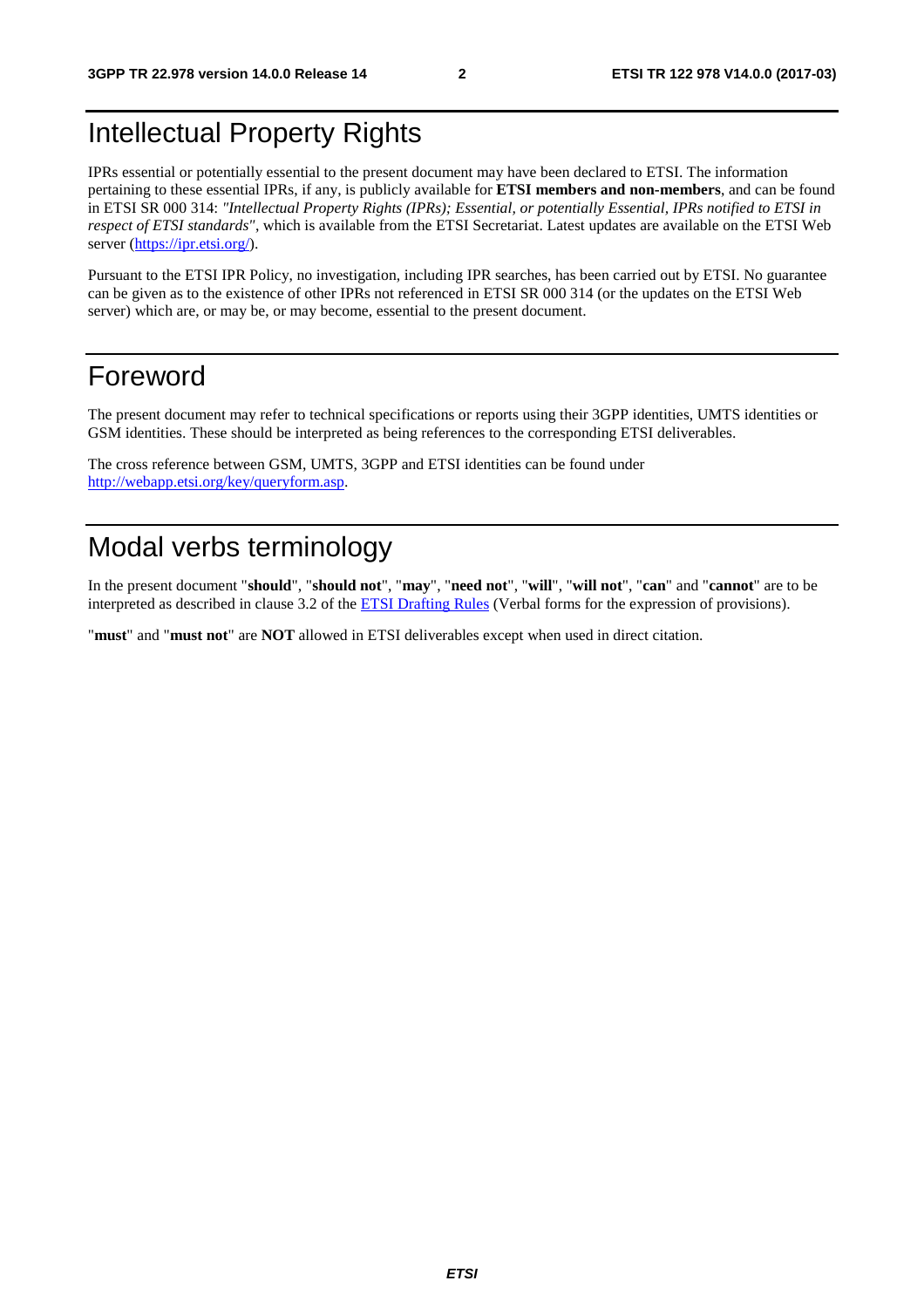# Intellectual Property Rights

IPRs essential or potentially essential to the present document may have been declared to ETSI. The information pertaining to these essential IPRs, if any, is publicly available for **ETSI members and non-members**, and can be found in ETSI SR 000 314: *"Intellectual Property Rights (IPRs); Essential, or potentially Essential, IPRs notified to ETSI in respect of ETSI standards"*, which is available from the ETSI Secretariat. Latest updates are available on the ETSI Web server (https://ipr.etsi.org/).

Pursuant to the ETSI IPR Policy, no investigation, including IPR searches, has been carried out by ETSI. No guarantee can be given as to the existence of other IPRs not referenced in ETSI SR 000 314 (or the updates on the ETSI Web server) which are, or may be, or may become, essential to the present document.

# Foreword

The present document may refer to technical specifications or reports using their 3GPP identities, UMTS identities or GSM identities. These should be interpreted as being references to the corresponding ETSI deliverables.

The cross reference between GSM, UMTS, 3GPP and ETSI identities can be found under http://webapp.etsi.org/key/queryform.asp.

# Modal verbs terminology

In the present document "**should**", "**should not**", "**may**", "**need not**", "**will**", "**will not**", "**can**" and "**cannot**" are to be interpreted as described in clause 3.2 of the ETSI Drafting Rules (Verbal forms for the expression of provisions).

"**must**" and "**must not**" are **NOT** allowed in ETSI deliverables except when used in direct citation.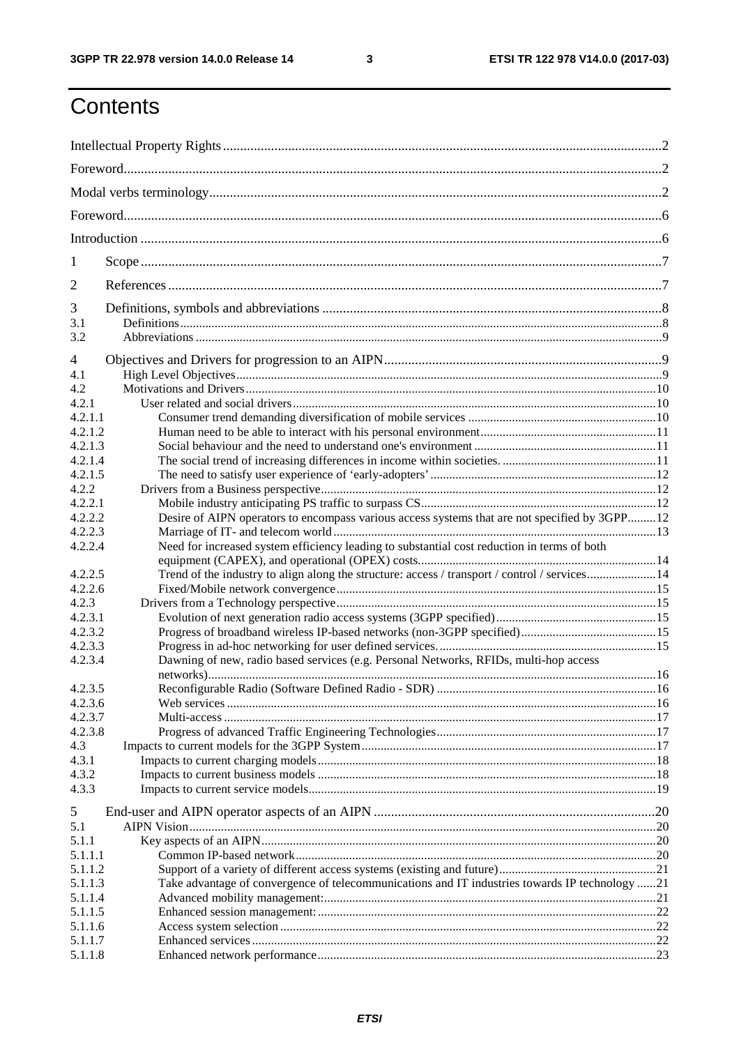# Contents

Intellectual Property Rights ........................................................................................................................ 2

Foreword ...................................................................................................................................................... 2

Modal verbs terminology .............................................................................................................................. 2

Foreword ...................................................................................................................................................... 6

Introduction .................................................................................................................................................. 6

1 Scope ........................................................................................................................................................ 7

2 References ................................................................................................................................................. 7

3 Definitions, symbols and abbreviations .................................................................................................... 8
3.1 Definitions ............................................................................................................................................... 8
3.2 Abbreviations .......................................................................................................................................... 9

4 Objectives and Drivers for progression to an AIPN ................................................................................. 9
4.1 High Level Objectives ............................................................................................................................. 9
4.2 Motivations and Drivers ........................................................................................................................ 10
4.2.1 User related and social drivers ........................................................................................................... 10
4.2.1.1 Consumer trend demanding diversification of mobile services ...................................................... 10
4.2.1.2 Human need to be able to interact with his personal environment ................................................. 11
4.2.1.3 Social behaviour and the need to understand one's environment ................................................... 11
4.2.1.4 The social trend of increasing differences in income within societies. .......................................... 11
4.2.1.5 The need to satisfy user experience of 'early-adopters' .................................................................. 12
4.2.2 Drivers from a Business perspective .................................................................................................. 12
4.2.2.1 Mobile industry anticipating PS traffic to surpass CS ..................................................................... 12
4.2.2.2 Desire of AIPN operators to encompass various access systems that are not specified by 3GPP ......... 12
4.2.2.3 Marriage of IT- and telecom world ................................................................................................. 13
4.2.2.4 Need for increased system efficiency leading to substantial cost reduction in terms of both equipment (CAPEX), and operational (OPEX) costs. ................................................................................ 14
4.2.2.5 Trend of the industry to align along the structure: access / transport / control / services ................ 14
4.2.2.6 Fixed/Mobile network convergence ................................................................................................ 15
4.2.3 Drivers from a Technology perspective ............................................................................................. 15
4.2.3.1 Evolution of next generation radio access systems (3GPP specified) ............................................. 15
4.2.3.2 Progress of broadband wireless IP-based networks (non-3GPP specified) ...................................... 15
4.2.3.3 Progress in ad-hoc networking for user defined services. ............................................................... 15
4.2.3.4 Dawning of new, radio based services (e.g. Personal Networks, RFIDs, multi-hop access networks) .................................................................................................................................... 16
4.2.3.5 Reconfigurable Radio (Software Defined Radio - SDR) ................................................................ 16
4.2.3.6 Web services ................................................................................................................................... 16
4.2.3.7 Multi-access .................................................................................................................................... 17
4.2.3.8 Progress of advanced Traffic Engineering Technologies ................................................................ 17
4.3 Impacts to current models for the 3GPP System .................................................................................... 17
4.3.1 Impacts to current charging models ................................................................................................... 18
4.3.2 Impacts to current business models .................................................................................................... 18
4.3.3 Impacts to current service models ...................................................................................................... 19

5 End-user and AIPN operator aspects of an AIPN .................................................................................... 20
5.1 AIPN Vision ........................................................................................................................................... 20
5.1.1 Key aspects of an AIPN ..................................................................................................................... 20
5.1.1.1 Common IP-based network ............................................................................................................. 20
5.1.1.2 Support of a variety of different access systems (existing and future) ............................................ 21
5.1.1.3 Take advantage of convergence of telecommunications and IT industries towards IP technology ...... 21
5.1.1.4 Advanced mobility management: .................................................................................................... 21
5.1.1.5 Enhanced session management: ....................................................................................................... 22
5.1.1.6 Access system selection ................................................................................................................... 22
5.1.1.7 Enhanced services ........................................................................................................................... 22
5.1.1.8 Enhanced network performance ...................................................................................................... 23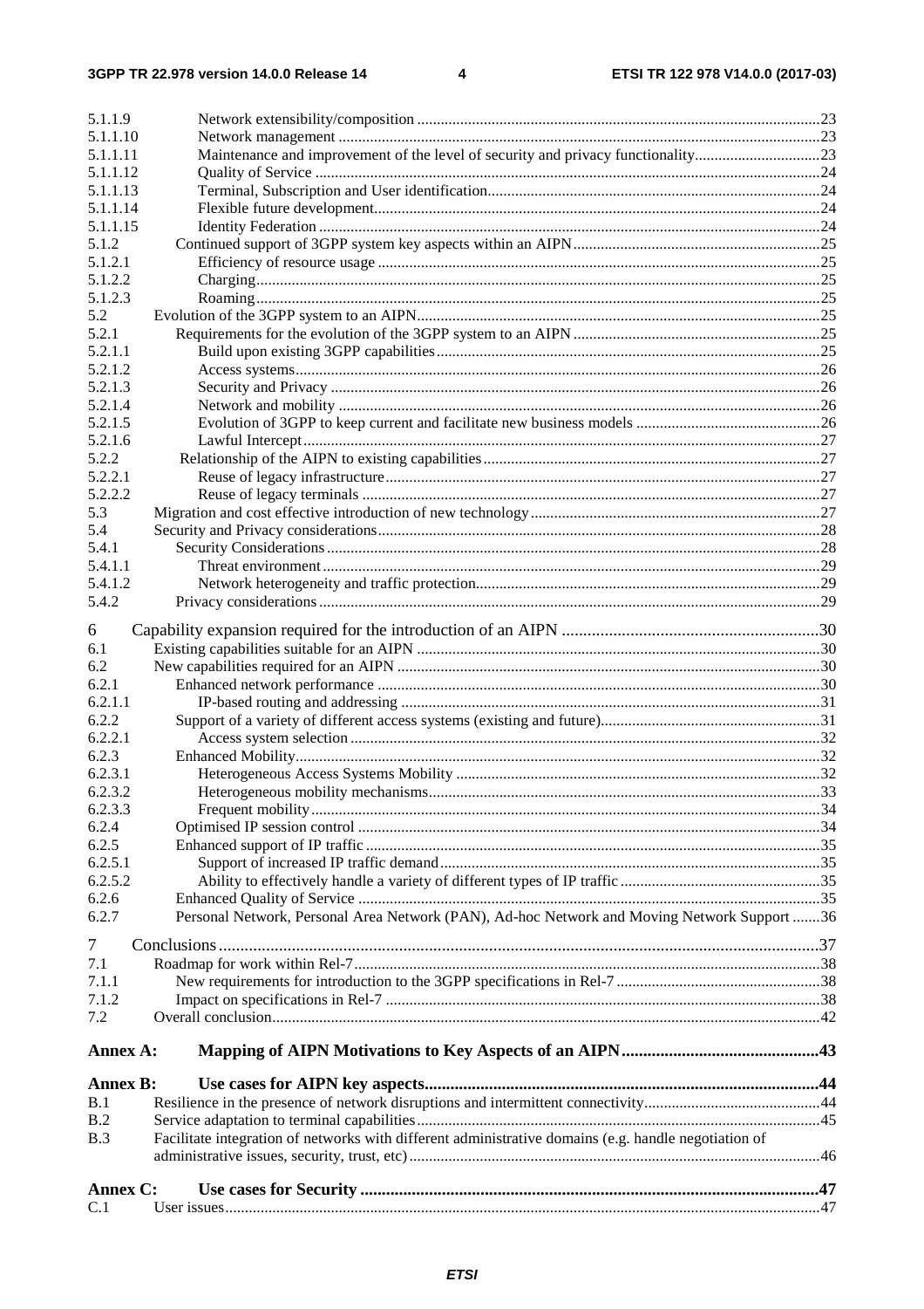5.1.1.9 Network extensibility/composition ....................................................................................................23
5.1.1.10 Network management .........................................................................................................................23
5.1.1.11 Maintenance and improvement of the level of security and privacy functionality.................................23
5.1.1.12 Quality of Service ...............................................................................................................................24
5.1.1.13 Terminal, Subscription and User identification....................................................................................24
5.1.1.14 Flexible future development................................................................................................................24
5.1.1.15 Identity Federation ..............................................................................................................................24
5.1.2 Continued support of 3GPP system key aspects within an AIPN..............................................................25
5.1.2.1 Efficiency of resource usage ...............................................................................................................25
5.1.2.2 Charging..............................................................................................................................................25
5.1.2.3 Roaming..............................................................................................................................................25
5.2 Evolution of the 3GPP system to an AIPN......................................................................................................25
5.2.1 Requirements for the evolution of the 3GPP system to an AIPN ...............................................................25
5.2.1.1 Build upon existing 3GPP capabilities.................................................................................................25
5.2.1.2 Access systems.....................................................................................................................................26
5.2.1.3 Security and Privacy ............................................................................................................................26
5.2.1.4 Network and mobility ..........................................................................................................................26
5.2.1.5 Evolution of 3GPP to keep current and facilitate new business models ...............................................26
5.2.1.6 Lawful Intercept...................................................................................................................................27
5.2.2 Relationship of the AIPN to existing capabilities.....................................................................................27
5.2.2.1 Reuse of legacy infrastructure..............................................................................................................27
5.2.2.2 Reuse of legacy terminals ....................................................................................................................27
5.3 Migration and cost effective introduction of new technology.........................................................................27
5.4 Security and Privacy considerations................................................................................................................28
5.4.1 Security Considerations.............................................................................................................................28
5.4.1.1 Threat environment..............................................................................................................................29
5.4.1.2 Network heterogeneity and traffic protection.......................................................................................29
5.4.2 Privacy considerations...............................................................................................................................29

6 Capability expansion required for the introduction of an AIPN ............................................................30
6.1 Existing capabilities suitable for an AIPN ......................................................................................................30
6.2 New capabilities required for an AIPN ...........................................................................................................30
6.2.1 Enhanced network performance ................................................................................................................30
6.2.1.1 IP-based routing and addressing ..........................................................................................................31
6.2.2 Support of a variety of different access systems (existing and future)........................................................31
6.2.2.1 Access system selection .......................................................................................................................32
6.2.3 Enhanced Mobility.....................................................................................................................................32
6.2.3.1 Heterogeneous Access Systems Mobility ............................................................................................32
6.2.3.2 Heterogeneous mobility mechanisms...................................................................................................33
6.2.3.3 Frequent mobility.................................................................................................................................34
6.2.4 Optimised IP session control .....................................................................................................................34
6.2.5 Enhanced support of IP traffic ...................................................................................................................35
6.2.5.1 Support of increased IP traffic demand................................................................................................35
6.2.5.2 Ability to effectively handle a variety of different types of IP traffic ..................................................35
6.2.6 Enhanced Quality of Service .....................................................................................................................35
6.2.7 Personal Network, Personal Area Network (PAN), Ad-hoc Network and Moving Network Support .......36

7 Conclusions ............................................................................................................................................37
7.1 Roadmap for work within Rel-7......................................................................................................................38
7.1.1 New requirements for introduction to the 3GPP specifications in Rel-7 ....................................................38
7.1.2 Impact on specifications in Rel-7 ..............................................................................................................38
7.2 Overall conclusion...........................................................................................................................................42

**Annex A: Mapping of AIPN Motivations to Key Aspects of an AIPN.............................................43**

**Annex B: Use cases for AIPN key aspects...........................................................................................44**

B.1 Resilience in the presence of network disruptions and intermittent connectivity............................................44
B.2 Service adaptation to terminal capabilities......................................................................................................45
B.3 Facilitate integration of networks with different administrative domains (e.g. handle negotiation of administrative issues, security, trust, etc).........................................................................................................46

**Annex C: Use cases for Security .........................................................................................................47**

C.1 User issues.......................................................................................................................................................47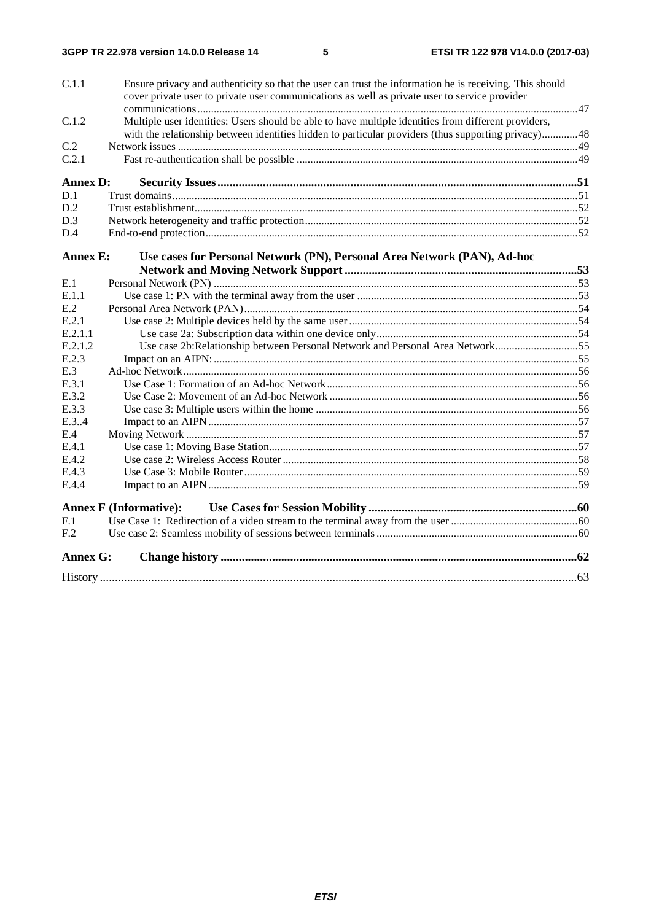C.1.1 Ensure privacy and authenticity so that the user can trust the information he is receiving. This should cover private user to private user communications as well as private user to service provider communications .......... 47
C.1.2 Multiple user identities: Users should be able to have multiple identities from different providers, with the relationship between identities hidden to particular providers (thus supporting privacy) .......... 48
C.2 Network issues .......... 49
C.2.1 Fast re-authentication shall be possible .......... 49

**Annex D: Security Issues .......... 51**
D.1 Trust domains .......... 51
D.2 Trust establishment .......... 52
D.3 Network heterogeneity and traffic protection .......... 52
D.4 End-to-end protection .......... 52

**Annex E: Use cases for Personal Network (PN), Personal Area Network (PAN), Ad-hoc Network and Moving Network Support .......... 53**
E.1 Personal Network (PN) .......... 53
E.1.1 Use case 1: PN with the terminal away from the user .......... 53
E.2 Personal Area Network (PAN) .......... 54
E.2.1 Use case 2: Multiple devices held by the same user .......... 54
E.2.1.1 Use case 2a: Subscription data within one device only .......... 54
E.2.1.2 Use case 2b:Relationship between Personal Network and Personal Area Network .......... 55
E.2.3 Impact on an AIPN: .......... 55
E.3 Ad-hoc Network .......... 56
E.3.1 Use Case 1: Formation of an Ad-hoc Network .......... 56
E.3.2 Use Case 2: Movement of an Ad-hoc Network .......... 56
E.3.3 Use case 3: Multiple users within the home .......... 56
E.3..4 Impact to an AIPN .......... 57
E.4 Moving Network .......... 57
E.4.1 Use case 1: Moving Base Station .......... 57
E.4.2 Use case 2: Wireless Access Router .......... 58
E.4.3 Use Case 3: Mobile Router .......... 59
E.4.4 Impact to an AIPN .......... 59

**Annex F (Informative): Use Cases for Session Mobility .......... 60**
F.1 Use Case 1: Redirection of a video stream to the terminal away from the user .......... 60
F.2 Use case 2: Seamless mobility of sessions between terminals .......... 60

**Annex G: Change history .......... 62**

History .......... 63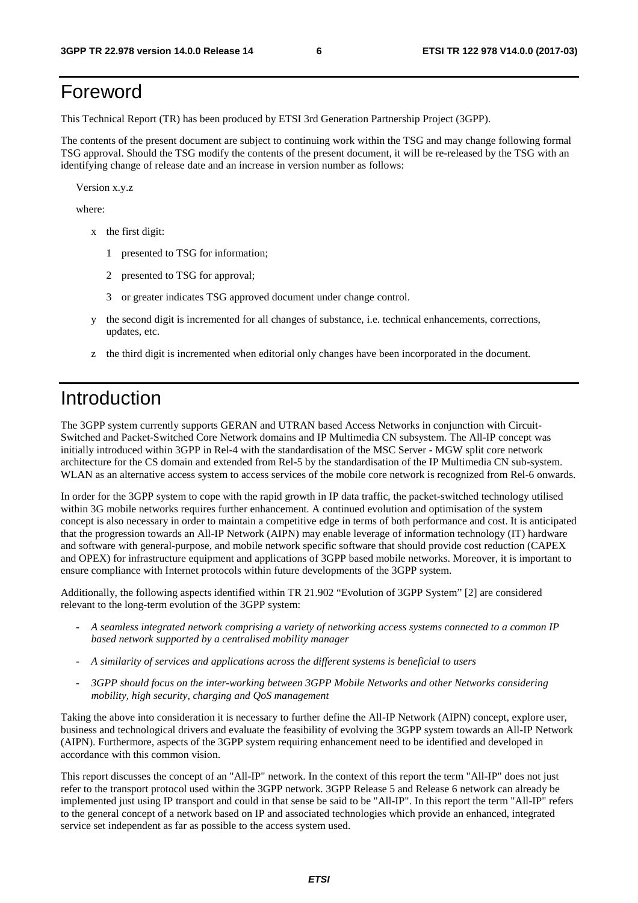# Foreword

This Technical Report (TR) has been produced by ETSI 3rd Generation Partnership Project (3GPP).

The contents of the present document are subject to continuing work within the TSG and may change following formal TSG approval. Should the TSG modify the contents of the present document, it will be re-released by the TSG with an identifying change of release date and an increase in version number as follows:

Version x.y.z

where:

- x the first digit:
  - 1 presented to TSG for information;
  - 2 presented to TSG for approval;
  - 3 or greater indicates TSG approved document under change control.
- y the second digit is incremented for all changes of substance, i.e. technical enhancements, corrections, updates, etc.
- z the third digit is incremented when editorial only changes have been incorporated in the document.

# Introduction

The 3GPP system currently supports GERAN and UTRAN based Access Networks in conjunction with Circuit-Switched and Packet-Switched Core Network domains and IP Multimedia CN subsystem. The All-IP concept was initially introduced within 3GPP in Rel-4 with the standardisation of the MSC Server - MGW split core network architecture for the CS domain and extended from Rel-5 by the standardisation of the IP Multimedia CN sub-system. WLAN as an alternative access system to access services of the mobile core network is recognized from Rel-6 onwards.

In order for the 3GPP system to cope with the rapid growth in IP data traffic, the packet-switched technology utilised within 3G mobile networks requires further enhancement. A continued evolution and optimisation of the system concept is also necessary in order to maintain a competitive edge in terms of both performance and cost. It is anticipated that the progression towards an All-IP Network (AIPN) may enable leverage of information technology (IT) hardware and software with general-purpose, and mobile network specific software that should provide cost reduction (CAPEX and OPEX) for infrastructure equipment and applications of 3GPP based mobile networks. Moreover, it is important to ensure compliance with Internet protocols within future developments of the 3GPP system.

Additionally, the following aspects identified within TR 21.902 "Evolution of 3GPP System" [2] are considered relevant to the long-term evolution of the 3GPP system:

- *A seamless integrated network comprising a variety of networking access systems connected to a common IP based network supported by a centralised mobility manager*
- *A similarity of services and applications across the different systems is beneficial to users*
- *3GPP should focus on the inter-working between 3GPP Mobile Networks and other Networks considering mobility, high security, charging and QoS management*

Taking the above into consideration it is necessary to further define the All-IP Network (AIPN) concept, explore user, business and technological drivers and evaluate the feasibility of evolving the 3GPP system towards an All-IP Network (AIPN). Furthermore, aspects of the 3GPP system requiring enhancement need to be identified and developed in accordance with this common vision.

This report discusses the concept of an "All-IP" network. In the context of this report the term "All-IP" does not just refer to the transport protocol used within the 3GPP network. 3GPP Release 5 and Release 6 network can already be implemented just using IP transport and could in that sense be said to be "All-IP". In this report the term "All-IP" refers to the general concept of a network based on IP and associated technologies which provide an enhanced, integrated service set independent as far as possible to the access system used.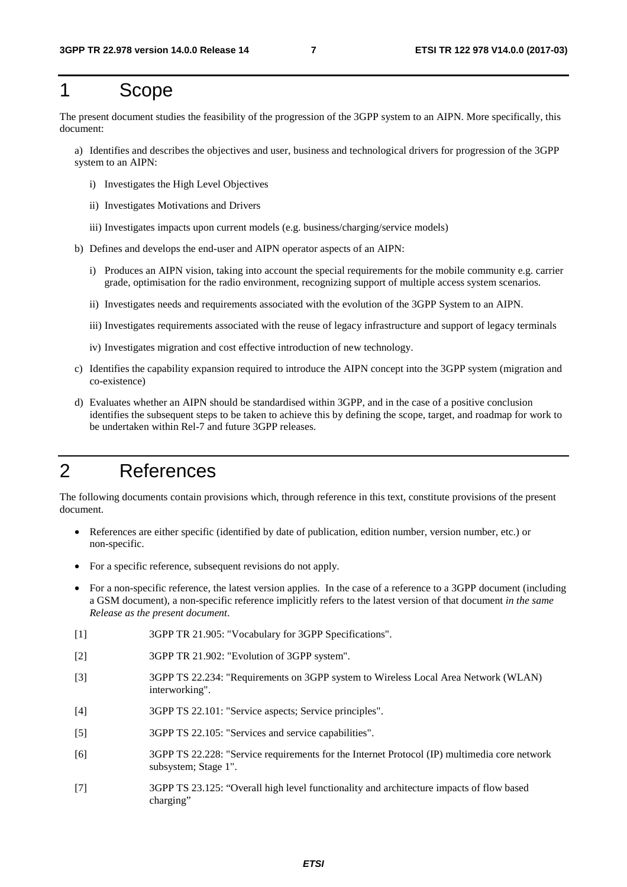# 1 Scope

The present document studies the feasibility of the progression of the 3GPP system to an AIPN. More specifically, this document:

a) Identifies and describes the objectives and user, business and technological drivers for progression of the 3GPP system to an AIPN:

   i) Investigates the High Level Objectives

   ii) Investigates Motivations and Drivers

   iii) Investigates impacts upon current models (e.g. business/charging/service models)

b) Defines and develops the end-user and AIPN operator aspects of an AIPN:

   i) Produces an AIPN vision, taking into account the special requirements for the mobile community e.g. carrier grade, optimisation for the radio environment, recognizing support of multiple access system scenarios.

   ii) Investigates needs and requirements associated with the evolution of the 3GPP System to an AIPN.

   iii) Investigates requirements associated with the reuse of legacy infrastructure and support of legacy terminals

   iv) Investigates migration and cost effective introduction of new technology.

c) Identifies the capability expansion required to introduce the AIPN concept into the 3GPP system (migration and co-existence)

d) Evaluates whether an AIPN should be standardised within 3GPP, and in the case of a positive conclusion identifies the subsequent steps to be taken to achieve this by defining the scope, target, and roadmap for work to be undertaken within Rel-7 and future 3GPP releases.

# 2 References

The following documents contain provisions which, through reference in this text, constitute provisions of the present document.

- References are either specific (identified by date of publication, edition number, version number, etc.) or non-specific.
- For a specific reference, subsequent revisions do not apply.
- For a non-specific reference, the latest version applies. In the case of a reference to a 3GPP document (including a GSM document), a non-specific reference implicitly refers to the latest version of that document *in the same Release as the present document*.

[1] 3GPP TR 21.905: "Vocabulary for 3GPP Specifications".

[2] 3GPP TR 21.902: "Evolution of 3GPP system".

[3] 3GPP TS 22.234: "Requirements on 3GPP system to Wireless Local Area Network (WLAN) interworking".

[4] 3GPP TS 22.101: "Service aspects; Service principles".

[5] 3GPP TS 22.105: "Services and service capabilities".

[6] 3GPP TS 22.228: "Service requirements for the Internet Protocol (IP) multimedia core network subsystem; Stage 1".

[7] 3GPP TS 23.125: "Overall high level functionality and architecture impacts of flow based charging"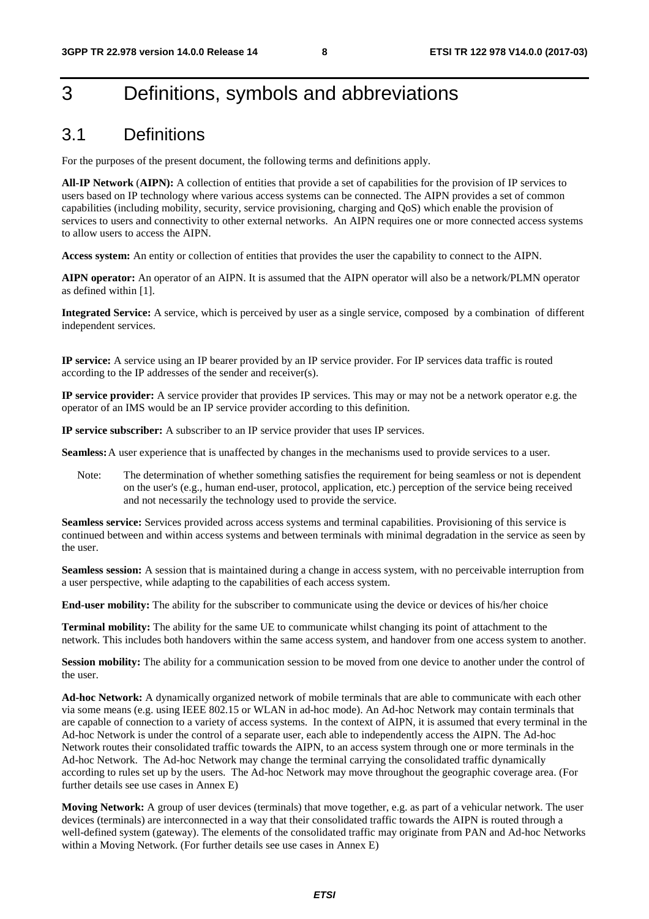# 3 Definitions, symbols and abbreviations

## 3.1 Definitions

For the purposes of the present document, the following terms and definitions apply.

**All-IP Network** (**AIPN):** A collection of entities that provide a set of capabilities for the provision of IP services to users based on IP technology where various access systems can be connected. The AIPN provides a set of common capabilities (including mobility, security, service provisioning, charging and QoS) which enable the provision of services to users and connectivity to other external networks. An AIPN requires one or more connected access systems to allow users to access the AIPN.

**Access system:** An entity or collection of entities that provides the user the capability to connect to the AIPN.

**AIPN operator:** An operator of an AIPN. It is assumed that the AIPN operator will also be a network/PLMN operator as defined within [1].

**Integrated Service:** A service, which is perceived by user as a single service, composed by a combination of different independent services.

**IP service:** A service using an IP bearer provided by an IP service provider. For IP services data traffic is routed according to the IP addresses of the sender and receiver(s).

**IP service provider:** A service provider that provides IP services. This may or may not be a network operator e.g. the operator of an IMS would be an IP service provider according to this definition.

**IP service subscriber:** A subscriber to an IP service provider that uses IP services.

**Seamless:** A user experience that is unaffected by changes in the mechanisms used to provide services to a user.

> Note: The determination of whether something satisfies the requirement for being seamless or not is dependent on the user's (e.g., human end-user, protocol, application, etc.) perception of the service being received and not necessarily the technology used to provide the service.

**Seamless service:** Services provided across access systems and terminal capabilities. Provisioning of this service is continued between and within access systems and between terminals with minimal degradation in the service as seen by the user.

**Seamless session:** A session that is maintained during a change in access system, with no perceivable interruption from a user perspective, while adapting to the capabilities of each access system.

**End-user mobility:** The ability for the subscriber to communicate using the device or devices of his/her choice

**Terminal mobility:** The ability for the same UE to communicate whilst changing its point of attachment to the network. This includes both handovers within the same access system, and handover from one access system to another.

**Session mobility:** The ability for a communication session to be moved from one device to another under the control of the user.

**Ad-hoc Network:** A dynamically organized network of mobile terminals that are able to communicate with each other via some means (e.g. using IEEE 802.15 or WLAN in ad-hoc mode). An Ad-hoc Network may contain terminals that are capable of connection to a variety of access systems. In the context of AIPN, it is assumed that every terminal in the Ad-hoc Network is under the control of a separate user, each able to independently access the AIPN. The Ad-hoc Network routes their consolidated traffic towards the AIPN, to an access system through one or more terminals in the Ad-hoc Network. The Ad-hoc Network may change the terminal carrying the consolidated traffic dynamically according to rules set up by the users. The Ad-hoc Network may move throughout the geographic coverage area. (For further details see use cases in Annex E)

**Moving Network:** A group of user devices (terminals) that move together, e.g. as part of a vehicular network. The user devices (terminals) are interconnected in a way that their consolidated traffic towards the AIPN is routed through a well-defined system (gateway). The elements of the consolidated traffic may originate from PAN and Ad-hoc Networks within a Moving Network. (For further details see use cases in Annex E)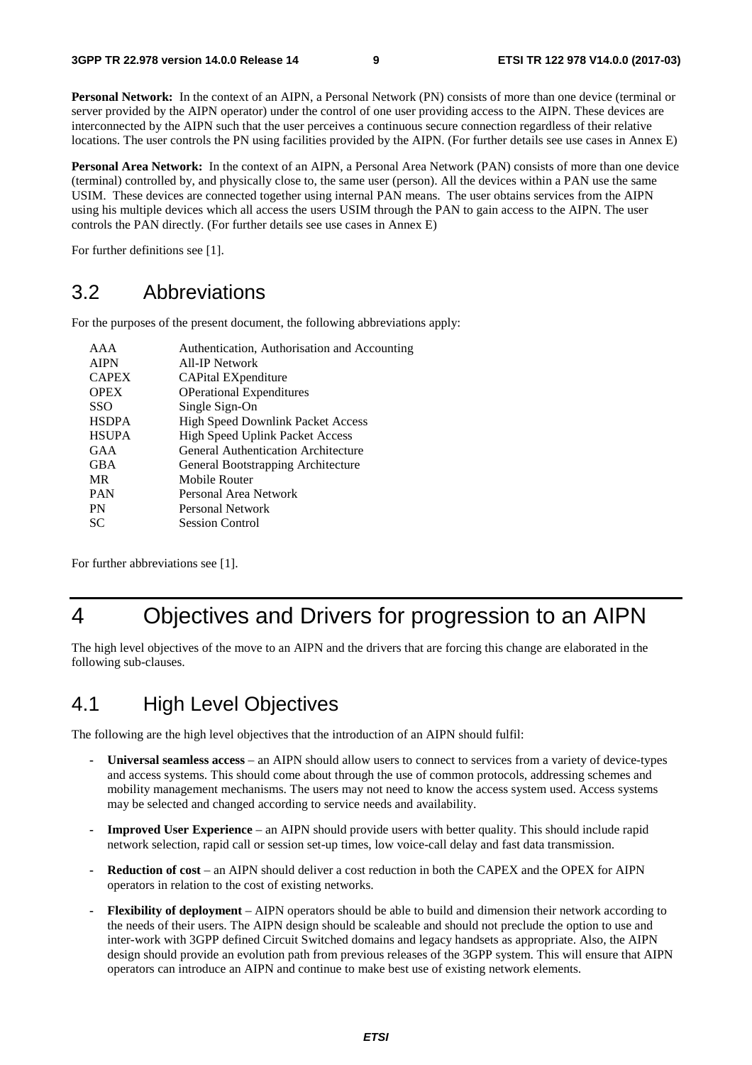**Personal Network:** In the context of an AIPN, a Personal Network (PN) consists of more than one device (terminal or server provided by the AIPN operator) under the control of one user providing access to the AIPN. These devices are interconnected by the AIPN such that the user perceives a continuous secure connection regardless of their relative locations. The user controls the PN using facilities provided by the AIPN. (For further details see use cases in Annex E)

**Personal Area Network:** In the context of an AIPN, a Personal Area Network (PAN) consists of more than one device (terminal) controlled by, and physically close to, the same user (person). All the devices within a PAN use the same USIM. These devices are connected together using internal PAN means. The user obtains services from the AIPN using his multiple devices which all access the users USIM through the PAN to gain access to the AIPN. The user controls the PAN directly. (For further details see use cases in Annex E)

For further definitions see [1].

## 3.2 Abbreviations

For the purposes of the present document, the following abbreviations apply:

| | |
|---|---|
| AAA | Authentication, Authorisation and Accounting |
| AIPN | All-IP Network |
| CAPEX | CAPital EXpenditure |
| OPEX | OPerational Expenditures |
| SSO | Single Sign-On |
| HSDPA | High Speed Downlink Packet Access |
| HSUPA | High Speed Uplink Packet Access |
| GAA | General Authentication Architecture |
| GBA | General Bootstrapping Architecture |
| MR | Mobile Router |
| PAN | Personal Area Network |
| PN | Personal Network |
| SC | Session Control |

For further abbreviations see [1].

# 4 Objectives and Drivers for progression to an AIPN

The high level objectives of the move to an AIPN and the drivers that are forcing this change are elaborated in the following sub-clauses.

## 4.1 High Level Objectives

The following are the high level objectives that the introduction of an AIPN should fulfil:

- **Universal seamless access** – an AIPN should allow users to connect to services from a variety of device-types and access systems. This should come about through the use of common protocols, addressing schemes and mobility management mechanisms. The users may not need to know the access system used. Access systems may be selected and changed according to service needs and availability.
- **Improved User Experience** – an AIPN should provide users with better quality. This should include rapid network selection, rapid call or session set-up times, low voice-call delay and fast data transmission.
- **Reduction of cost** – an AIPN should deliver a cost reduction in both the CAPEX and the OPEX for AIPN operators in relation to the cost of existing networks.
- **Flexibility of deployment** – AIPN operators should be able to build and dimension their network according to the needs of their users. The AIPN design should be scaleable and should not preclude the option to use and inter-work with 3GPP defined Circuit Switched domains and legacy handsets as appropriate. Also, the AIPN design should provide an evolution path from previous releases of the 3GPP system. This will ensure that AIPN operators can introduce an AIPN and continue to make best use of existing network elements.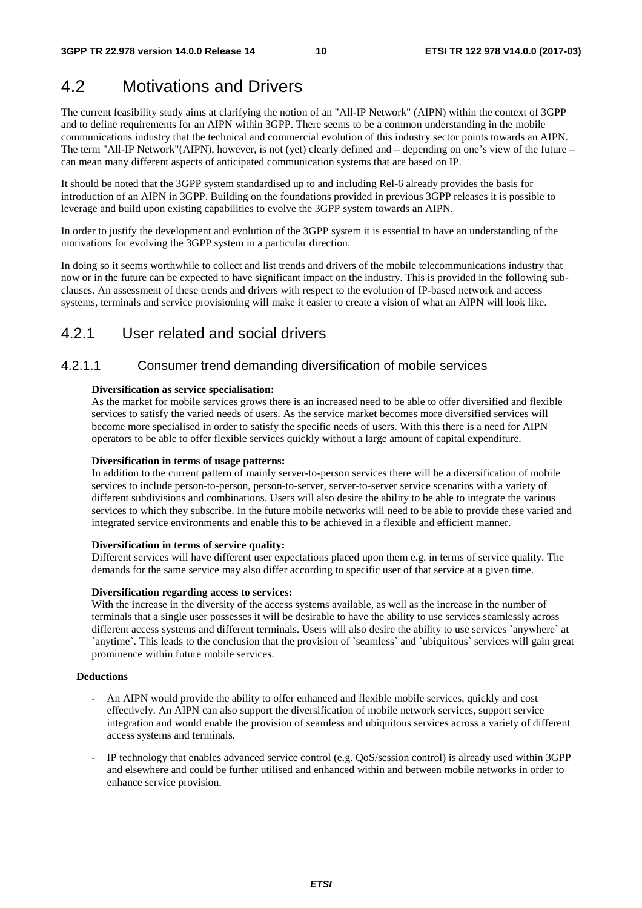## 4.2 Motivations and Drivers

The current feasibility study aims at clarifying the notion of an "All-IP Network" (AIPN) within the context of 3GPP and to define requirements for an AIPN within 3GPP. There seems to be a common understanding in the mobile communications industry that the technical and commercial evolution of this industry sector points towards an AIPN. The term "All-IP Network"(AIPN), however, is not (yet) clearly defined and – depending on one's view of the future – can mean many different aspects of anticipated communication systems that are based on IP.

It should be noted that the 3GPP system standardised up to and including Rel-6 already provides the basis for introduction of an AIPN in 3GPP. Building on the foundations provided in previous 3GPP releases it is possible to leverage and build upon existing capabilities to evolve the 3GPP system towards an AIPN.

In order to justify the development and evolution of the 3GPP system it is essential to have an understanding of the motivations for evolving the 3GPP system in a particular direction.

In doing so it seems worthwhile to collect and list trends and drivers of the mobile telecommunications industry that now or in the future can be expected to have significant impact on the industry. This is provided in the following sub-clauses. An assessment of these trends and drivers with respect to the evolution of IP-based network and access systems, terminals and service provisioning will make it easier to create a vision of what an AIPN will look like.

### 4.2.1 User related and social drivers

#### 4.2.1.1 Consumer trend demanding diversification of mobile services

**Diversification as service specialisation:**
As the market for mobile services grows there is an increased need to be able to offer diversified and flexible services to satisfy the varied needs of users. As the service market becomes more diversified services will become more specialised in order to satisfy the specific needs of users. With this there is a need for AIPN operators to be able to offer flexible services quickly without a large amount of capital expenditure.

**Diversification in terms of usage patterns:**
In addition to the current pattern of mainly server-to-person services there will be a diversification of mobile services to include person-to-person, person-to-server, server-to-server service scenarios with a variety of different subdivisions and combinations. Users will also desire the ability to be able to integrate the various services to which they subscribe. In the future mobile networks will need to be able to provide these varied and integrated service environments and enable this to be achieved in a flexible and efficient manner.

**Diversification in terms of service quality:**
Different services will have different user expectations placed upon them e.g. in terms of service quality. The demands for the same service may also differ according to specific user of that service at a given time.

**Diversification regarding access to services:**
With the increase in the diversity of the access systems available, as well as the increase in the number of terminals that a single user possesses it will be desirable to have the ability to use services seamlessly across different access systems and different terminals. Users will also desire the ability to use services `anywhere` at `anytime`. This leads to the conclusion that the provision of `seamless` and `ubiquitous` services will gain great prominence within future mobile services.

**Deductions**

- An AIPN would provide the ability to offer enhanced and flexible mobile services, quickly and cost effectively. An AIPN can also support the diversification of mobile network services, support service integration and would enable the provision of seamless and ubiquitous services across a variety of different access systems and terminals.
- IP technology that enables advanced service control (e.g. QoS/session control) is already used within 3GPP and elsewhere and could be further utilised and enhanced within and between mobile networks in order to enhance service provision.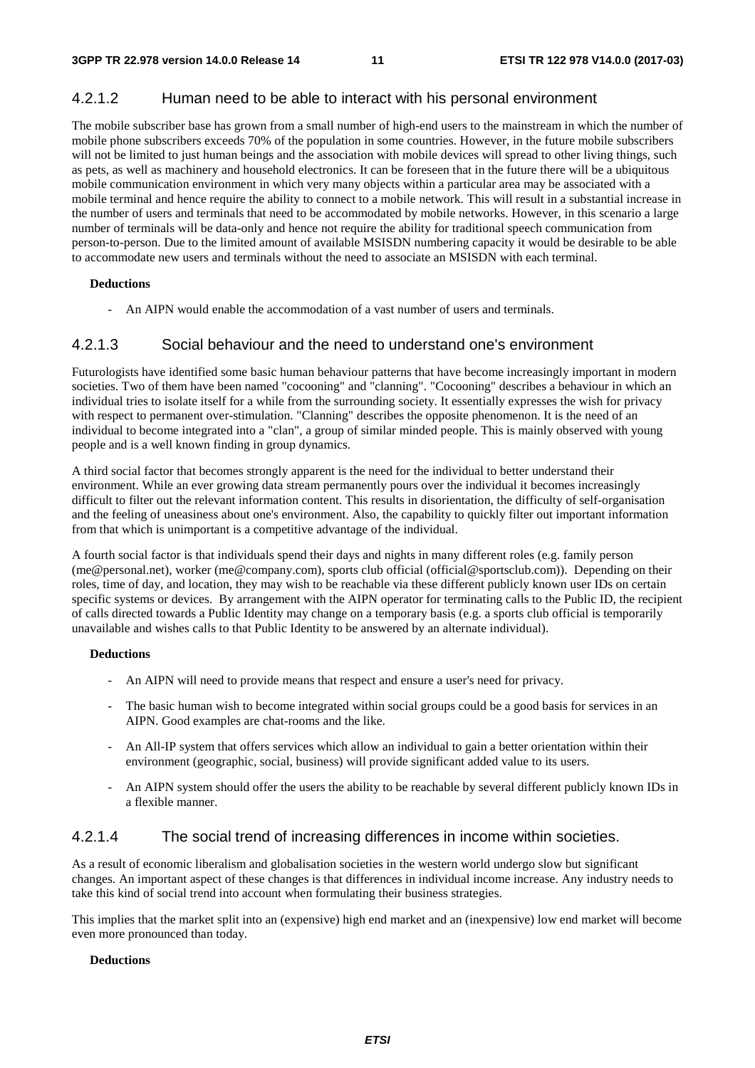#### 4.2.1.2 Human need to be able to interact with his personal environment

The mobile subscriber base has grown from a small number of high-end users to the mainstream in which the number of mobile phone subscribers exceeds 70% of the population in some countries. However, in the future mobile subscribers will not be limited to just human beings and the association with mobile devices will spread to other living things, such as pets, as well as machinery and household electronics. It can be foreseen that in the future there will be a ubiquitous mobile communication environment in which very many objects within a particular area may be associated with a mobile terminal and hence require the ability to connect to a mobile network. This will result in a substantial increase in the number of users and terminals that need to be accommodated by mobile networks. However, in this scenario a large number of terminals will be data-only and hence not require the ability for traditional speech communication from person-to-person. Due to the limited amount of available MSISDN numbering capacity it would be desirable to be able to accommodate new users and terminals without the need to associate an MSISDN with each terminal.

**Deductions**

- An AIPN would enable the accommodation of a vast number of users and terminals.

#### 4.2.1.3 Social behaviour and the need to understand one's environment

Futurologists have identified some basic human behaviour patterns that have become increasingly important in modern societies. Two of them have been named "cocooning" and "clanning". "Cocooning" describes a behaviour in which an individual tries to isolate itself for a while from the surrounding society. It essentially expresses the wish for privacy with respect to permanent over-stimulation. "Clanning" describes the opposite phenomenon. It is the need of an individual to become integrated into a "clan", a group of similar minded people. This is mainly observed with young people and is a well known finding in group dynamics.

A third social factor that becomes strongly apparent is the need for the individual to better understand their environment. While an ever growing data stream permanently pours over the individual it becomes increasingly difficult to filter out the relevant information content. This results in disorientation, the difficulty of self-organisation and the feeling of uneasiness about one's environment. Also, the capability to quickly filter out important information from that which is unimportant is a competitive advantage of the individual.

A fourth social factor is that individuals spend their days and nights in many different roles (e.g. family person (me@personal.net), worker (me@company.com), sports club official (official@sportsclub.com)). Depending on their roles, time of day, and location, they may wish to be reachable via these different publicly known user IDs on certain specific systems or devices. By arrangement with the AIPN operator for terminating calls to the Public ID, the recipient of calls directed towards a Public Identity may change on a temporary basis (e.g. a sports club official is temporarily unavailable and wishes calls to that Public Identity to be answered by an alternate individual).

**Deductions**

- An AIPN will need to provide means that respect and ensure a user's need for privacy.
- The basic human wish to become integrated within social groups could be a good basis for services in an AIPN. Good examples are chat-rooms and the like.
- An All-IP system that offers services which allow an individual to gain a better orientation within their environment (geographic, social, business) will provide significant added value to its users.
- An AIPN system should offer the users the ability to be reachable by several different publicly known IDs in a flexible manner.

#### 4.2.1.4 The social trend of increasing differences in income within societies.

As a result of economic liberalism and globalisation societies in the western world undergo slow but significant changes. An important aspect of these changes is that differences in individual income increase. Any industry needs to take this kind of social trend into account when formulating their business strategies.

This implies that the market split into an (expensive) high end market and an (inexpensive) low end market will become even more pronounced than today.

**Deductions**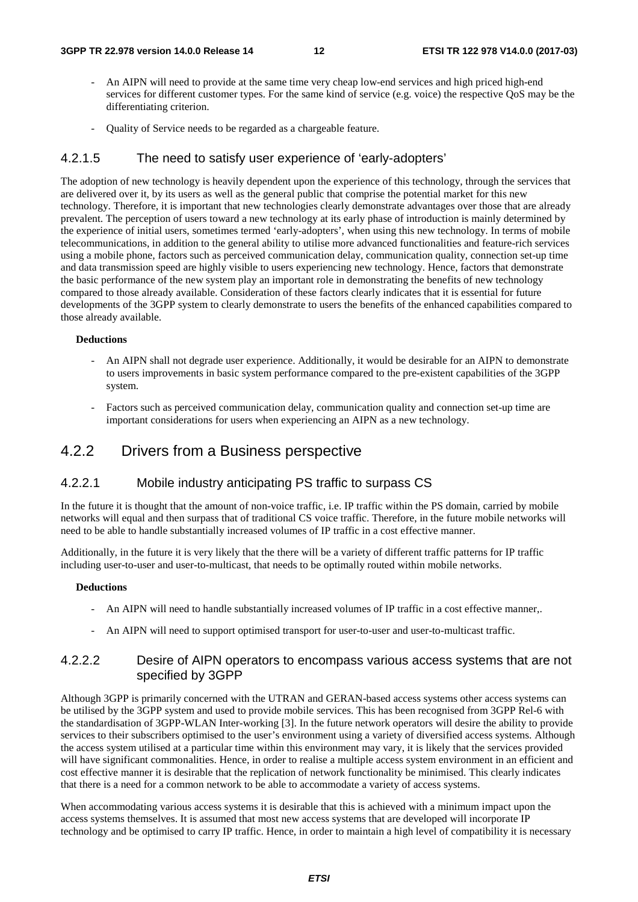- An AIPN will need to provide at the same time very cheap low-end services and high priced high-end services for different customer types. For the same kind of service (e.g. voice) the respective QoS may be the differentiating criterion.

- Quality of Service needs to be regarded as a chargeable feature.

#### 4.2.1.5 The need to satisfy user experience of 'early-adopters'

The adoption of new technology is heavily dependent upon the experience of this technology, through the services that are delivered over it, by its users as well as the general public that comprise the potential market for this new technology. Therefore, it is important that new technologies clearly demonstrate advantages over those that are already prevalent. The perception of users toward a new technology at its early phase of introduction is mainly determined by the experience of initial users, sometimes termed 'early-adopters', when using this new technology. In terms of mobile telecommunications, in addition to the general ability to utilise more advanced functionalities and feature-rich services using a mobile phone, factors such as perceived communication delay, communication quality, connection set-up time and data transmission speed are highly visible to users experiencing new technology. Hence, factors that demonstrate the basic performance of the new system play an important role in demonstrating the benefits of new technology compared to those already available. Consideration of these factors clearly indicates that it is essential for future developments of the 3GPP system to clearly demonstrate to users the benefits of the enhanced capabilities compared to those already available.

**Deductions**

- An AIPN shall not degrade user experience. Additionally, it would be desirable for an AIPN to demonstrate to users improvements in basic system performance compared to the pre-existent capabilities of the 3GPP system.

- Factors such as perceived communication delay, communication quality and connection set-up time are important considerations for users when experiencing an AIPN as a new technology.

### 4.2.2 Drivers from a Business perspective

#### 4.2.2.1 Mobile industry anticipating PS traffic to surpass CS

In the future it is thought that the amount of non-voice traffic, i.e. IP traffic within the PS domain, carried by mobile networks will equal and then surpass that of traditional CS voice traffic. Therefore, in the future mobile networks will need to be able to handle substantially increased volumes of IP traffic in a cost effective manner.

Additionally, in the future it is very likely that the there will be a variety of different traffic patterns for IP traffic including user-to-user and user-to-multicast, that needs to be optimally routed within mobile networks.

**Deductions**

- An AIPN will need to handle substantially increased volumes of IP traffic in a cost effective manner,.

- An AIPN will need to support optimised transport for user-to-user and user-to-multicast traffic.

#### 4.2.2.2 Desire of AIPN operators to encompass various access systems that are not specified by 3GPP

Although 3GPP is primarily concerned with the UTRAN and GERAN-based access systems other access systems can be utilised by the 3GPP system and used to provide mobile services. This has been recognised from 3GPP Rel-6 with the standardisation of 3GPP-WLAN Inter-working [3]. In the future network operators will desire the ability to provide services to their subscribers optimised to the user's environment using a variety of diversified access systems. Although the access system utilised at a particular time within this environment may vary, it is likely that the services provided will have significant commonalities. Hence, in order to realise a multiple access system environment in an efficient and cost effective manner it is desirable that the replication of network functionality be minimised. This clearly indicates that there is a need for a common network to be able to accommodate a variety of access systems.

When accommodating various access systems it is desirable that this is achieved with a minimum impact upon the access systems themselves. It is assumed that most new access systems that are developed will incorporate IP technology and be optimised to carry IP traffic. Hence, in order to maintain a high level of compatibility it is necessary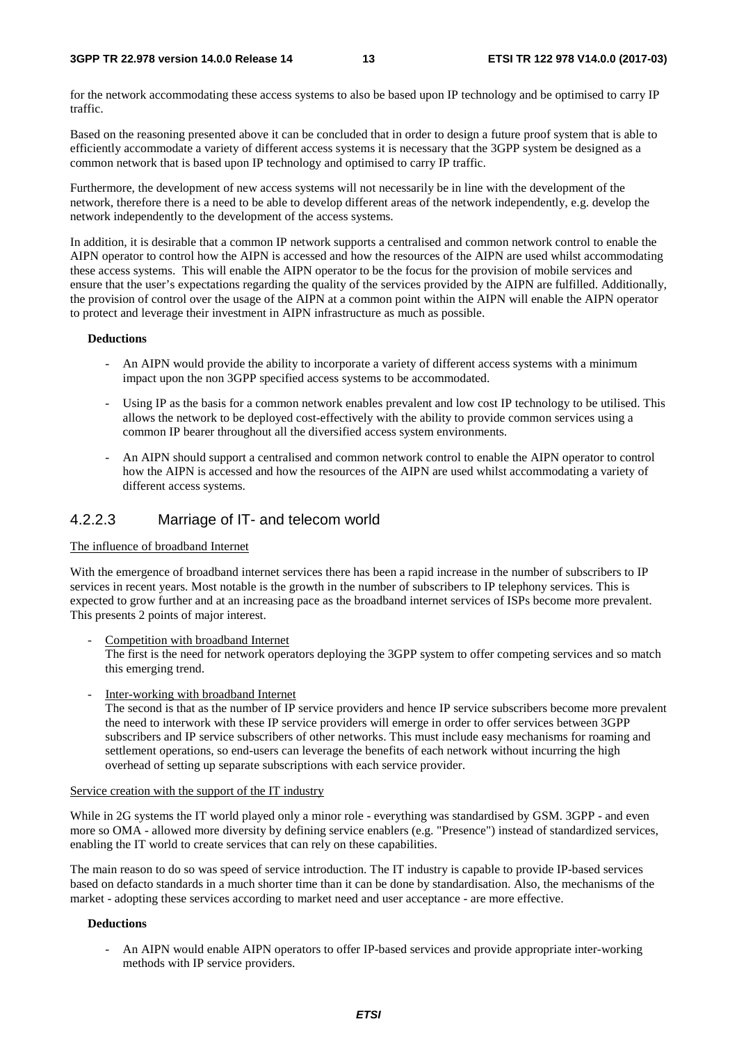for the network accommodating these access systems to also be based upon IP technology and be optimised to carry IP traffic.

Based on the reasoning presented above it can be concluded that in order to design a future proof system that is able to efficiently accommodate a variety of different access systems it is necessary that the 3GPP system be designed as a common network that is based upon IP technology and optimised to carry IP traffic.

Furthermore, the development of new access systems will not necessarily be in line with the development of the network, therefore there is a need to be able to develop different areas of the network independently, e.g. develop the network independently to the development of the access systems.

In addition, it is desirable that a common IP network supports a centralised and common network control to enable the AIPN operator to control how the AIPN is accessed and how the resources of the AIPN are used whilst accommodating these access systems. This will enable the AIPN operator to be the focus for the provision of mobile services and ensure that the user's expectations regarding the quality of the services provided by the AIPN are fulfilled. Additionally, the provision of control over the usage of the AIPN at a common point within the AIPN will enable the AIPN operator to protect and leverage their investment in AIPN infrastructure as much as possible.

**Deductions**

- An AIPN would provide the ability to incorporate a variety of different access systems with a minimum impact upon the non 3GPP specified access systems to be accommodated.
- Using IP as the basis for a common network enables prevalent and low cost IP technology to be utilised. This allows the network to be deployed cost-effectively with the ability to provide common services using a common IP bearer throughout all the diversified access system environments.
- An AIPN should support a centralised and common network control to enable the AIPN operator to control how the AIPN is accessed and how the resources of the AIPN are used whilst accommodating a variety of different access systems.

### 4.2.2.3 Marriage of IT- and telecom world

The influence of broadband Internet

With the emergence of broadband internet services there has been a rapid increase in the number of subscribers to IP services in recent years. Most notable is the growth in the number of subscribers to IP telephony services. This is expected to grow further and at an increasing pace as the broadband internet services of ISPs become more prevalent. This presents 2 points of major interest.

- Competition with broadband Internet
  The first is the need for network operators deploying the 3GPP system to offer competing services and so match this emerging trend.
- Inter-working with broadband Internet
  The second is that as the number of IP service providers and hence IP service subscribers become more prevalent the need to interwork with these IP service providers will emerge in order to offer services between 3GPP subscribers and IP service subscribers of other networks. This must include easy mechanisms for roaming and settlement operations, so end-users can leverage the benefits of each network without incurring the high overhead of setting up separate subscriptions with each service provider.

Service creation with the support of the IT industry

While in 2G systems the IT world played only a minor role - everything was standardised by GSM. 3GPP - and even more so OMA - allowed more diversity by defining service enablers (e.g. "Presence") instead of standardized services, enabling the IT world to create services that can rely on these capabilities.

The main reason to do so was speed of service introduction. The IT industry is capable to provide IP-based services based on defacto standards in a much shorter time than it can be done by standardisation. Also, the mechanisms of the market - adopting these services according to market need and user acceptance - are more effective.

**Deductions**

- An AIPN would enable AIPN operators to offer IP-based services and provide appropriate inter-working methods with IP service providers.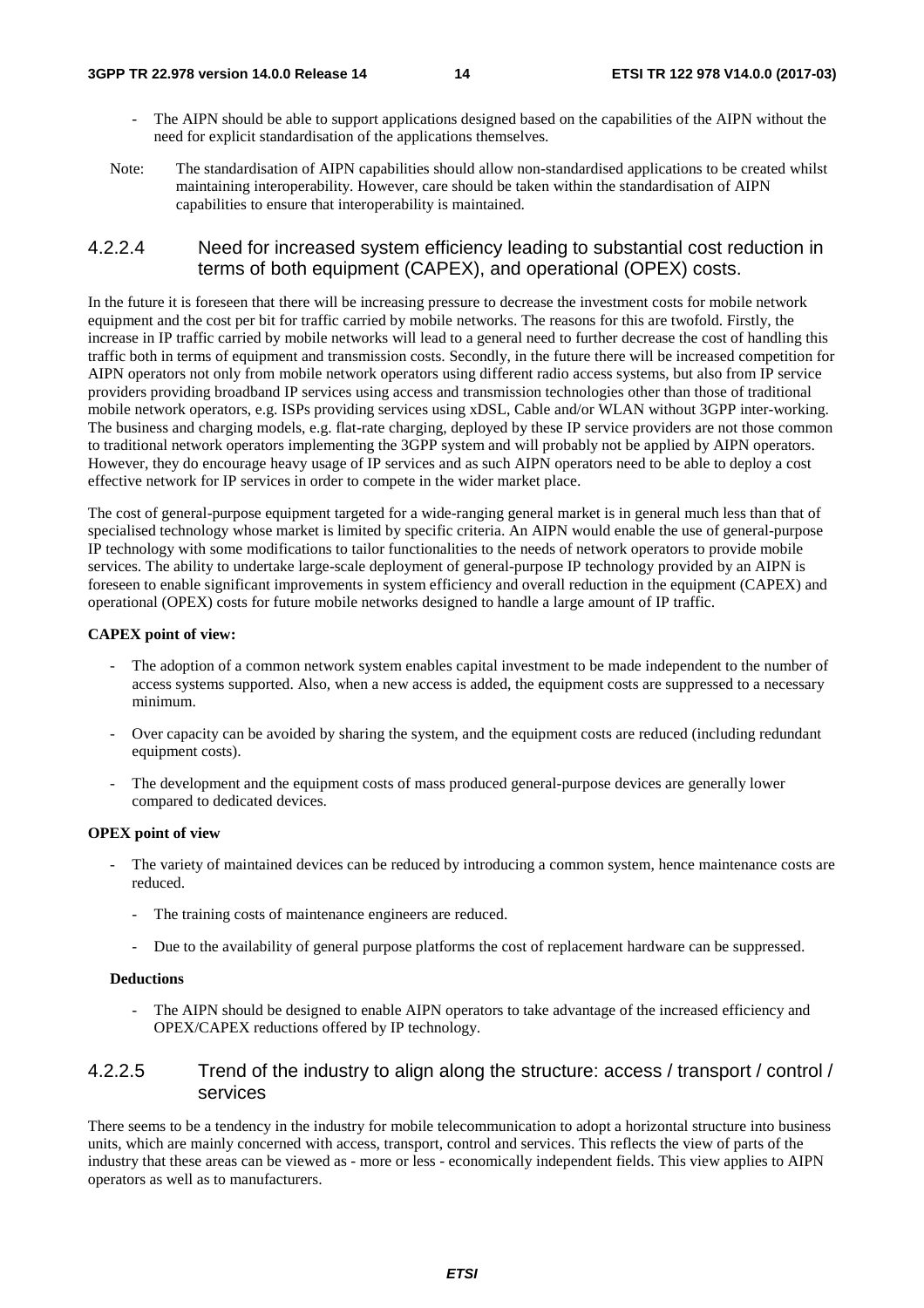- The AIPN should be able to support applications designed based on the capabilities of the AIPN without the need for explicit standardisation of the applications themselves.

Note: The standardisation of AIPN capabilities should allow non-standardised applications to be created whilst maintaining interoperability. However, care should be taken within the standardisation of AIPN capabilities to ensure that interoperability is maintained.

#### 4.2.2.4 Need for increased system efficiency leading to substantial cost reduction in terms of both equipment (CAPEX), and operational (OPEX) costs.

In the future it is foreseen that there will be increasing pressure to decrease the investment costs for mobile network equipment and the cost per bit for traffic carried by mobile networks. The reasons for this are twofold. Firstly, the increase in IP traffic carried by mobile networks will lead to a general need to further decrease the cost of handling this traffic both in terms of equipment and transmission costs. Secondly, in the future there will be increased competition for AIPN operators not only from mobile network operators using different radio access systems, but also from IP service providers providing broadband IP services using access and transmission technologies other than those of traditional mobile network operators, e.g. ISPs providing services using xDSL, Cable and/or WLAN without 3GPP inter-working. The business and charging models, e.g. flat-rate charging, deployed by these IP service providers are not those common to traditional network operators implementing the 3GPP system and will probably not be applied by AIPN operators. However, they do encourage heavy usage of IP services and as such AIPN operators need to be able to deploy a cost effective network for IP services in order to compete in the wider market place.

The cost of general-purpose equipment targeted for a wide-ranging general market is in general much less than that of specialised technology whose market is limited by specific criteria. An AIPN would enable the use of general-purpose IP technology with some modifications to tailor functionalities to the needs of network operators to provide mobile services. The ability to undertake large-scale deployment of general-purpose IP technology provided by an AIPN is foreseen to enable significant improvements in system efficiency and overall reduction in the equipment (CAPEX) and operational (OPEX) costs for future mobile networks designed to handle a large amount of IP traffic.

**CAPEX point of view:**

- The adoption of a common network system enables capital investment to be made independent to the number of access systems supported. Also, when a new access is added, the equipment costs are suppressed to a necessary minimum.
- Over capacity can be avoided by sharing the system, and the equipment costs are reduced (including redundant equipment costs).
- The development and the equipment costs of mass produced general-purpose devices are generally lower compared to dedicated devices.

**OPEX point of view**

- The variety of maintained devices can be reduced by introducing a common system, hence maintenance costs are reduced.
  - The training costs of maintenance engineers are reduced.
  - Due to the availability of general purpose platforms the cost of replacement hardware can be suppressed.

**Deductions**

- The AIPN should be designed to enable AIPN operators to take advantage of the increased efficiency and OPEX/CAPEX reductions offered by IP technology.

#### 4.2.2.5 Trend of the industry to align along the structure: access / transport / control / services

There seems to be a tendency in the industry for mobile telecommunication to adopt a horizontal structure into business units, which are mainly concerned with access, transport, control and services. This reflects the view of parts of the industry that these areas can be viewed as - more or less - economically independent fields. This view applies to AIPN operators as well as to manufacturers.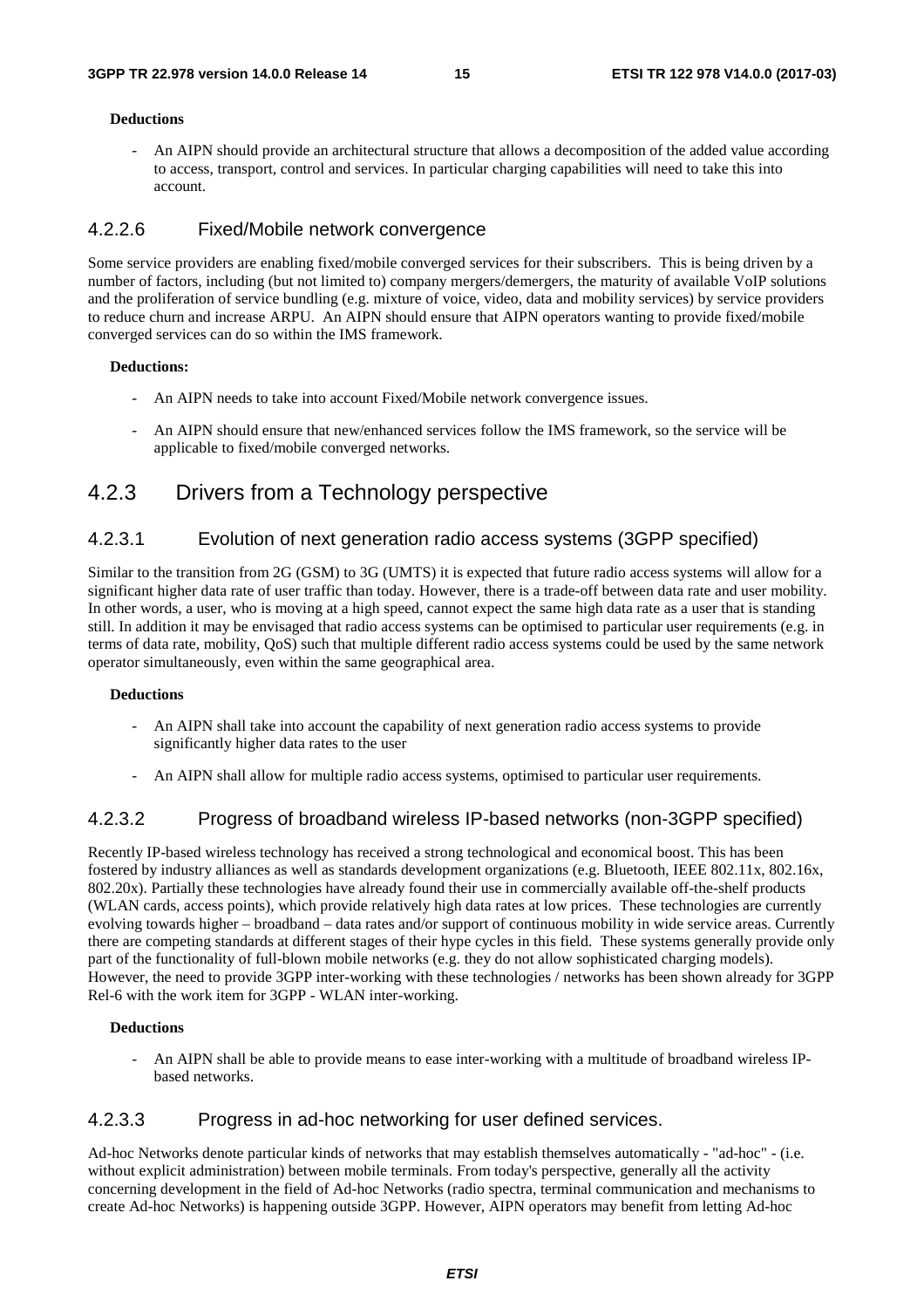**Deductions**

- An AIPN should provide an architectural structure that allows a decomposition of the added value according to access, transport, control and services. In particular charging capabilities will need to take this into account.

#### 4.2.2.6 Fixed/Mobile network convergence

Some service providers are enabling fixed/mobile converged services for their subscribers. This is being driven by a number of factors, including (but not limited to) company mergers/demergers, the maturity of available VoIP solutions and the proliferation of service bundling (e.g. mixture of voice, video, data and mobility services) by service providers to reduce churn and increase ARPU. An AIPN should ensure that AIPN operators wanting to provide fixed/mobile converged services can do so within the IMS framework.

**Deductions:**

- An AIPN needs to take into account Fixed/Mobile network convergence issues.
- An AIPN should ensure that new/enhanced services follow the IMS framework, so the service will be applicable to fixed/mobile converged networks.

### 4.2.3 Drivers from a Technology perspective

#### 4.2.3.1 Evolution of next generation radio access systems (3GPP specified)

Similar to the transition from 2G (GSM) to 3G (UMTS) it is expected that future radio access systems will allow for a significant higher data rate of user traffic than today. However, there is a trade-off between data rate and user mobility. In other words, a user, who is moving at a high speed, cannot expect the same high data rate as a user that is standing still. In addition it may be envisaged that radio access systems can be optimised to particular user requirements (e.g. in terms of data rate, mobility, QoS) such that multiple different radio access systems could be used by the same network operator simultaneously, even within the same geographical area.

**Deductions**

- An AIPN shall take into account the capability of next generation radio access systems to provide significantly higher data rates to the user
- An AIPN shall allow for multiple radio access systems, optimised to particular user requirements.

#### 4.2.3.2 Progress of broadband wireless IP-based networks (non-3GPP specified)

Recently IP-based wireless technology has received a strong technological and economical boost. This has been fostered by industry alliances as well as standards development organizations (e.g. Bluetooth, IEEE 802.11x, 802.16x, 802.20x). Partially these technologies have already found their use in commercially available off-the-shelf products (WLAN cards, access points), which provide relatively high data rates at low prices. These technologies are currently evolving towards higher – broadband – data rates and/or support of continuous mobility in wide service areas. Currently there are competing standards at different stages of their hype cycles in this field. These systems generally provide only part of the functionality of full-blown mobile networks (e.g. they do not allow sophisticated charging models). However, the need to provide 3GPP inter-working with these technologies / networks has been shown already for 3GPP Rel-6 with the work item for 3GPP - WLAN inter-working.

**Deductions**

- An AIPN shall be able to provide means to ease inter-working with a multitude of broadband wireless IP-based networks.

#### 4.2.3.3 Progress in ad-hoc networking for user defined services.

Ad-hoc Networks denote particular kinds of networks that may establish themselves automatically - "ad-hoc" - (i.e. without explicit administration) between mobile terminals. From today's perspective, generally all the activity concerning development in the field of Ad-hoc Networks (radio spectra, terminal communication and mechanisms to create Ad-hoc Networks) is happening outside 3GPP. However, AIPN operators may benefit from letting Ad-hoc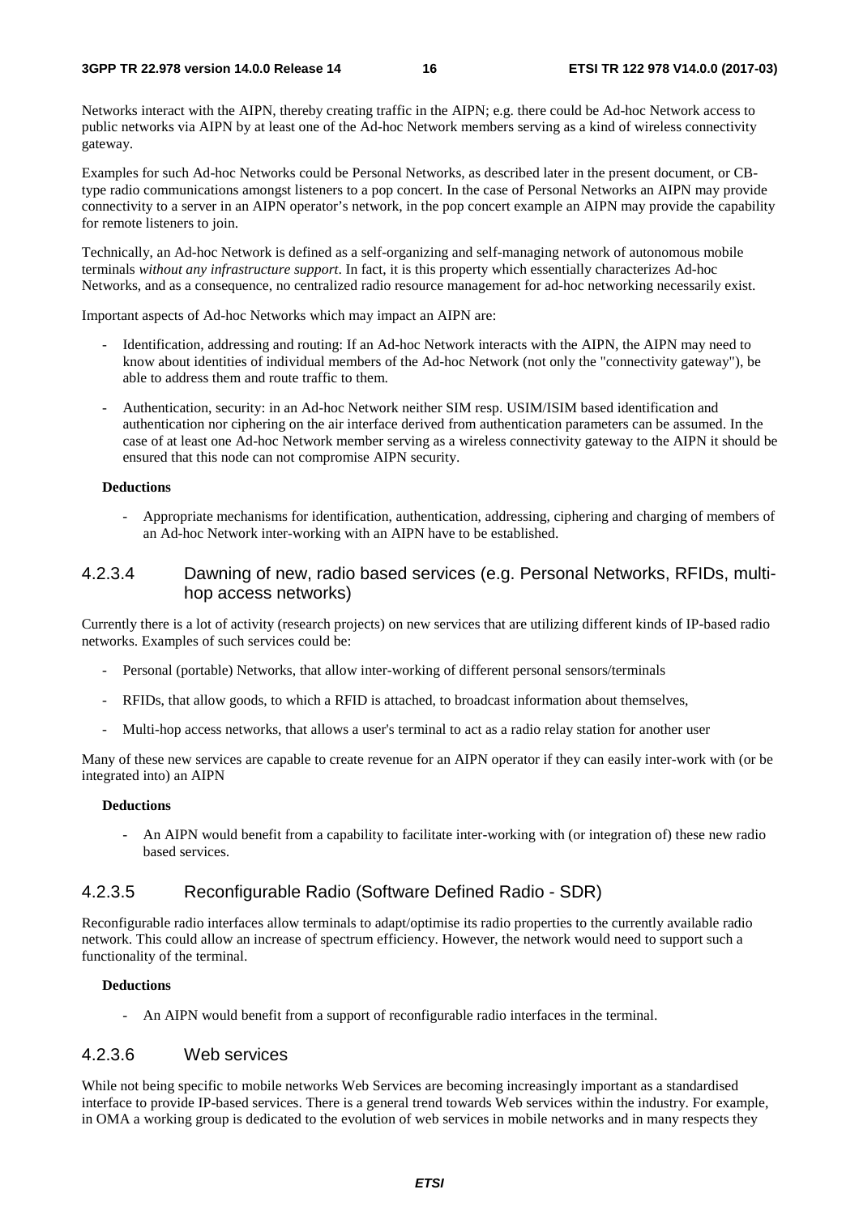Networks interact with the AIPN, thereby creating traffic in the AIPN; e.g. there could be Ad-hoc Network access to public networks via AIPN by at least one of the Ad-hoc Network members serving as a kind of wireless connectivity gateway.

Examples for such Ad-hoc Networks could be Personal Networks, as described later in the present document, or CB-type radio communications amongst listeners to a pop concert. In the case of Personal Networks an AIPN may provide connectivity to a server in an AIPN operator's network, in the pop concert example an AIPN may provide the capability for remote listeners to join.

Technically, an Ad-hoc Network is defined as a self-organizing and self-managing network of autonomous mobile terminals *without any infrastructure support*. In fact, it is this property which essentially characterizes Ad-hoc Networks, and as a consequence, no centralized radio resource management for ad-hoc networking necessarily exist.

Important aspects of Ad-hoc Networks which may impact an AIPN are:

- Identification, addressing and routing: If an Ad-hoc Network interacts with the AIPN, the AIPN may need to know about identities of individual members of the Ad-hoc Network (not only the "connectivity gateway"), be able to address them and route traffic to them.
- Authentication, security: in an Ad-hoc Network neither SIM resp. USIM/ISIM based identification and authentication nor ciphering on the air interface derived from authentication parameters can be assumed. In the case of at least one Ad-hoc Network member serving as a wireless connectivity gateway to the AIPN it should be ensured that this node can not compromise AIPN security.

**Deductions**

- Appropriate mechanisms for identification, authentication, addressing, ciphering and charging of members of an Ad-hoc Network inter-working with an AIPN have to be established.

#### 4.2.3.4 Dawning of new, radio based services (e.g. Personal Networks, RFIDs, multi-hop access networks)

Currently there is a lot of activity (research projects) on new services that are utilizing different kinds of IP-based radio networks. Examples of such services could be:

- Personal (portable) Networks, that allow inter-working of different personal sensors/terminals
- RFIDs, that allow goods, to which a RFID is attached, to broadcast information about themselves,
- Multi-hop access networks, that allows a user's terminal to act as a radio relay station for another user

Many of these new services are capable to create revenue for an AIPN operator if they can easily inter-work with (or be integrated into) an AIPN

**Deductions**

- An AIPN would benefit from a capability to facilitate inter-working with (or integration of) these new radio based services.

#### 4.2.3.5 Reconfigurable Radio (Software Defined Radio - SDR)

Reconfigurable radio interfaces allow terminals to adapt/optimise its radio properties to the currently available radio network. This could allow an increase of spectrum efficiency. However, the network would need to support such a functionality of the terminal.

**Deductions**

- An AIPN would benefit from a support of reconfigurable radio interfaces in the terminal.

#### 4.2.3.6 Web services

While not being specific to mobile networks Web Services are becoming increasingly important as a standardised interface to provide IP-based services. There is a general trend towards Web services within the industry. For example, in OMA a working group is dedicated to the evolution of web services in mobile networks and in many respects they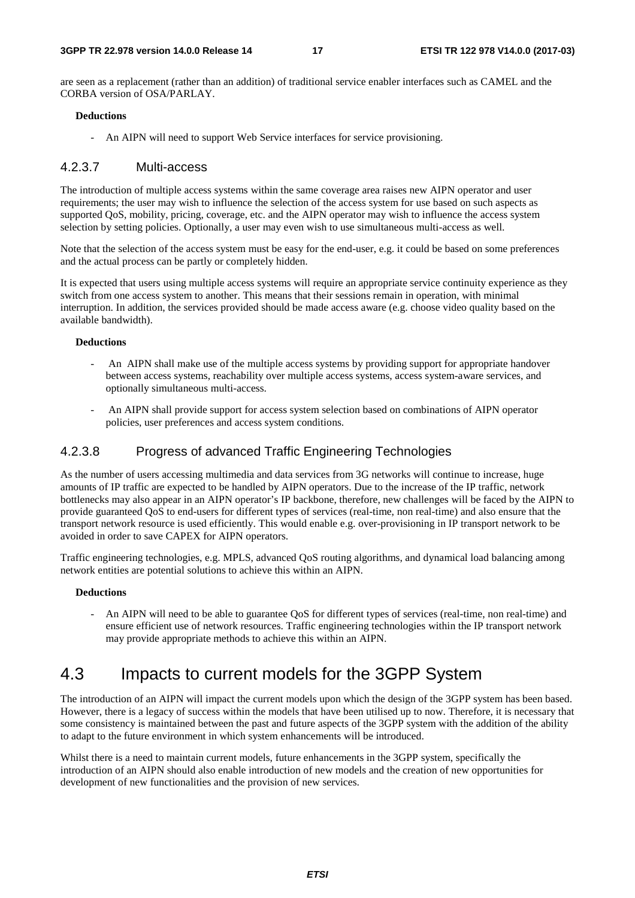are seen as a replacement (rather than an addition) of traditional service enabler interfaces such as CAMEL and the CORBA version of OSA/PARLAY.

**Deductions**

- An AIPN will need to support Web Service interfaces for service provisioning.

#### 4.2.3.7 Multi-access

The introduction of multiple access systems within the same coverage area raises new AIPN operator and user requirements; the user may wish to influence the selection of the access system for use based on such aspects as supported QoS, mobility, pricing, coverage, etc. and the AIPN operator may wish to influence the access system selection by setting policies. Optionally, a user may even wish to use simultaneous multi-access as well.

Note that the selection of the access system must be easy for the end-user, e.g. it could be based on some preferences and the actual process can be partly or completely hidden.

It is expected that users using multiple access systems will require an appropriate service continuity experience as they switch from one access system to another. This means that their sessions remain in operation, with minimal interruption. In addition, the services provided should be made access aware (e.g. choose video quality based on the available bandwidth).

**Deductions**

- An AIPN shall make use of the multiple access systems by providing support for appropriate handover between access systems, reachability over multiple access systems, access system-aware services, and optionally simultaneous multi-access.
- An AIPN shall provide support for access system selection based on combinations of AIPN operator policies, user preferences and access system conditions.

#### 4.2.3.8 Progress of advanced Traffic Engineering Technologies

As the number of users accessing multimedia and data services from 3G networks will continue to increase, huge amounts of IP traffic are expected to be handled by AIPN operators. Due to the increase of the IP traffic, network bottlenecks may also appear in an AIPN operator's IP backbone, therefore, new challenges will be faced by the AIPN to provide guaranteed QoS to end-users for different types of services (real-time, non real-time) and also ensure that the transport network resource is used efficiently. This would enable e.g. over-provisioning in IP transport network to be avoided in order to save CAPEX for AIPN operators.

Traffic engineering technologies, e.g. MPLS, advanced QoS routing algorithms, and dynamical load balancing among network entities are potential solutions to achieve this within an AIPN.

**Deductions**

- An AIPN will need to be able to guarantee QoS for different types of services (real-time, non real-time) and ensure efficient use of network resources. Traffic engineering technologies within the IP transport network may provide appropriate methods to achieve this within an AIPN.

## 4.3 Impacts to current models for the 3GPP System

The introduction of an AIPN will impact the current models upon which the design of the 3GPP system has been based. However, there is a legacy of success within the models that have been utilised up to now. Therefore, it is necessary that some consistency is maintained between the past and future aspects of the 3GPP system with the addition of the ability to adapt to the future environment in which system enhancements will be introduced.

Whilst there is a need to maintain current models, future enhancements in the 3GPP system, specifically the introduction of an AIPN should also enable introduction of new models and the creation of new opportunities for development of new functionalities and the provision of new services.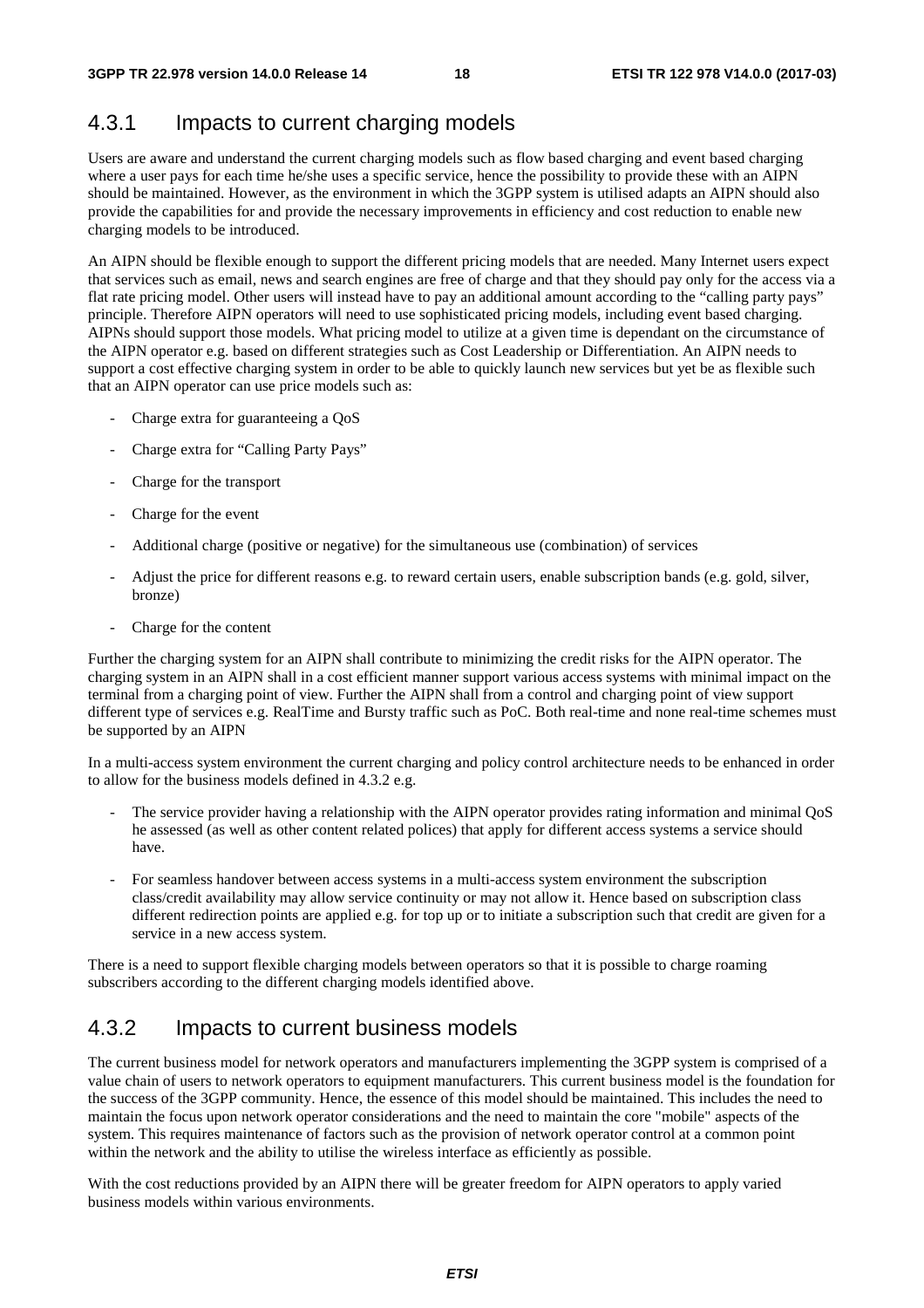### 4.3.1 Impacts to current charging models

Users are aware and understand the current charging models such as flow based charging and event based charging where a user pays for each time he/she uses a specific service, hence the possibility to provide these with an AIPN should be maintained. However, as the environment in which the 3GPP system is utilised adapts an AIPN should also provide the capabilities for and provide the necessary improvements in efficiency and cost reduction to enable new charging models to be introduced.

An AIPN should be flexible enough to support the different pricing models that are needed. Many Internet users expect that services such as email, news and search engines are free of charge and that they should pay only for the access via a flat rate pricing model. Other users will instead have to pay an additional amount according to the "calling party pays" principle. Therefore AIPN operators will need to use sophisticated pricing models, including event based charging. AIPNs should support those models. What pricing model to utilize at a given time is dependant on the circumstance of the AIPN operator e.g. based on different strategies such as Cost Leadership or Differentiation. An AIPN needs to support a cost effective charging system in order to be able to quickly launch new services but yet be as flexible such that an AIPN operator can use price models such as:

- Charge extra for guaranteeing a QoS
- Charge extra for "Calling Party Pays"
- Charge for the transport
- Charge for the event
- Additional charge (positive or negative) for the simultaneous use (combination) of services
- Adjust the price for different reasons e.g. to reward certain users, enable subscription bands (e.g. gold, silver, bronze)
- Charge for the content

Further the charging system for an AIPN shall contribute to minimizing the credit risks for the AIPN operator. The charging system in an AIPN shall in a cost efficient manner support various access systems with minimal impact on the terminal from a charging point of view. Further the AIPN shall from a control and charging point of view support different type of services e.g. RealTime and Bursty traffic such as PoC. Both real-time and none real-time schemes must be supported by an AIPN

In a multi-access system environment the current charging and policy control architecture needs to be enhanced in order to allow for the business models defined in 4.3.2 e.g.

- The service provider having a relationship with the AIPN operator provides rating information and minimal QoS he assessed (as well as other content related polices) that apply for different access systems a service should have.
- For seamless handover between access systems in a multi-access system environment the subscription class/credit availability may allow service continuity or may not allow it. Hence based on subscription class different redirection points are applied e.g. for top up or to initiate a subscription such that credit are given for a service in a new access system.

There is a need to support flexible charging models between operators so that it is possible to charge roaming subscribers according to the different charging models identified above.

### 4.3.2 Impacts to current business models

The current business model for network operators and manufacturers implementing the 3GPP system is comprised of a value chain of users to network operators to equipment manufacturers. This current business model is the foundation for the success of the 3GPP community. Hence, the essence of this model should be maintained. This includes the need to maintain the focus upon network operator considerations and the need to maintain the core "mobile" aspects of the system. This requires maintenance of factors such as the provision of network operator control at a common point within the network and the ability to utilise the wireless interface as efficiently as possible.

With the cost reductions provided by an AIPN there will be greater freedom for AIPN operators to apply varied business models within various environments.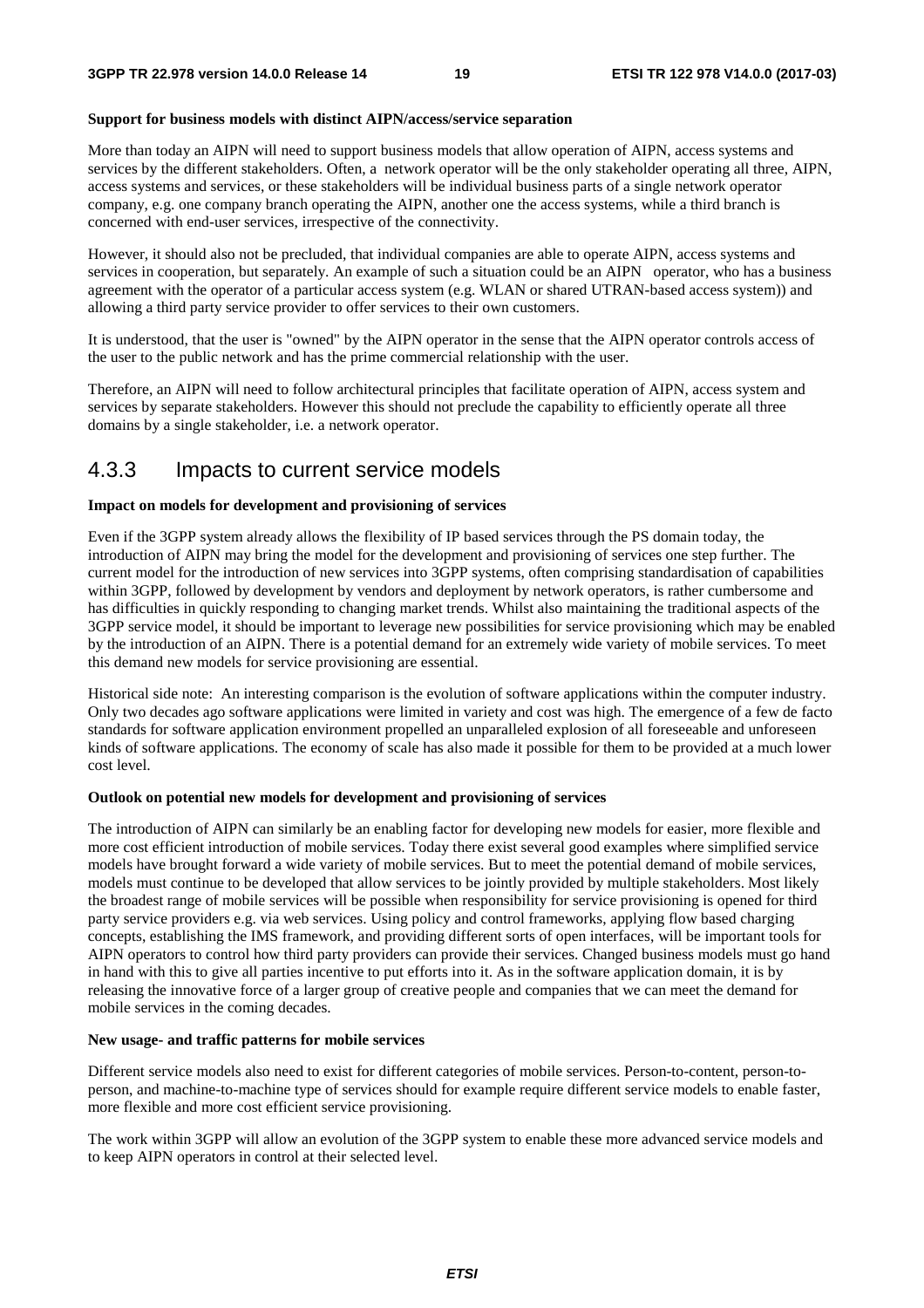**Support for business models with distinct AIPN/access/service separation**

More than today an AIPN will need to support business models that allow operation of AIPN, access systems and services by the different stakeholders. Often, a network operator will be the only stakeholder operating all three, AIPN, access systems and services, or these stakeholders will be individual business parts of a single network operator company, e.g. one company branch operating the AIPN, another one the access systems, while a third branch is concerned with end-user services, irrespective of the connectivity.

However, it should also not be precluded, that individual companies are able to operate AIPN, access systems and services in cooperation, but separately. An example of such a situation could be an AIPN operator, who has a business agreement with the operator of a particular access system (e.g. WLAN or shared UTRAN-based access system)) and allowing a third party service provider to offer services to their own customers.

It is understood, that the user is "owned" by the AIPN operator in the sense that the AIPN operator controls access of the user to the public network and has the prime commercial relationship with the user.

Therefore, an AIPN will need to follow architectural principles that facilitate operation of AIPN, access system and services by separate stakeholders. However this should not preclude the capability to efficiently operate all three domains by a single stakeholder, i.e. a network operator.

## 4.3.3 Impacts to current service models

**Impact on models for development and provisioning of services**

Even if the 3GPP system already allows the flexibility of IP based services through the PS domain today, the introduction of AIPN may bring the model for the development and provisioning of services one step further. The current model for the introduction of new services into 3GPP systems, often comprising standardisation of capabilities within 3GPP, followed by development by vendors and deployment by network operators, is rather cumbersome and has difficulties in quickly responding to changing market trends. Whilst also maintaining the traditional aspects of the 3GPP service model, it should be important to leverage new possibilities for service provisioning which may be enabled by the introduction of an AIPN. There is a potential demand for an extremely wide variety of mobile services. To meet this demand new models for service provisioning are essential.

Historical side note: An interesting comparison is the evolution of software applications within the computer industry. Only two decades ago software applications were limited in variety and cost was high. The emergence of a few de facto standards for software application environment propelled an unparalleled explosion of all foreseeable and unforeseen kinds of software applications. The economy of scale has also made it possible for them to be provided at a much lower cost level.

**Outlook on potential new models for development and provisioning of services**

The introduction of AIPN can similarly be an enabling factor for developing new models for easier, more flexible and more cost efficient introduction of mobile services. Today there exist several good examples where simplified service models have brought forward a wide variety of mobile services. But to meet the potential demand of mobile services, models must continue to be developed that allow services to be jointly provided by multiple stakeholders. Most likely the broadest range of mobile services will be possible when responsibility for service provisioning is opened for third party service providers e.g. via web services. Using policy and control frameworks, applying flow based charging concepts, establishing the IMS framework, and providing different sorts of open interfaces, will be important tools for AIPN operators to control how third party providers can provide their services. Changed business models must go hand in hand with this to give all parties incentive to put efforts into it. As in the software application domain, it is by releasing the innovative force of a larger group of creative people and companies that we can meet the demand for mobile services in the coming decades.

**New usage- and traffic patterns for mobile services**

Different service models also need to exist for different categories of mobile services. Person-to-content, person-to-person, and machine-to-machine type of services should for example require different service models to enable faster, more flexible and more cost efficient service provisioning.

The work within 3GPP will allow an evolution of the 3GPP system to enable these more advanced service models and to keep AIPN operators in control at their selected level.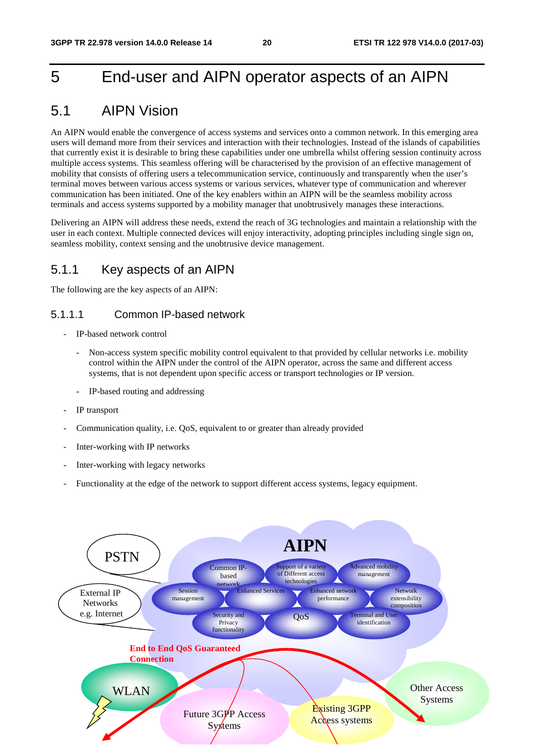# 5 End-user and AIPN operator aspects of an AIPN

## 5.1 AIPN Vision

An AIPN would enable the convergence of access systems and services onto a common network. In this emerging area users will demand more from their services and interaction with their technologies. Instead of the islands of capabilities that currently exist it is desirable to bring these capabilities under one umbrella whilst offering session continuity across multiple access systems. This seamless offering will be characterised by the provision of an effective management of mobility that consists of offering users a telecommunication service, continuously and transparently when the user's terminal moves between various access systems or various services, whatever type of communication and wherever communication has been initiated. One of the key enablers within an AIPN will be the seamless mobility across terminals and access systems supported by a mobility manager that unobtrusively manages these interactions.

Delivering an AIPN will address these needs, extend the reach of 3G technologies and maintain a relationship with the user in each context. Multiple connected devices will enjoy interactivity, adopting principles including single sign on, seamless mobility, context sensing and the unobtrusive device management.

### 5.1.1 Key aspects of an AIPN

The following are the key aspects of an AIPN:

#### 5.1.1.1 Common IP-based network

- IP-based network control
  - Non-access system specific mobility control equivalent to that provided by cellular networks i.e. mobility control within the AIPN under the control of the AIPN operator, across the same and different access systems, that is not dependent upon specific access or transport technologies or IP version.
  - IP-based routing and addressing
- IP transport
- Communication quality, i.e. QoS, equivalent to or greater than already provided
- Inter-working with IP networks
- Inter-working with legacy networks
- Functionality at the edge of the network to support different access systems, legacy equipment.

AIPN

PSTN

External IP Networks e.g. Internet

Common IP-based network

Support of a variety of Different access technologies

Advanced mobility management

Session management

Enhanced Services

Enhanced network performance

Network extensibility composition

Security and Privacy functionality

QoS

Terminal and User identification

End to End QoS Guaranteed Connection

WLAN

Future 3GPP Access Systems

Existing 3GPP Access systems

Other Access Systems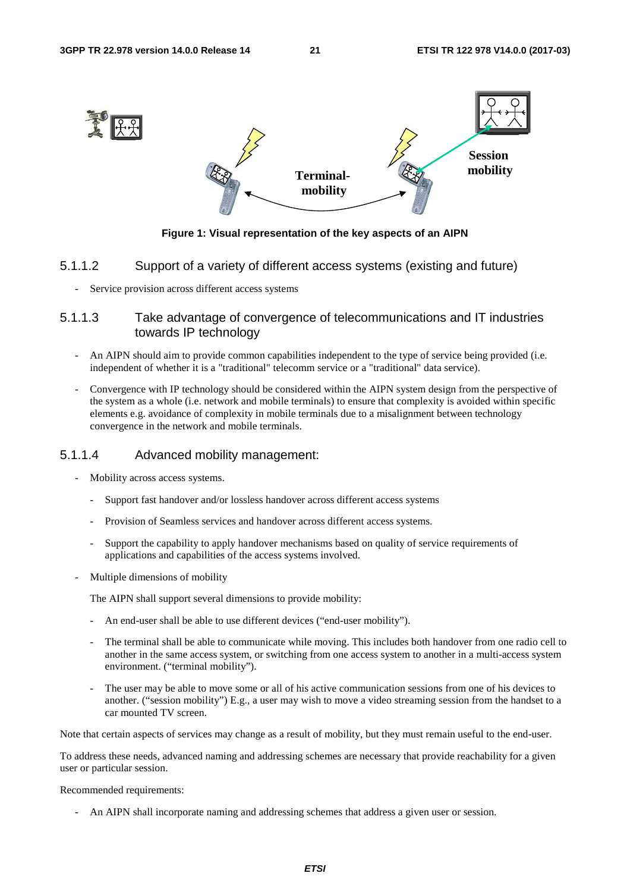Figure 1: Visual representation of the key aspects of an AIPN

#### 5.1.1.2 Support of a variety of different access systems (existing and future)

- Service provision across different access systems

#### 5.1.1.3 Take advantage of convergence of telecommunications and IT industries towards IP technology

- An AIPN should aim to provide common capabilities independent to the type of service being provided (i.e. independent of whether it is a "traditional" telecomm service or a "traditional" data service).
- Convergence with IP technology should be considered within the AIPN system design from the perspective of the system as a whole (i.e. network and mobile terminals) to ensure that complexity is avoided within specific elements e.g. avoidance of complexity in mobile terminals due to a misalignment between technology convergence in the network and mobile terminals.

#### 5.1.1.4 Advanced mobility management:

- Mobility across access systems.
    - Support fast handover and/or lossless handover across different access systems
    - Provision of Seamless services and handover across different access systems.
    - Support the capability to apply handover mechanisms based on quality of service requirements of applications and capabilities of the access systems involved.
- Multiple dimensions of mobility

    The AIPN shall support several dimensions to provide mobility:

    - An end-user shall be able to use different devices ("end-user mobility").
    - The terminal shall be able to communicate while moving. This includes both handover from one radio cell to another in the same access system, or switching from one access system to another in a multi-access system environment. ("terminal mobility").
    - The user may be able to move some or all of his active communication sessions from one of his devices to another. ("session mobility") E.g., a user may wish to move a video streaming session from the handset to a car mounted TV screen.

Note that certain aspects of services may change as a result of mobility, but they must remain useful to the end-user.

To address these needs, advanced naming and addressing schemes are necessary that provide reachability for a given user or particular session.

Recommended requirements:

- An AIPN shall incorporate naming and addressing schemes that address a given user or session.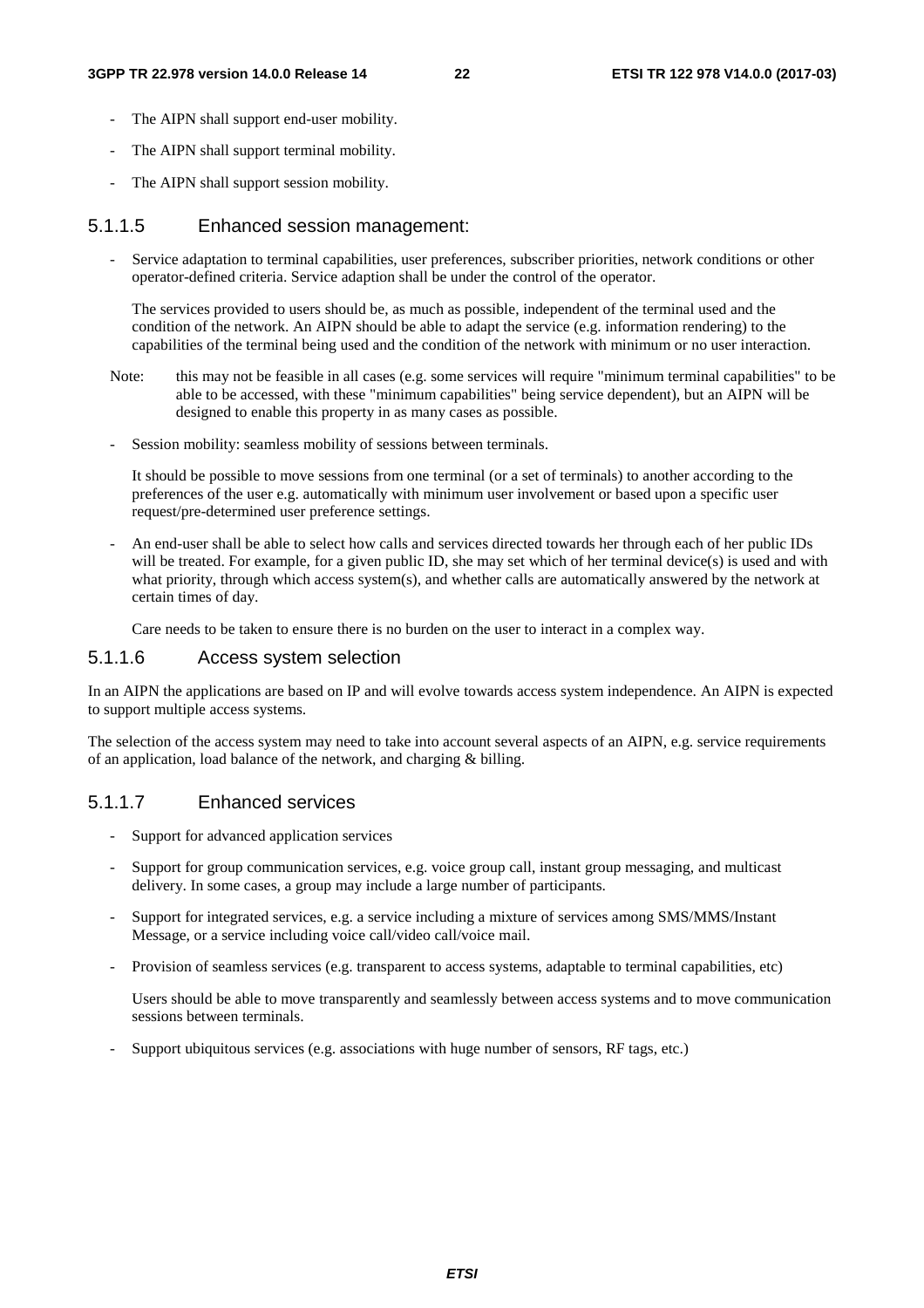- The AIPN shall support end-user mobility.
- The AIPN shall support terminal mobility.
- The AIPN shall support session mobility.

#### 5.1.1.5 Enhanced session management:

- Service adaptation to terminal capabilities, user preferences, subscriber priorities, network conditions or other operator-defined criteria. Service adaption shall be under the control of the operator.

  The services provided to users should be, as much as possible, independent of the terminal used and the condition of the network. An AIPN should be able to adapt the service (e.g. information rendering) to the capabilities of the terminal being used and the condition of the network with minimum or no user interaction.

  Note: this may not be feasible in all cases (e.g. some services will require "minimum terminal capabilities" to be able to be accessed, with these "minimum capabilities" being service dependent), but an AIPN will be designed to enable this property in as many cases as possible.

- Session mobility: seamless mobility of sessions between terminals.

  It should be possible to move sessions from one terminal (or a set of terminals) to another according to the preferences of the user e.g. automatically with minimum user involvement or based upon a specific user request/pre-determined user preference settings.

- An end-user shall be able to select how calls and services directed towards her through each of her public IDs will be treated. For example, for a given public ID, she may set which of her terminal device(s) is used and with what priority, through which access system(s), and whether calls are automatically answered by the network at certain times of day.

  Care needs to be taken to ensure there is no burden on the user to interact in a complex way.

#### 5.1.1.6 Access system selection

In an AIPN the applications are based on IP and will evolve towards access system independence. An AIPN is expected to support multiple access systems.

The selection of the access system may need to take into account several aspects of an AIPN, e.g. service requirements of an application, load balance of the network, and charging & billing.

#### 5.1.1.7 Enhanced services

- Support for advanced application services
- Support for group communication services, e.g. voice group call, instant group messaging, and multicast delivery. In some cases, a group may include a large number of participants.
- Support for integrated services, e.g. a service including a mixture of services among SMS/MMS/Instant Message, or a service including voice call/video call/voice mail.
- Provision of seamless services (e.g. transparent to access systems, adaptable to terminal capabilities, etc)

  Users should be able to move transparently and seamlessly between access systems and to move communication sessions between terminals.

- Support ubiquitous services (e.g. associations with huge number of sensors, RF tags, etc.)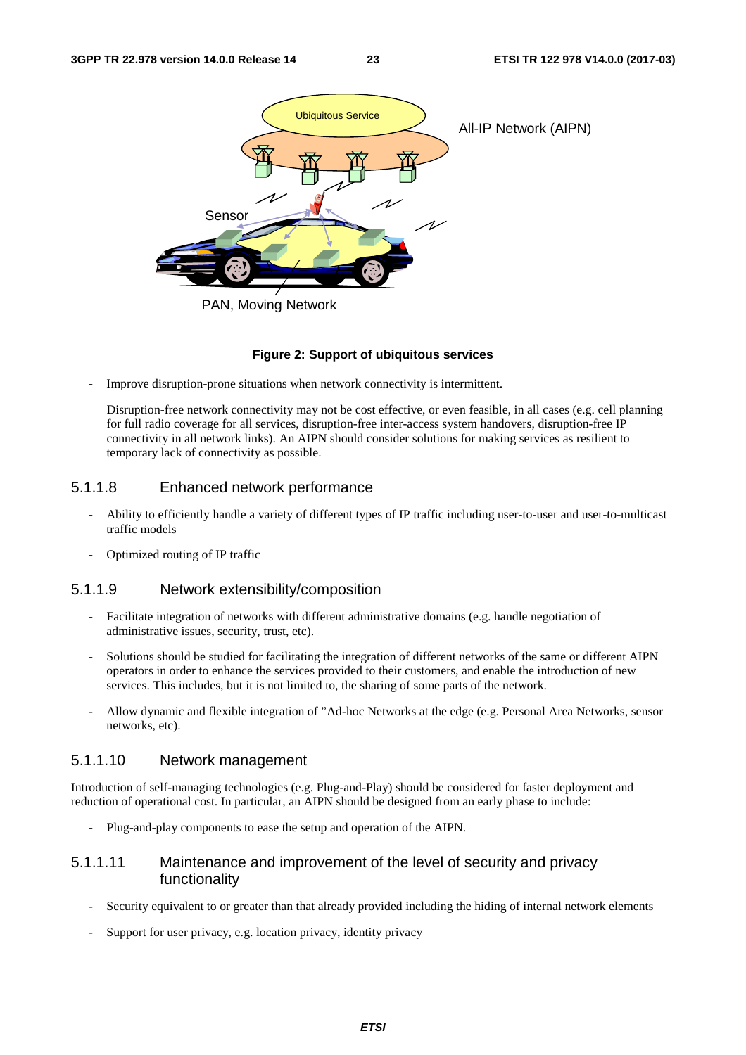**Figure 2: Support of ubiquitous services**

- Improve disruption-prone situations when network connectivity is intermittent.

  Disruption-free network connectivity may not be cost effective, or even feasible, in all cases (e.g. cell planning for full radio coverage for all services, disruption-free inter-access system handovers, disruption-free IP connectivity in all network links). An AIPN should consider solutions for making services as resilient to temporary lack of connectivity as possible.

#### 5.1.1.8 Enhanced network performance

- Ability to efficiently handle a variety of different types of IP traffic including user-to-user and user-to-multicast traffic models
- Optimized routing of IP traffic

#### 5.1.1.9 Network extensibility/composition

- Facilitate integration of networks with different administrative domains (e.g. handle negotiation of administrative issues, security, trust, etc).
- Solutions should be studied for facilitating the integration of different networks of the same or different AIPN operators in order to enhance the services provided to their customers, and enable the introduction of new services. This includes, but it is not limited to, the sharing of some parts of the network.
- Allow dynamic and flexible integration of "Ad-hoc Networks at the edge (e.g. Personal Area Networks, sensor networks, etc).

#### 5.1.1.10 Network management

Introduction of self-managing technologies (e.g. Plug-and-Play) should be considered for faster deployment and reduction of operational cost. In particular, an AIPN should be designed from an early phase to include:

- Plug-and-play components to ease the setup and operation of the AIPN.

#### 5.1.1.11 Maintenance and improvement of the level of security and privacy functionality

- Security equivalent to or greater than that already provided including the hiding of internal network elements
- Support for user privacy, e.g. location privacy, identity privacy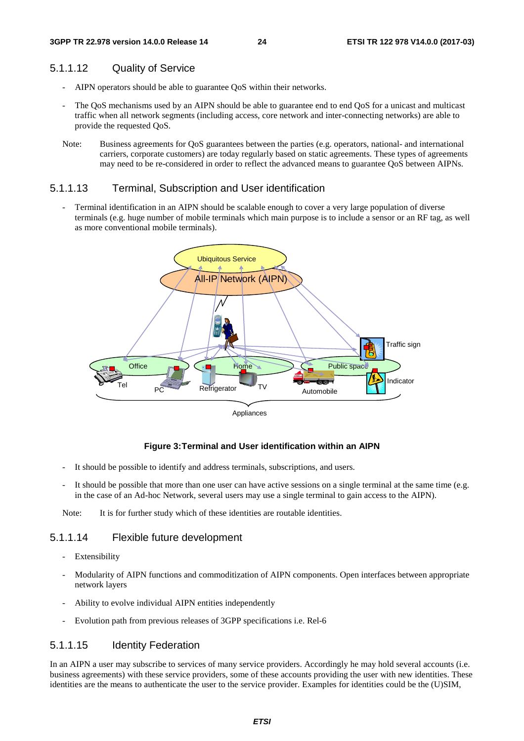#### 5.1.1.12 Quality of Service

- AIPN operators should be able to guarantee QoS within their networks.
- The QoS mechanisms used by an AIPN should be able to guarantee end to end QoS for a unicast and multicast traffic when all network segments (including access, core network and inter-connecting networks) are able to provide the requested QoS.

Note: Business agreements for QoS guarantees between the parties (e.g. operators, national- and international carriers, corporate customers) are today regularly based on static agreements. These types of agreements may need to be re-considered in order to reflect the advanced means to guarantee QoS between AIPNs.

#### 5.1.1.13 Terminal, Subscription and User identification

- Terminal identification in an AIPN should be scalable enough to cover a very large population of diverse terminals (e.g. huge number of mobile terminals which main purpose is to include a sensor or an RF tag, as well as more conventional mobile terminals).

**Figure 3: Terminal and User identification within an AIPN**

- It should be possible to identify and address terminals, subscriptions, and users.
- It should be possible that more than one user can have active sessions on a single terminal at the same time (e.g. in the case of an Ad-hoc Network, several users may use a single terminal to gain access to the AIPN).

Note: It is for further study which of these identities are routable identities.

#### 5.1.1.14 Flexible future development

- Extensibility
- Modularity of AIPN functions and commoditization of AIPN components. Open interfaces between appropriate network layers
- Ability to evolve individual AIPN entities independently
- Evolution path from previous releases of 3GPP specifications i.e. Rel-6

#### 5.1.1.15 Identity Federation

In an AIPN a user may subscribe to services of many service providers. Accordingly he may hold several accounts (i.e. business agreements) with these service providers, some of these accounts providing the user with new identities. These identities are the means to authenticate the user to the service provider. Examples for identities could be the (U)SIM,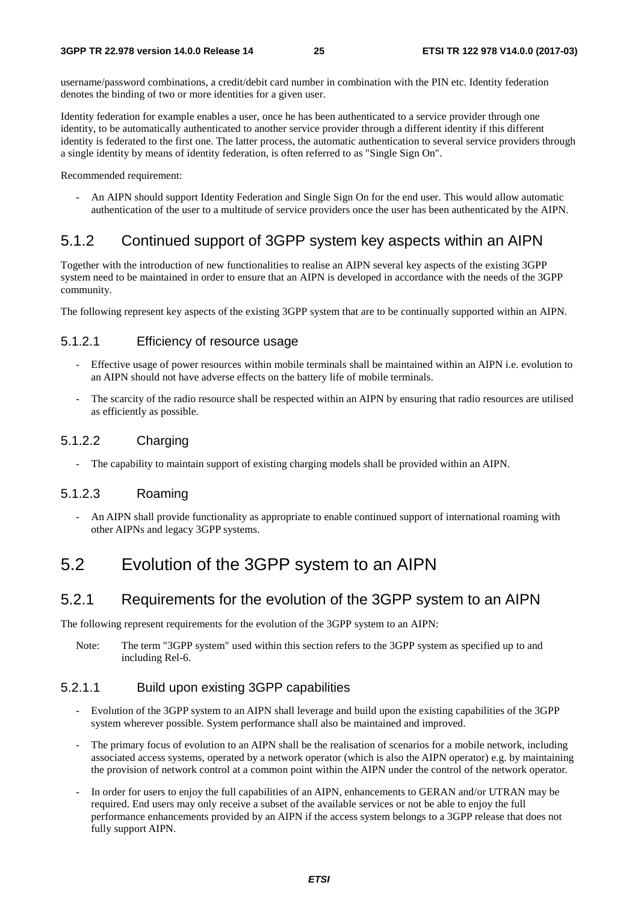username/password combinations, a credit/debit card number in combination with the PIN etc. Identity federation denotes the binding of two or more identities for a given user.

Identity federation for example enables a user, once he has been authenticated to a service provider through one identity, to be automatically authenticated to another service provider through a different identity if this different identity is federated to the first one. The latter process, the automatic authentication to several service providers through a single identity by means of identity federation, is often referred to as "Single Sign On".

Recommended requirement:

- An AIPN should support Identity Federation and Single Sign On for the end user. This would allow automatic authentication of the user to a multitude of service providers once the user has been authenticated by the AIPN.

## 5.1.2 Continued support of 3GPP system key aspects within an AIPN

Together with the introduction of new functionalities to realise an AIPN several key aspects of the existing 3GPP system need to be maintained in order to ensure that an AIPN is developed in accordance with the needs of the 3GPP community.

The following represent key aspects of the existing 3GPP system that are to be continually supported within an AIPN.

### 5.1.2.1 Efficiency of resource usage

- Effective usage of power resources within mobile terminals shall be maintained within an AIPN i.e. evolution to an AIPN should not have adverse effects on the battery life of mobile terminals.
- The scarcity of the radio resource shall be respected within an AIPN by ensuring that radio resources are utilised as efficiently as possible.

### 5.1.2.2 Charging

- The capability to maintain support of existing charging models shall be provided within an AIPN.

### 5.1.2.3 Roaming

- An AIPN shall provide functionality as appropriate to enable continued support of international roaming with other AIPNs and legacy 3GPP systems.

# 5.2 Evolution of the 3GPP system to an AIPN

## 5.2.1 Requirements for the evolution of the 3GPP system to an AIPN

The following represent requirements for the evolution of the 3GPP system to an AIPN:

Note: The term "3GPP system" used within this section refers to the 3GPP system as specified up to and including Rel-6.

### 5.2.1.1 Build upon existing 3GPP capabilities

- Evolution of the 3GPP system to an AIPN shall leverage and build upon the existing capabilities of the 3GPP system wherever possible. System performance shall also be maintained and improved.
- The primary focus of evolution to an AIPN shall be the realisation of scenarios for a mobile network, including associated access systems, operated by a network operator (which is also the AIPN operator) e.g. by maintaining the provision of network control at a common point within the AIPN under the control of the network operator.
- In order for users to enjoy the full capabilities of an AIPN, enhancements to GERAN and/or UTRAN may be required. End users may only receive a subset of the available services or not be able to enjoy the full performance enhancements provided by an AIPN if the access system belongs to a 3GPP release that does not fully support AIPN.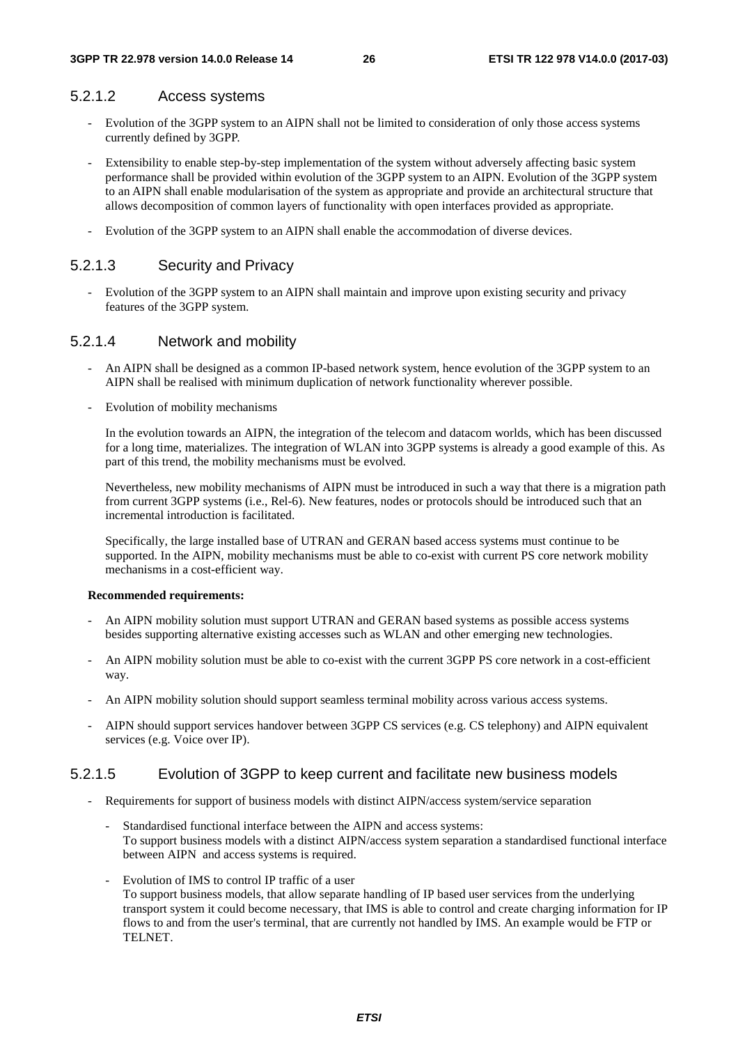#### 5.2.1.2 Access systems

- Evolution of the 3GPP system to an AIPN shall not be limited to consideration of only those access systems currently defined by 3GPP.
- Extensibility to enable step-by-step implementation of the system without adversely affecting basic system performance shall be provided within evolution of the 3GPP system to an AIPN. Evolution of the 3GPP system to an AIPN shall enable modularisation of the system as appropriate and provide an architectural structure that allows decomposition of common layers of functionality with open interfaces provided as appropriate.
- Evolution of the 3GPP system to an AIPN shall enable the accommodation of diverse devices.

#### 5.2.1.3 Security and Privacy

- Evolution of the 3GPP system to an AIPN shall maintain and improve upon existing security and privacy features of the 3GPP system.

#### 5.2.1.4 Network and mobility

- An AIPN shall be designed as a common IP-based network system, hence evolution of the 3GPP system to an AIPN shall be realised with minimum duplication of network functionality wherever possible.
- Evolution of mobility mechanisms

  In the evolution towards an AIPN, the integration of the telecom and datacom worlds, which has been discussed for a long time, materializes. The integration of WLAN into 3GPP systems is already a good example of this. As part of this trend, the mobility mechanisms must be evolved.

  Nevertheless, new mobility mechanisms of AIPN must be introduced in such a way that there is a migration path from current 3GPP systems (i.e., Rel-6). New features, nodes or protocols should be introduced such that an incremental introduction is facilitated.

  Specifically, the large installed base of UTRAN and GERAN based access systems must continue to be supported. In the AIPN, mobility mechanisms must be able to co-exist with current PS core network mobility mechanisms in a cost-efficient way.

**Recommended requirements:**

- An AIPN mobility solution must support UTRAN and GERAN based systems as possible access systems besides supporting alternative existing accesses such as WLAN and other emerging new technologies.
- An AIPN mobility solution must be able to co-exist with the current 3GPP PS core network in a cost-efficient way.
- An AIPN mobility solution should support seamless terminal mobility across various access systems.
- AIPN should support services handover between 3GPP CS services (e.g. CS telephony) and AIPN equivalent services (e.g. Voice over IP).

#### 5.2.1.5 Evolution of 3GPP to keep current and facilitate new business models

- Requirements for support of business models with distinct AIPN/access system/service separation
  - Standardised functional interface between the AIPN and access systems:
    To support business models with a distinct AIPN/access system separation a standardised functional interface between AIPN and access systems is required.
  - Evolution of IMS to control IP traffic of a user
    To support business models, that allow separate handling of IP based user services from the underlying transport system it could become necessary, that IMS is able to control and create charging information for IP flows to and from the user's terminal, that are currently not handled by IMS. An example would be FTP or TELNET.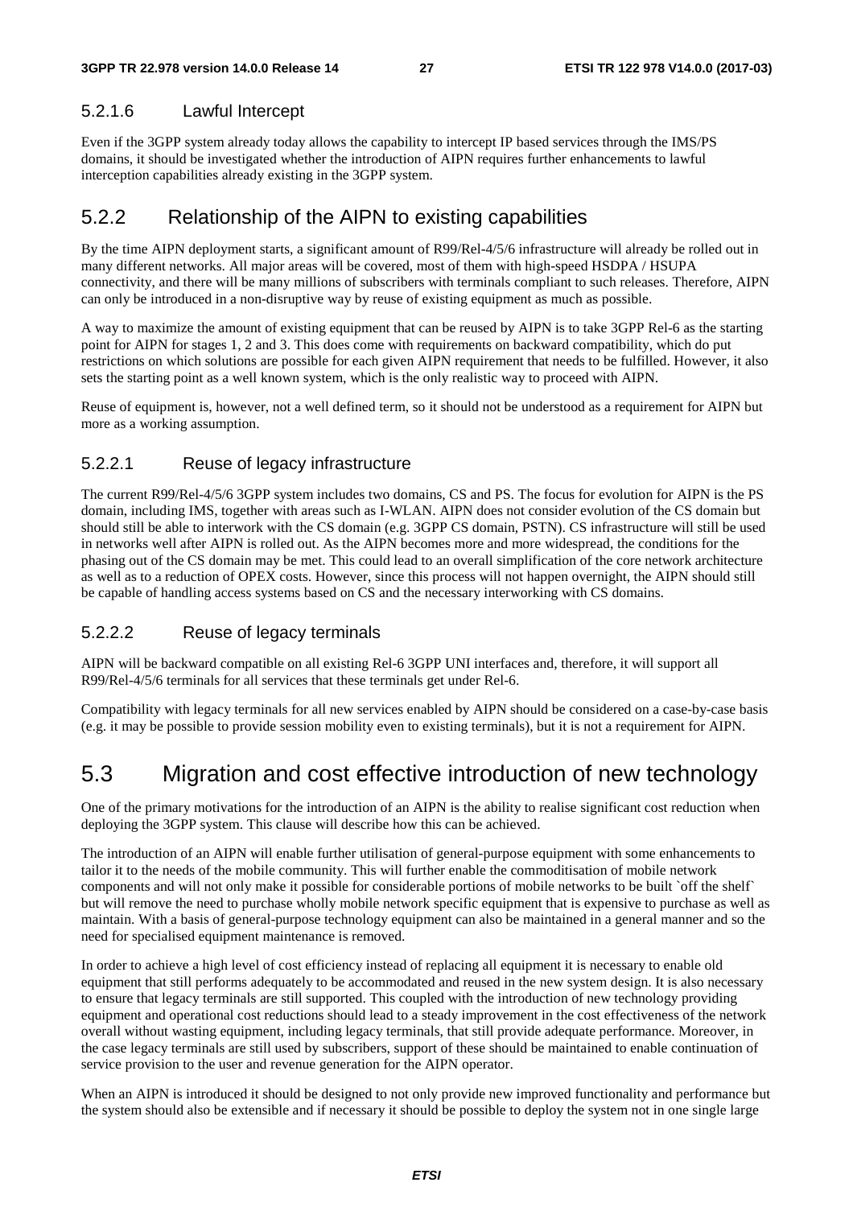#### 5.2.1.6 Lawful Intercept

Even if the 3GPP system already today allows the capability to intercept IP based services through the IMS/PS domains, it should be investigated whether the introduction of AIPN requires further enhancements to lawful interception capabilities already existing in the 3GPP system.

### 5.2.2 Relationship of the AIPN to existing capabilities

By the time AIPN deployment starts, a significant amount of R99/Rel-4/5/6 infrastructure will already be rolled out in many different networks. All major areas will be covered, most of them with high-speed HSDPA / HSUPA connectivity, and there will be many millions of subscribers with terminals compliant to such releases. Therefore, AIPN can only be introduced in a non-disruptive way by reuse of existing equipment as much as possible.

A way to maximize the amount of existing equipment that can be reused by AIPN is to take 3GPP Rel-6 as the starting point for AIPN for stages 1, 2 and 3. This does come with requirements on backward compatibility, which do put restrictions on which solutions are possible for each given AIPN requirement that needs to be fulfilled. However, it also sets the starting point as a well known system, which is the only realistic way to proceed with AIPN.

Reuse of equipment is, however, not a well defined term, so it should not be understood as a requirement for AIPN but more as a working assumption.

#### 5.2.2.1 Reuse of legacy infrastructure

The current R99/Rel-4/5/6 3GPP system includes two domains, CS and PS. The focus for evolution for AIPN is the PS domain, including IMS, together with areas such as I-WLAN. AIPN does not consider evolution of the CS domain but should still be able to interwork with the CS domain (e.g. 3GPP CS domain, PSTN). CS infrastructure will still be used in networks well after AIPN is rolled out. As the AIPN becomes more and more widespread, the conditions for the phasing out of the CS domain may be met. This could lead to an overall simplification of the core network architecture as well as to a reduction of OPEX costs. However, since this process will not happen overnight, the AIPN should still be capable of handling access systems based on CS and the necessary interworking with CS domains.

#### 5.2.2.2 Reuse of legacy terminals

AIPN will be backward compatible on all existing Rel-6 3GPP UNI interfaces and, therefore, it will support all R99/Rel-4/5/6 terminals for all services that these terminals get under Rel-6.

Compatibility with legacy terminals for all new services enabled by AIPN should be considered on a case-by-case basis (e.g. it may be possible to provide session mobility even to existing terminals), but it is not a requirement for AIPN.

## 5.3 Migration and cost effective introduction of new technology

One of the primary motivations for the introduction of an AIPN is the ability to realise significant cost reduction when deploying the 3GPP system. This clause will describe how this can be achieved.

The introduction of an AIPN will enable further utilisation of general-purpose equipment with some enhancements to tailor it to the needs of the mobile community. This will further enable the commoditisation of mobile network components and will not only make it possible for considerable portions of mobile networks to be built `off the shelf` but will remove the need to purchase wholly mobile network specific equipment that is expensive to purchase as well as maintain. With a basis of general-purpose technology equipment can also be maintained in a general manner and so the need for specialised equipment maintenance is removed.

In order to achieve a high level of cost efficiency instead of replacing all equipment it is necessary to enable old equipment that still performs adequately to be accommodated and reused in the new system design. It is also necessary to ensure that legacy terminals are still supported. This coupled with the introduction of new technology providing equipment and operational cost reductions should lead to a steady improvement in the cost effectiveness of the network overall without wasting equipment, including legacy terminals, that still provide adequate performance. Moreover, in the case legacy terminals are still used by subscribers, support of these should be maintained to enable continuation of service provision to the user and revenue generation for the AIPN operator.

When an AIPN is introduced it should be designed to not only provide new improved functionality and performance but the system should also be extensible and if necessary it should be possible to deploy the system not in one single large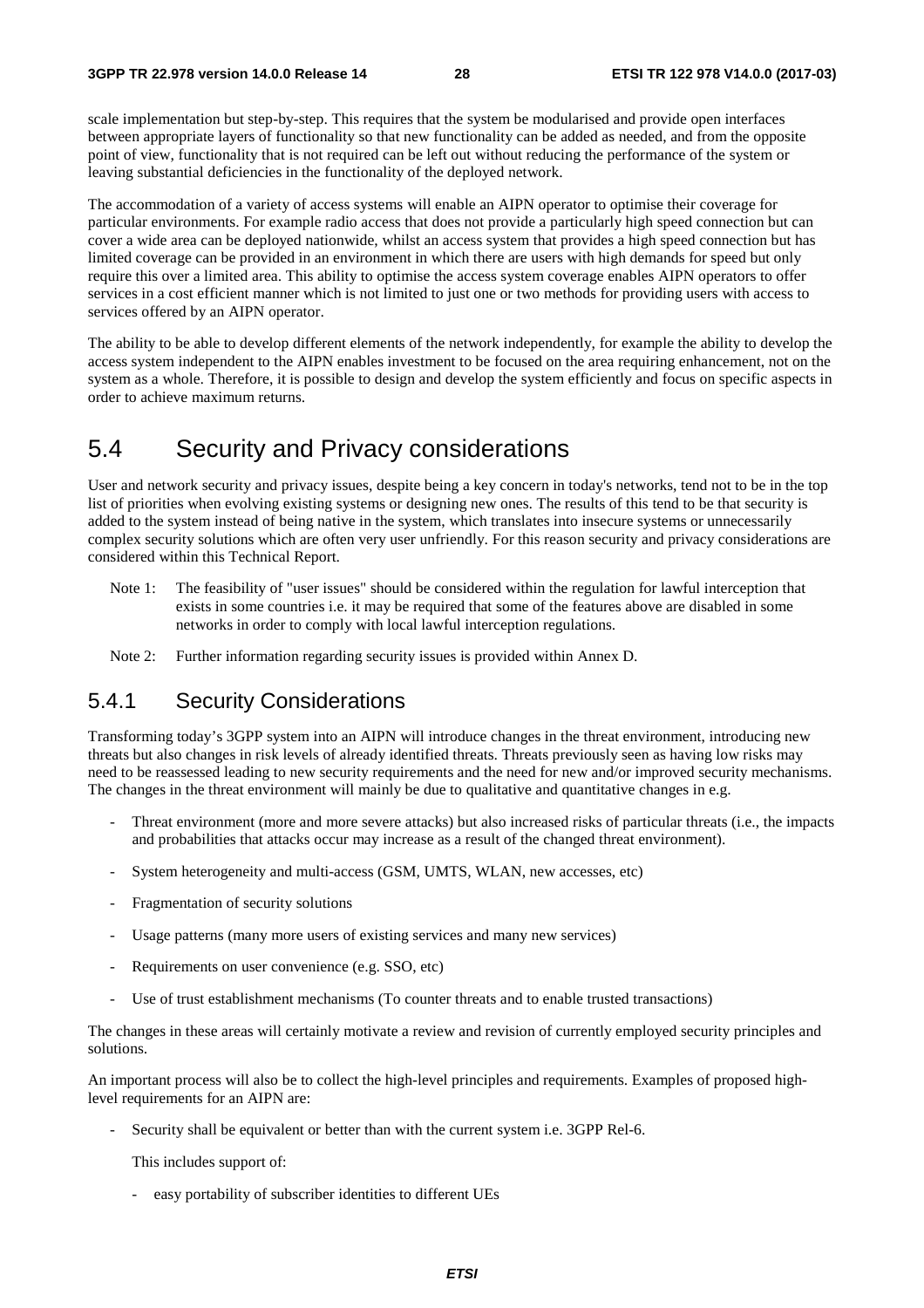scale implementation but step-by-step. This requires that the system be modularised and provide open interfaces between appropriate layers of functionality so that new functionality can be added as needed, and from the opposite point of view, functionality that is not required can be left out without reducing the performance of the system or leaving substantial deficiencies in the functionality of the deployed network.

The accommodation of a variety of access systems will enable an AIPN operator to optimise their coverage for particular environments. For example radio access that does not provide a particularly high speed connection but can cover a wide area can be deployed nationwide, whilst an access system that provides a high speed connection but has limited coverage can be provided in an environment in which there are users with high demands for speed but only require this over a limited area. This ability to optimise the access system coverage enables AIPN operators to offer services in a cost efficient manner which is not limited to just one or two methods for providing users with access to services offered by an AIPN operator.

The ability to be able to develop different elements of the network independently, for example the ability to develop the access system independent to the AIPN enables investment to be focused on the area requiring enhancement, not on the system as a whole. Therefore, it is possible to design and develop the system efficiently and focus on specific aspects in order to achieve maximum returns.

## 5.4 Security and Privacy considerations

User and network security and privacy issues, despite being a key concern in today's networks, tend not to be in the top list of priorities when evolving existing systems or designing new ones. The results of this tend to be that security is added to the system instead of being native in the system, which translates into insecure systems or unnecessarily complex security solutions which are often very user unfriendly. For this reason security and privacy considerations are considered within this Technical Report.

Note 1: The feasibility of "user issues" should be considered within the regulation for lawful interception that exists in some countries i.e. it may be required that some of the features above are disabled in some networks in order to comply with local lawful interception regulations.

Note 2: Further information regarding security issues is provided within Annex D.

### 5.4.1 Security Considerations

Transforming today's 3GPP system into an AIPN will introduce changes in the threat environment, introducing new threats but also changes in risk levels of already identified threats. Threats previously seen as having low risks may need to be reassessed leading to new security requirements and the need for new and/or improved security mechanisms. The changes in the threat environment will mainly be due to qualitative and quantitative changes in e.g.

- Threat environment (more and more severe attacks) but also increased risks of particular threats (i.e., the impacts and probabilities that attacks occur may increase as a result of the changed threat environment).
- System heterogeneity and multi-access (GSM, UMTS, WLAN, new accesses, etc)
- Fragmentation of security solutions
- Usage patterns (many more users of existing services and many new services)
- Requirements on user convenience (e.g. SSO, etc)
- Use of trust establishment mechanisms (To counter threats and to enable trusted transactions)

The changes in these areas will certainly motivate a review and revision of currently employed security principles and solutions.

An important process will also be to collect the high-level principles and requirements. Examples of proposed high-level requirements for an AIPN are:

- Security shall be equivalent or better than with the current system i.e. 3GPP Rel-6.

  This includes support of:

  - easy portability of subscriber identities to different UEs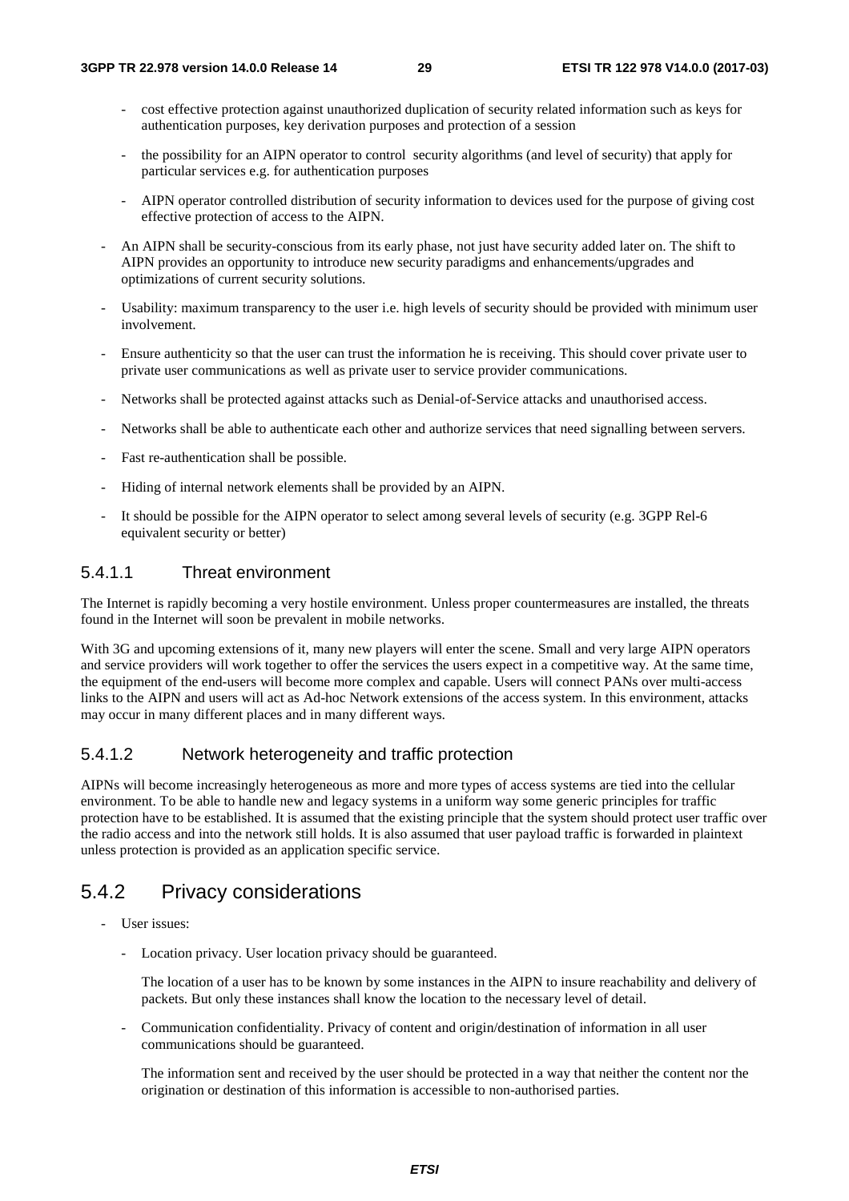- cost effective protection against unauthorized duplication of security related information such as keys for authentication purposes, key derivation purposes and protection of a session
    - the possibility for an AIPN operator to control security algorithms (and level of security) that apply for particular services e.g. for authentication purposes
    - AIPN operator controlled distribution of security information to devices used for the purpose of giving cost effective protection of access to the AIPN.
- An AIPN shall be security-conscious from its early phase, not just have security added later on. The shift to AIPN provides an opportunity to introduce new security paradigms and enhancements/upgrades and optimizations of current security solutions.
- Usability: maximum transparency to the user i.e. high levels of security should be provided with minimum user involvement.
- Ensure authenticity so that the user can trust the information he is receiving. This should cover private user to private user communications as well as private user to service provider communications.
- Networks shall be protected against attacks such as Denial-of-Service attacks and unauthorised access.
- Networks shall be able to authenticate each other and authorize services that need signalling between servers.
- Fast re-authentication shall be possible.
- Hiding of internal network elements shall be provided by an AIPN.
- It should be possible for the AIPN operator to select among several levels of security (e.g. 3GPP Rel-6 equivalent security or better)

#### 5.4.1.1 Threat environment

The Internet is rapidly becoming a very hostile environment. Unless proper countermeasures are installed, the threats found in the Internet will soon be prevalent in mobile networks.

With 3G and upcoming extensions of it, many new players will enter the scene. Small and very large AIPN operators and service providers will work together to offer the services the users expect in a competitive way. At the same time, the equipment of the end-users will become more complex and capable. Users will connect PANs over multi-access links to the AIPN and users will act as Ad-hoc Network extensions of the access system. In this environment, attacks may occur in many different places and in many different ways.

#### 5.4.1.2 Network heterogeneity and traffic protection

AIPNs will become increasingly heterogeneous as more and more types of access systems are tied into the cellular environment. To be able to handle new and legacy systems in a uniform way some generic principles for traffic protection have to be established. It is assumed that the existing principle that the system should protect user traffic over the radio access and into the network still holds. It is also assumed that user payload traffic is forwarded in plaintext unless protection is provided as an application specific service.

### 5.4.2 Privacy considerations

- User issues:
    - Location privacy. User location privacy should be guaranteed.

      The location of a user has to be known by some instances in the AIPN to insure reachability and delivery of packets. But only these instances shall know the location to the necessary level of detail.

    - Communication confidentiality. Privacy of content and origin/destination of information in all user communications should be guaranteed.

      The information sent and received by the user should be protected in a way that neither the content nor the origination or destination of this information is accessible to non-authorised parties.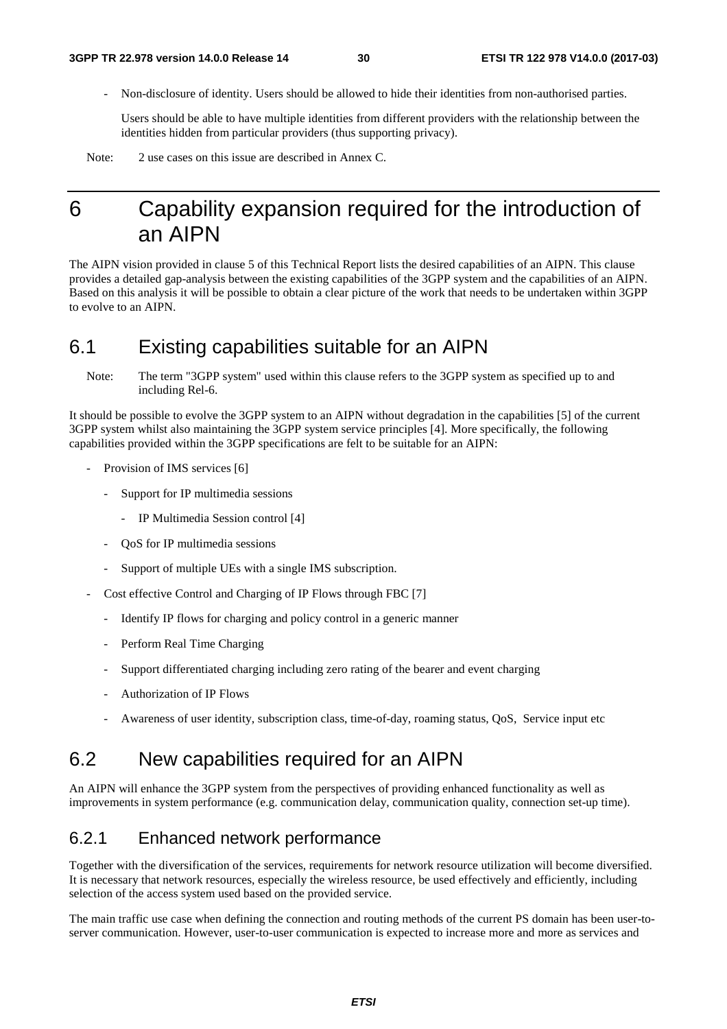- Non-disclosure of identity. Users should be allowed to hide their identities from non-authorised parties.

  Users should be able to have multiple identities from different providers with the relationship between the identities hidden from particular providers (thus supporting privacy).

Note: 2 use cases on this issue are described in Annex C.

# 6 Capability expansion required for the introduction of an AIPN

The AIPN vision provided in clause 5 of this Technical Report lists the desired capabilities of an AIPN. This clause provides a detailed gap-analysis between the existing capabilities of the 3GPP system and the capabilities of an AIPN. Based on this analysis it will be possible to obtain a clear picture of the work that needs to be undertaken within 3GPP to evolve to an AIPN.

## 6.1 Existing capabilities suitable for an AIPN

Note: The term "3GPP system" used within this clause refers to the 3GPP system as specified up to and including Rel-6.

It should be possible to evolve the 3GPP system to an AIPN without degradation in the capabilities [5] of the current 3GPP system whilst also maintaining the 3GPP system service principles [4]. More specifically, the following capabilities provided within the 3GPP specifications are felt to be suitable for an AIPN:

- Provision of IMS services [6]
  - Support for IP multimedia sessions
    - IP Multimedia Session control [4]
  - QoS for IP multimedia sessions
  - Support of multiple UEs with a single IMS subscription.
- Cost effective Control and Charging of IP Flows through FBC [7]
  - Identify IP flows for charging and policy control in a generic manner
  - Perform Real Time Charging
  - Support differentiated charging including zero rating of the bearer and event charging
  - Authorization of IP Flows
  - Awareness of user identity, subscription class, time-of-day, roaming status, QoS, Service input etc

## 6.2 New capabilities required for an AIPN

An AIPN will enhance the 3GPP system from the perspectives of providing enhanced functionality as well as improvements in system performance (e.g. communication delay, communication quality, connection set-up time).

### 6.2.1 Enhanced network performance

Together with the diversification of the services, requirements for network resource utilization will become diversified. It is necessary that network resources, especially the wireless resource, be used effectively and efficiently, including selection of the access system used based on the provided service.

The main traffic use case when defining the connection and routing methods of the current PS domain has been user-to-server communication. However, user-to-user communication is expected to increase more and more as services and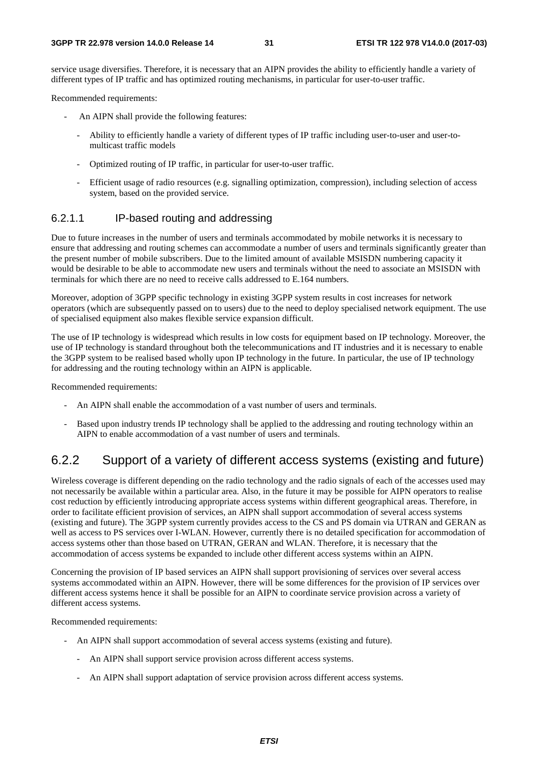service usage diversifies. Therefore, it is necessary that an AIPN provides the ability to efficiently handle a variety of different types of IP traffic and has optimized routing mechanisms, in particular for user-to-user traffic.

Recommended requirements:

- An AIPN shall provide the following features:
  - Ability to efficiently handle a variety of different types of IP traffic including user-to-user and user-to-multicast traffic models
  - Optimized routing of IP traffic, in particular for user-to-user traffic.
  - Efficient usage of radio resources (e.g. signalling optimization, compression), including selection of access system, based on the provided service.

#### 6.2.1.1 IP-based routing and addressing

Due to future increases in the number of users and terminals accommodated by mobile networks it is necessary to ensure that addressing and routing schemes can accommodate a number of users and terminals significantly greater than the present number of mobile subscribers. Due to the limited amount of available MSISDN numbering capacity it would be desirable to be able to accommodate new users and terminals without the need to associate an MSISDN with terminals for which there are no need to receive calls addressed to E.164 numbers.

Moreover, adoption of 3GPP specific technology in existing 3GPP system results in cost increases for network operators (which are subsequently passed on to users) due to the need to deploy specialised network equipment. The use of specialised equipment also makes flexible service expansion difficult.

The use of IP technology is widespread which results in low costs for equipment based on IP technology. Moreover, the use of IP technology is standard throughout both the telecommunications and IT industries and it is necessary to enable the 3GPP system to be realised based wholly upon IP technology in the future. In particular, the use of IP technology for addressing and the routing technology within an AIPN is applicable.

Recommended requirements:

- An AIPN shall enable the accommodation of a vast number of users and terminals.
- Based upon industry trends IP technology shall be applied to the addressing and routing technology within an AIPN to enable accommodation of a vast number of users and terminals.

### 6.2.2 Support of a variety of different access systems (existing and future)

Wireless coverage is different depending on the radio technology and the radio signals of each of the accesses used may not necessarily be available within a particular area. Also, in the future it may be possible for AIPN operators to realise cost reduction by efficiently introducing appropriate access systems within different geographical areas. Therefore, in order to facilitate efficient provision of services, an AIPN shall support accommodation of several access systems (existing and future). The 3GPP system currently provides access to the CS and PS domain via UTRAN and GERAN as well as access to PS services over I-WLAN. However, currently there is no detailed specification for accommodation of access systems other than those based on UTRAN, GERAN and WLAN. Therefore, it is necessary that the accommodation of access systems be expanded to include other different access systems within an AIPN.

Concerning the provision of IP based services an AIPN shall support provisioning of services over several access systems accommodated within an AIPN. However, there will be some differences for the provision of IP services over different access systems hence it shall be possible for an AIPN to coordinate service provision across a variety of different access systems.

Recommended requirements:

- An AIPN shall support accommodation of several access systems (existing and future).
  - An AIPN shall support service provision across different access systems.
  - An AIPN shall support adaptation of service provision across different access systems.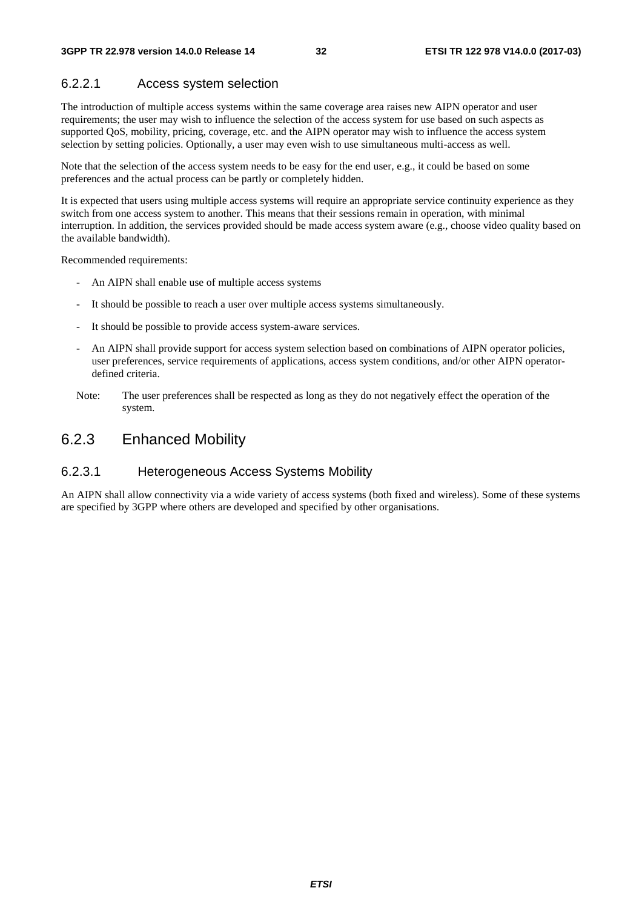#### 6.2.2.1 Access system selection

The introduction of multiple access systems within the same coverage area raises new AIPN operator and user requirements; the user may wish to influence the selection of the access system for use based on such aspects as supported QoS, mobility, pricing, coverage, etc. and the AIPN operator may wish to influence the access system selection by setting policies. Optionally, a user may even wish to use simultaneous multi-access as well.

Note that the selection of the access system needs to be easy for the end user, e.g., it could be based on some preferences and the actual process can be partly or completely hidden.

It is expected that users using multiple access systems will require an appropriate service continuity experience as they switch from one access system to another. This means that their sessions remain in operation, with minimal interruption. In addition, the services provided should be made access system aware (e.g., choose video quality based on the available bandwidth).

Recommended requirements:

- An AIPN shall enable use of multiple access systems
- It should be possible to reach a user over multiple access systems simultaneously.
- It should be possible to provide access system-aware services.
- An AIPN shall provide support for access system selection based on combinations of AIPN operator policies, user preferences, service requirements of applications, access system conditions, and/or other AIPN operator-defined criteria.

Note: The user preferences shall be respected as long as they do not negatively effect the operation of the system.

### 6.2.3 Enhanced Mobility

#### 6.2.3.1 Heterogeneous Access Systems Mobility

An AIPN shall allow connectivity via a wide variety of access systems (both fixed and wireless). Some of these systems are specified by 3GPP where others are developed and specified by other organisations.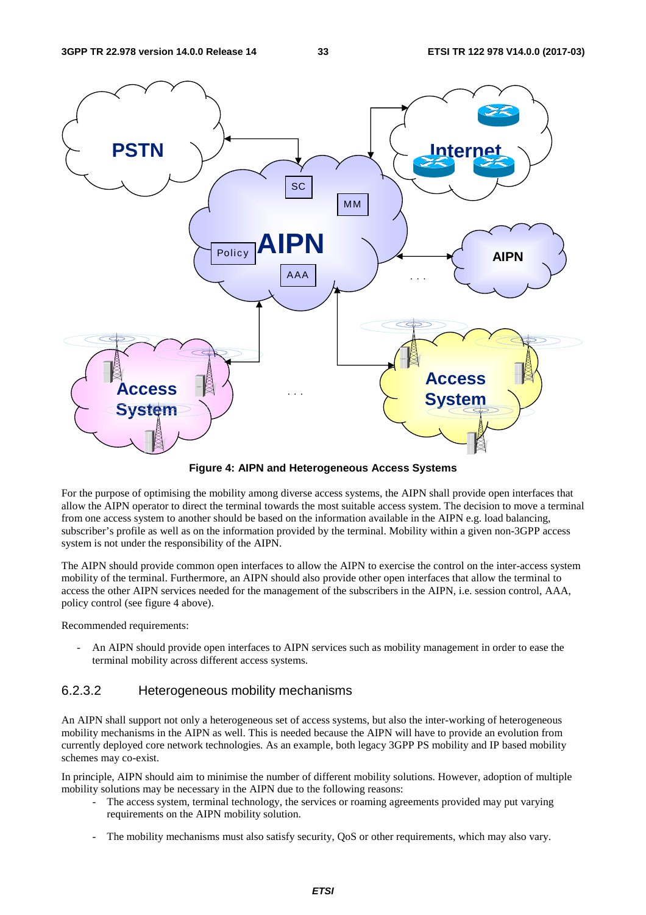**Figure 4: AIPN and Heterogeneous Access Systems**

For the purpose of optimising the mobility among diverse access systems, the AIPN shall provide open interfaces that allow the AIPN operator to direct the terminal towards the most suitable access system. The decision to move a terminal from one access system to another should be based on the information available in the AIPN e.g. load balancing, subscriber's profile as well as on the information provided by the terminal. Mobility within a given non-3GPP access system is not under the responsibility of the AIPN.

The AIPN should provide common open interfaces to allow the AIPN to exercise the control on the inter-access system mobility of the terminal. Furthermore, an AIPN should also provide other open interfaces that allow the terminal to access the other AIPN services needed for the management of the subscribers in the AIPN, i.e. session control, AAA, policy control (see figure 4 above).

Recommended requirements:

- An AIPN should provide open interfaces to AIPN services such as mobility management in order to ease the terminal mobility across different access systems.

### 6.2.3.2 Heterogeneous mobility mechanisms

An AIPN shall support not only a heterogeneous set of access systems, but also the inter-working of heterogeneous mobility mechanisms in the AIPN as well. This is needed because the AIPN will have to provide an evolution from currently deployed core network technologies. As an example, both legacy 3GPP PS mobility and IP based mobility schemes may co-exist.

In principle, AIPN should aim to minimise the number of different mobility solutions. However, adoption of multiple mobility solutions may be necessary in the AIPN due to the following reasons:

- The access system, terminal technology, the services or roaming agreements provided may put varying requirements on the AIPN mobility solution.
- The mobility mechanisms must also satisfy security, QoS or other requirements, which may also vary.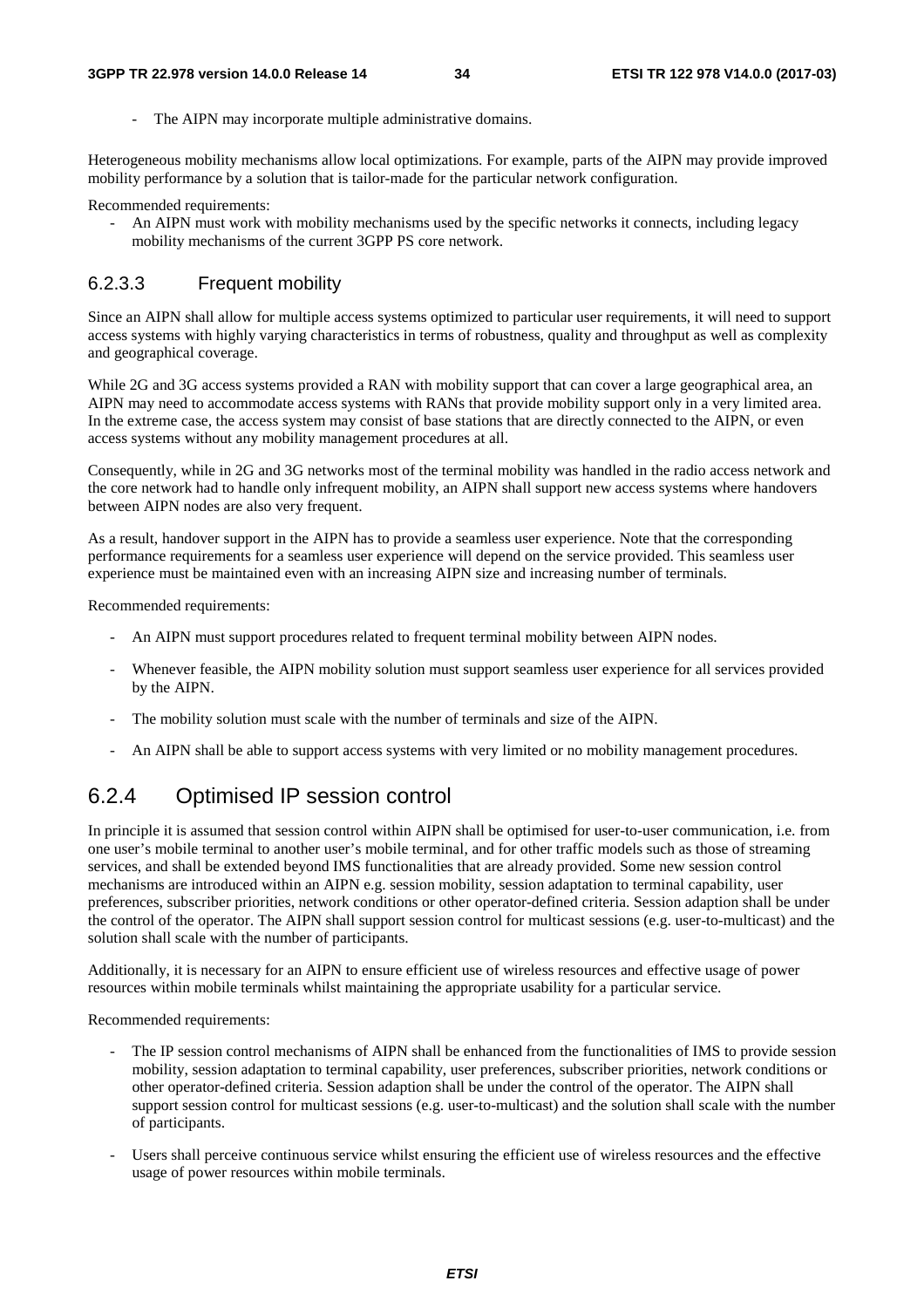- The AIPN may incorporate multiple administrative domains.

Heterogeneous mobility mechanisms allow local optimizations. For example, parts of the AIPN may provide improved mobility performance by a solution that is tailor-made for the particular network configuration.

Recommended requirements:

- An AIPN must work with mobility mechanisms used by the specific networks it connects, including legacy mobility mechanisms of the current 3GPP PS core network.

#### 6.2.3.3 Frequent mobility

Since an AIPN shall allow for multiple access systems optimized to particular user requirements, it will need to support access systems with highly varying characteristics in terms of robustness, quality and throughput as well as complexity and geographical coverage.

While 2G and 3G access systems provided a RAN with mobility support that can cover a large geographical area, an AIPN may need to accommodate access systems with RANs that provide mobility support only in a very limited area. In the extreme case, the access system may consist of base stations that are directly connected to the AIPN, or even access systems without any mobility management procedures at all.

Consequently, while in 2G and 3G networks most of the terminal mobility was handled in the radio access network and the core network had to handle only infrequent mobility, an AIPN shall support new access systems where handovers between AIPN nodes are also very frequent.

As a result, handover support in the AIPN has to provide a seamless user experience. Note that the corresponding performance requirements for a seamless user experience will depend on the service provided. This seamless user experience must be maintained even with an increasing AIPN size and increasing number of terminals.

Recommended requirements:

- An AIPN must support procedures related to frequent terminal mobility between AIPN nodes.
- Whenever feasible, the AIPN mobility solution must support seamless user experience for all services provided by the AIPN.
- The mobility solution must scale with the number of terminals and size of the AIPN.
- An AIPN shall be able to support access systems with very limited or no mobility management procedures.

### 6.2.4 Optimised IP session control

In principle it is assumed that session control within AIPN shall be optimised for user-to-user communication, i.e. from one user's mobile terminal to another user's mobile terminal, and for other traffic models such as those of streaming services, and shall be extended beyond IMS functionalities that are already provided. Some new session control mechanisms are introduced within an AIPN e.g. session mobility, session adaptation to terminal capability, user preferences, subscriber priorities, network conditions or other operator-defined criteria. Session adaption shall be under the control of the operator. The AIPN shall support session control for multicast sessions (e.g. user-to-multicast) and the solution shall scale with the number of participants.

Additionally, it is necessary for an AIPN to ensure efficient use of wireless resources and effective usage of power resources within mobile terminals whilst maintaining the appropriate usability for a particular service.

Recommended requirements:

- The IP session control mechanisms of AIPN shall be enhanced from the functionalities of IMS to provide session mobility, session adaptation to terminal capability, user preferences, subscriber priorities, network conditions or other operator-defined criteria. Session adaption shall be under the control of the operator. The AIPN shall support session control for multicast sessions (e.g. user-to-multicast) and the solution shall scale with the number of participants.
- Users shall perceive continuous service whilst ensuring the efficient use of wireless resources and the effective usage of power resources within mobile terminals.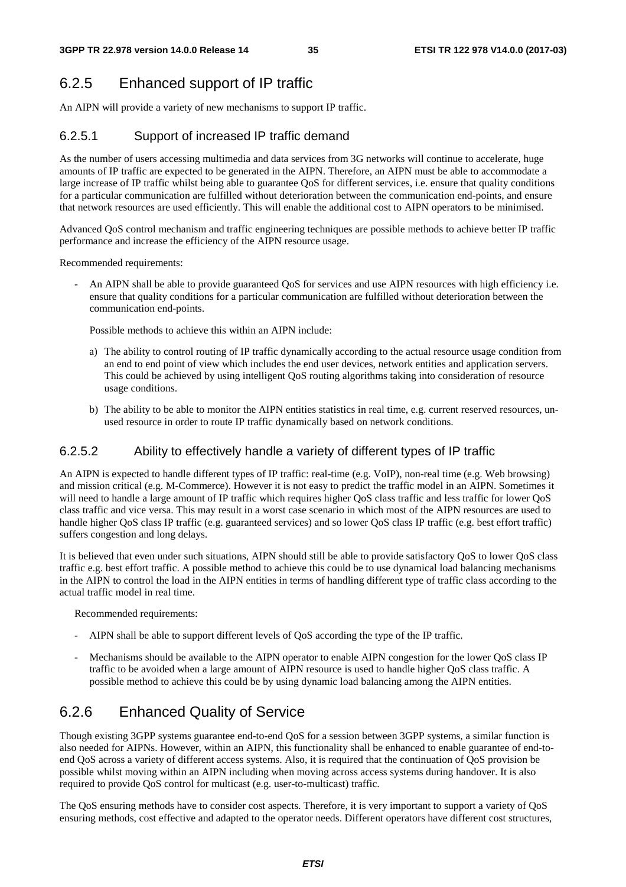## 6.2.5 Enhanced support of IP traffic

An AIPN will provide a variety of new mechanisms to support IP traffic.

### 6.2.5.1 Support of increased IP traffic demand

As the number of users accessing multimedia and data services from 3G networks will continue to accelerate, huge amounts of IP traffic are expected to be generated in the AIPN. Therefore, an AIPN must be able to accommodate a large increase of IP traffic whilst being able to guarantee QoS for different services, i.e. ensure that quality conditions for a particular communication are fulfilled without deterioration between the communication end-points, and ensure that network resources are used efficiently. This will enable the additional cost to AIPN operators to be minimised.

Advanced QoS control mechanism and traffic engineering techniques are possible methods to achieve better IP traffic performance and increase the efficiency of the AIPN resource usage.

Recommended requirements:

- An AIPN shall be able to provide guaranteed QoS for services and use AIPN resources with high efficiency i.e. ensure that quality conditions for a particular communication are fulfilled without deterioration between the communication end-points.

  Possible methods to achieve this within an AIPN include:

  a) The ability to control routing of IP traffic dynamically according to the actual resource usage condition from an end to end point of view which includes the end user devices, network entities and application servers. This could be achieved by using intelligent QoS routing algorithms taking into consideration of resource usage conditions.

  b) The ability to be able to monitor the AIPN entities statistics in real time, e.g. current reserved resources, un-used resource in order to route IP traffic dynamically based on network conditions.

### 6.2.5.2 Ability to effectively handle a variety of different types of IP traffic

An AIPN is expected to handle different types of IP traffic: real-time (e.g. VoIP), non-real time (e.g. Web browsing) and mission critical (e.g. M-Commerce). However it is not easy to predict the traffic model in an AIPN. Sometimes it will need to handle a large amount of IP traffic which requires higher QoS class traffic and less traffic for lower QoS class traffic and vice versa. This may result in a worst case scenario in which most of the AIPN resources are used to handle higher QoS class IP traffic (e.g. guaranteed services) and so lower QoS class IP traffic (e.g. best effort traffic) suffers congestion and long delays.

It is believed that even under such situations, AIPN should still be able to provide satisfactory QoS to lower QoS class traffic e.g. best effort traffic. A possible method to achieve this could be to use dynamical load balancing mechanisms in the AIPN to control the load in the AIPN entities in terms of handling different type of traffic class according to the actual traffic model in real time.

Recommended requirements:

- AIPN shall be able to support different levels of QoS according the type of the IP traffic.
- Mechanisms should be available to the AIPN operator to enable AIPN congestion for the lower QoS class IP traffic to be avoided when a large amount of AIPN resource is used to handle higher QoS class traffic. A possible method to achieve this could be by using dynamic load balancing among the AIPN entities.

## 6.2.6 Enhanced Quality of Service

Though existing 3GPP systems guarantee end-to-end QoS for a session between 3GPP systems, a similar function is also needed for AIPNs. However, within an AIPN, this functionality shall be enhanced to enable guarantee of end-to-end QoS across a variety of different access systems. Also, it is required that the continuation of QoS provision be possible whilst moving within an AIPN including when moving across access systems during handover. It is also required to provide QoS control for multicast (e.g. user-to-multicast) traffic.

The QoS ensuring methods have to consider cost aspects. Therefore, it is very important to support a variety of QoS ensuring methods, cost effective and adapted to the operator needs. Different operators have different cost structures,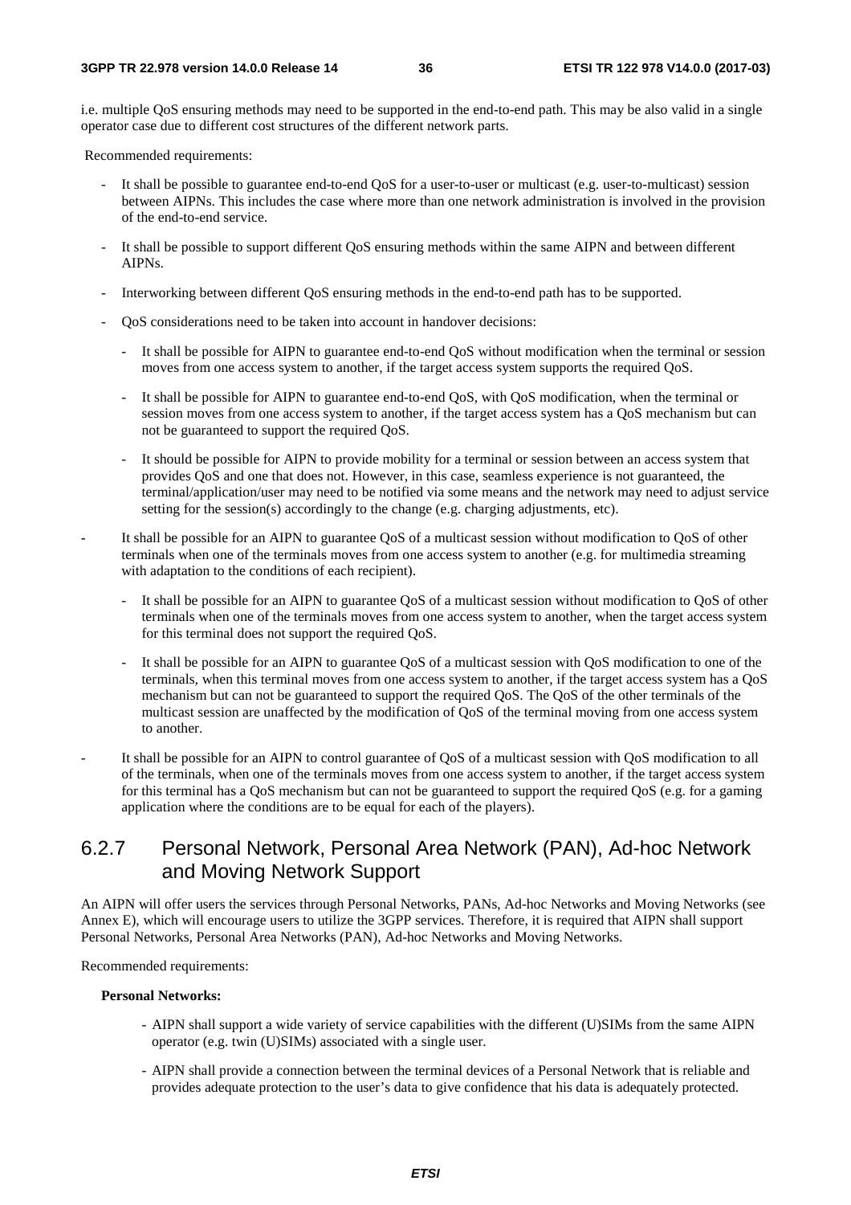i.e. multiple QoS ensuring methods may need to be supported in the end-to-end path. This may be also valid in a single operator case due to different cost structures of the different network parts.

Recommended requirements:

- It shall be possible to guarantee end-to-end QoS for a user-to-user or multicast (e.g. user-to-multicast) session between AIPNs. This includes the case where more than one network administration is involved in the provision of the end-to-end service.
- It shall be possible to support different QoS ensuring methods within the same AIPN and between different AIPNs.
- Interworking between different QoS ensuring methods in the end-to-end path has to be supported.
- QoS considerations need to be taken into account in handover decisions:
    - It shall be possible for AIPN to guarantee end-to-end QoS without modification when the terminal or session moves from one access system to another, if the target access system supports the required QoS.
    - It shall be possible for AIPN to guarantee end-to-end QoS, with QoS modification, when the terminal or session moves from one access system to another, if the target access system has a QoS mechanism but can not be guaranteed to support the required QoS.
    - It should be possible for AIPN to provide mobility for a terminal or session between an access system that provides QoS and one that does not. However, in this case, seamless experience is not guaranteed, the terminal/application/user may need to be notified via some means and the network may need to adjust service setting for the session(s) accordingly to the change (e.g. charging adjustments, etc).
- It shall be possible for an AIPN to guarantee QoS of a multicast session without modification to QoS of other terminals when one of the terminals moves from one access system to another (e.g. for multimedia streaming with adaptation to the conditions of each recipient).
    - It shall be possible for an AIPN to guarantee QoS of a multicast session without modification to QoS of other terminals when one of the terminals moves from one access system to another, when the target access system for this terminal does not support the required QoS.
    - It shall be possible for an AIPN to guarantee QoS of a multicast session with QoS modification to one of the terminals, when this terminal moves from one access system to another, if the target access system has a QoS mechanism but can not be guaranteed to support the required QoS. The QoS of the other terminals of the multicast session are unaffected by the modification of QoS of the terminal moving from one access system to another.
- It shall be possible for an AIPN to control guarantee of QoS of a multicast session with QoS modification to all of the terminals, when one of the terminals moves from one access system to another, if the target access system for this terminal has a QoS mechanism but can not be guaranteed to support the required QoS (e.g. for a gaming application where the conditions are to be equal for each of the players).

### 6.2.7 Personal Network, Personal Area Network (PAN), Ad-hoc Network and Moving Network Support

An AIPN will offer users the services through Personal Networks, PANs, Ad-hoc Networks and Moving Networks (see Annex E), which will encourage users to utilize the 3GPP services. Therefore, it is required that AIPN shall support Personal Networks, Personal Area Networks (PAN), Ad-hoc Networks and Moving Networks.

Recommended requirements:

**Personal Networks:**

- AIPN shall support a wide variety of service capabilities with the different (U)SIMs from the same AIPN operator (e.g. twin (U)SIMs) associated with a single user.
- AIPN shall provide a connection between the terminal devices of a Personal Network that is reliable and provides adequate protection to the user's data to give confidence that his data is adequately protected.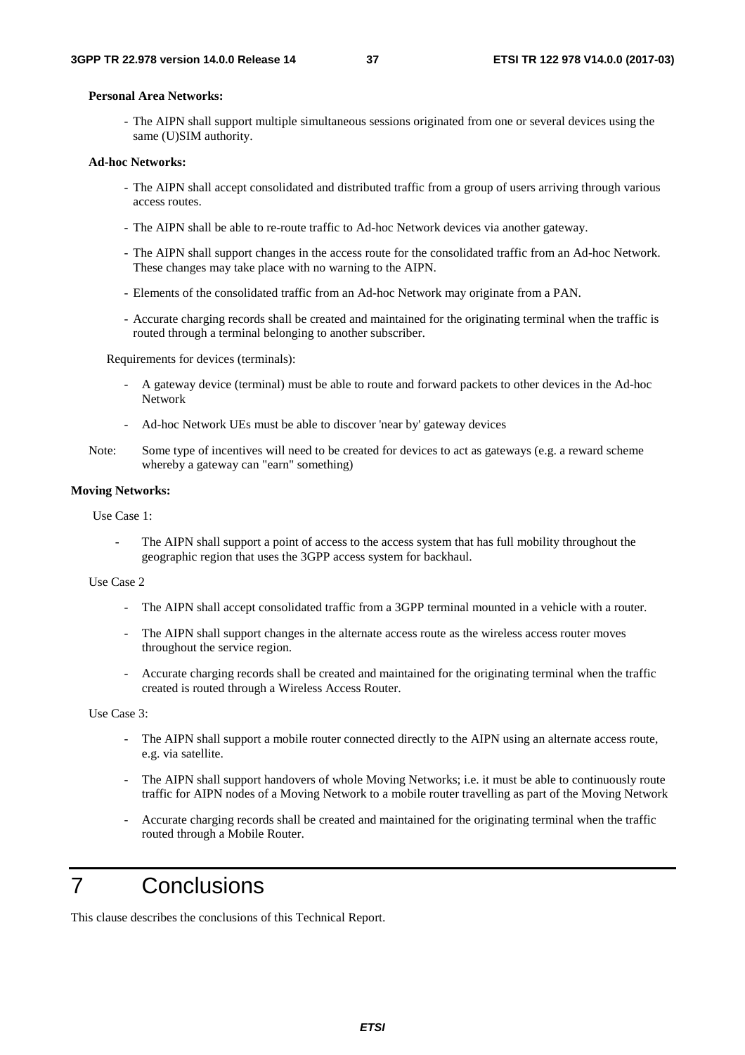**Personal Area Networks:**

- The AIPN shall support multiple simultaneous sessions originated from one or several devices using the same (U)SIM authority.

**Ad-hoc Networks:**

- The AIPN shall accept consolidated and distributed traffic from a group of users arriving through various access routes.
- The AIPN shall be able to re-route traffic to Ad-hoc Network devices via another gateway.
- The AIPN shall support changes in the access route for the consolidated traffic from an Ad-hoc Network. These changes may take place with no warning to the AIPN.
- Elements of the consolidated traffic from an Ad-hoc Network may originate from a PAN.
- Accurate charging records shall be created and maintained for the originating terminal when the traffic is routed through a terminal belonging to another subscriber.

Requirements for devices (terminals):

- A gateway device (terminal) must be able to route and forward packets to other devices in the Ad-hoc Network
- Ad-hoc Network UEs must be able to discover 'near by' gateway devices

Note: Some type of incentives will need to be created for devices to act as gateways (e.g. a reward scheme whereby a gateway can "earn" something)

**Moving Networks:**

Use Case 1:

- The AIPN shall support a point of access to the access system that has full mobility throughout the geographic region that uses the 3GPP access system for backhaul.

Use Case 2

- The AIPN shall accept consolidated traffic from a 3GPP terminal mounted in a vehicle with a router.
- The AIPN shall support changes in the alternate access route as the wireless access router moves throughout the service region.
- Accurate charging records shall be created and maintained for the originating terminal when the traffic created is routed through a Wireless Access Router.

Use Case 3:

- The AIPN shall support a mobile router connected directly to the AIPN using an alternate access route, e.g. via satellite.
- The AIPN shall support handovers of whole Moving Networks; i.e. it must be able to continuously route traffic for AIPN nodes of a Moving Network to a mobile router travelling as part of the Moving Network
- Accurate charging records shall be created and maintained for the originating terminal when the traffic routed through a Mobile Router.

# 7 Conclusions

This clause describes the conclusions of this Technical Report.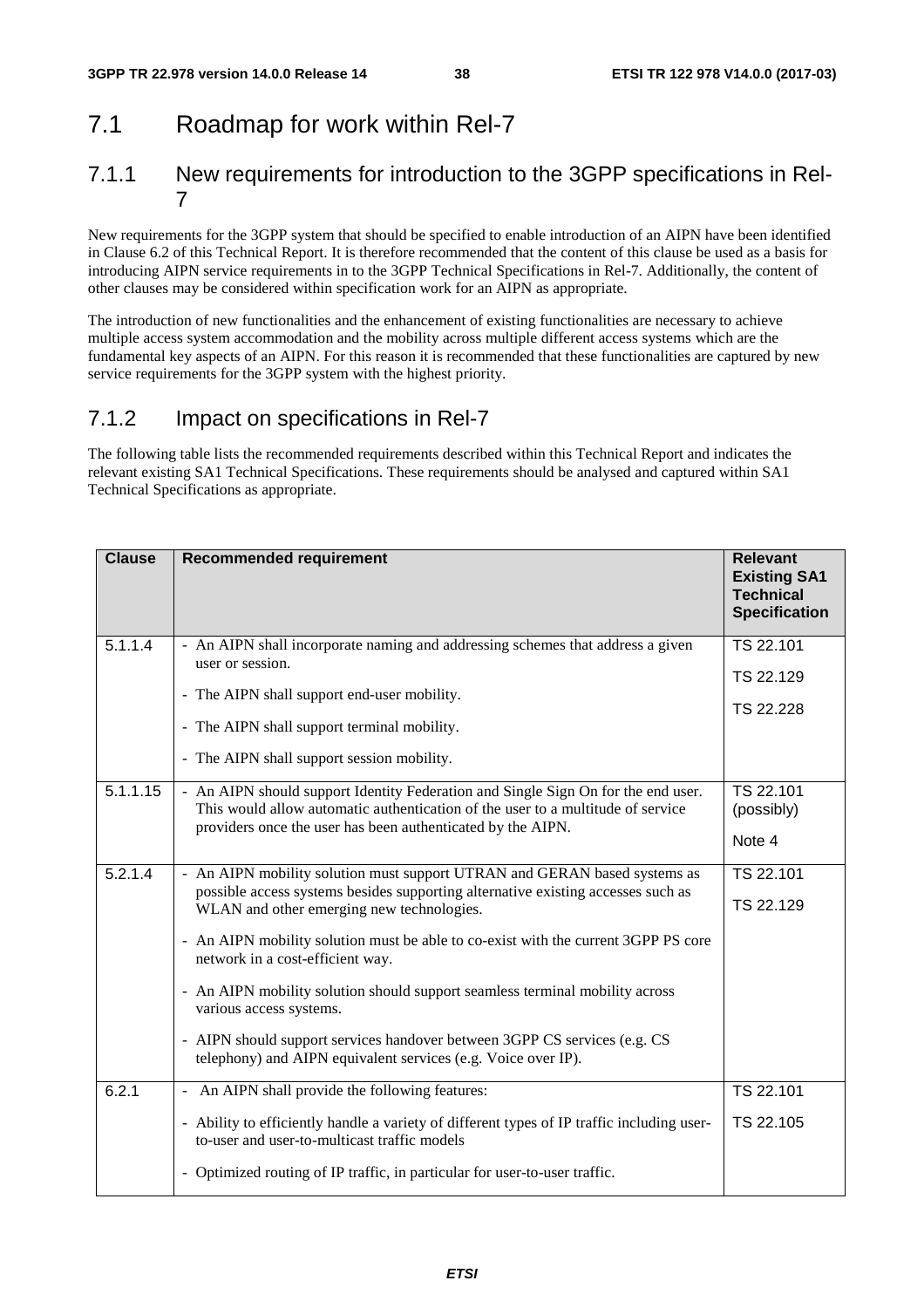## 7.1 Roadmap for work within Rel-7

### 7.1.1 New requirements for introduction to the 3GPP specifications in Rel-7

New requirements for the 3GPP system that should be specified to enable introduction of an AIPN have been identified in Clause 6.2 of this Technical Report. It is therefore recommended that the content of this clause be used as a basis for introducing AIPN service requirements in to the 3GPP Technical Specifications in Rel-7. Additionally, the content of other clauses may be considered within specification work for an AIPN as appropriate.

The introduction of new functionalities and the enhancement of existing functionalities are necessary to achieve multiple access system accommodation and the mobility across multiple different access systems which are the fundamental key aspects of an AIPN. For this reason it is recommended that these functionalities are captured by new service requirements for the 3GPP system with the highest priority.

### 7.1.2 Impact on specifications in Rel-7

The following table lists the recommended requirements described within this Technical Report and indicates the relevant existing SA1 Technical Specifications. These requirements should be analysed and captured within SA1 Technical Specifications as appropriate.

| Clause | Recommended requirement | Relevant Existing SA1 Technical Specification |
|---|---|---|
| 5.1.1.4 | - An AIPN shall incorporate naming and addressing schemes that address a given user or session.<br>- The AIPN shall support end-user mobility.<br>- The AIPN shall support terminal mobility.<br>- The AIPN shall support session mobility. | TS 22.101<br>TS 22.129<br>TS 22.228 |
| 5.1.1.15 | - An AIPN should support Identity Federation and Single Sign On for the end user. This would allow automatic authentication of the user to a multitude of service providers once the user has been authenticated by the AIPN. | TS 22.101 (possibly)<br>Note 4 |
| 5.2.1.4 | - An AIPN mobility solution must support UTRAN and GERAN based systems as possible access systems besides supporting alternative existing accesses such as WLAN and other emerging new technologies.<br>- An AIPN mobility solution must be able to co-exist with the current 3GPP PS core network in a cost-efficient way.<br>- An AIPN mobility solution should support seamless terminal mobility across various access systems.<br>- AIPN should support services handover between 3GPP CS services (e.g. CS telephony) and AIPN equivalent services (e.g. Voice over IP). | TS 22.101<br>TS 22.129 |
| 6.2.1 | - An AIPN shall provide the following features:<br>- Ability to efficiently handle a variety of different types of IP traffic including user-to-user and user-to-multicast traffic models<br>- Optimized routing of IP traffic, in particular for user-to-user traffic. | TS 22.101<br>TS 22.105 |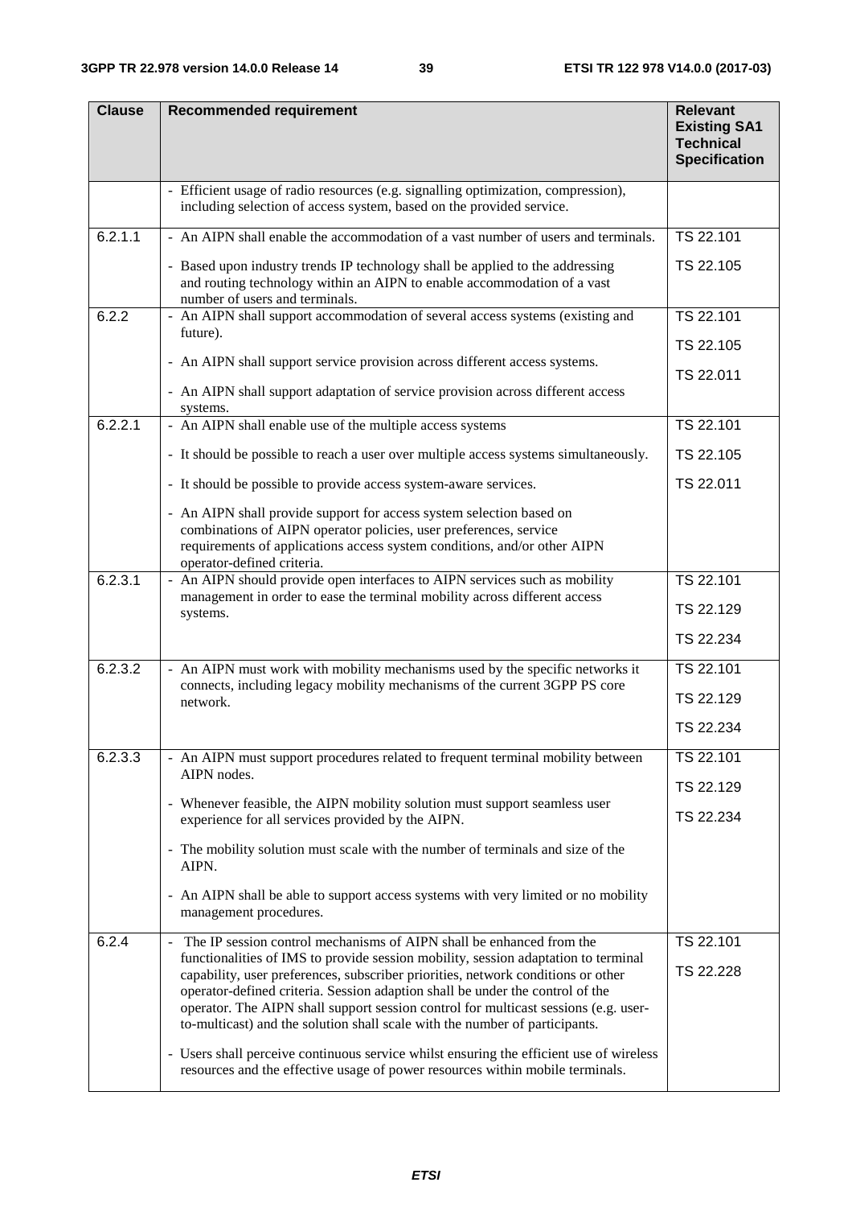| Clause | Recommended requirement | Relevant Existing SA1 Technical Specification |
|---|---|---|
| | - Efficient usage of radio resources (e.g. signalling optimization, compression), including selection of access system, based on the provided service. | |
| 6.2.1.1 | - An AIPN shall enable the accommodation of a vast number of users and terminals.<br><br>- Based upon industry trends IP technology shall be applied to the addressing and routing technology within an AIPN to enable accommodation of a vast number of users and terminals. | TS 22.101<br><br>TS 22.105 |
| 6.2.2 | - An AIPN shall support accommodation of several access systems (existing and future).<br><br>- An AIPN shall support service provision across different access systems.<br><br>- An AIPN shall support adaptation of service provision across different access systems. | TS 22.101<br><br>TS 22.105<br><br>TS 22.011 |
| 6.2.2.1 | - An AIPN shall enable use of the multiple access systems<br><br>- It should be possible to reach a user over multiple access systems simultaneously.<br><br>- It should be possible to provide access system-aware services.<br><br>- An AIPN shall provide support for access system selection based on combinations of AIPN operator policies, user preferences, service requirements of applications access system conditions, and/or other AIPN operator-defined criteria. | TS 22.101<br><br>TS 22.105<br><br>TS 22.011 |
| 6.2.3.1 | - An AIPN should provide open interfaces to AIPN services such as mobility management in order to ease the terminal mobility across different access systems. | TS 22.101<br><br>TS 22.129<br><br>TS 22.234 |
| 6.2.3.2 | - An AIPN must work with mobility mechanisms used by the specific networks it connects, including legacy mobility mechanisms of the current 3GPP PS core network. | TS 22.101<br><br>TS 22.129<br><br>TS 22.234 |
| 6.2.3.3 | - An AIPN must support procedures related to frequent terminal mobility between AIPN nodes.<br><br>- Whenever feasible, the AIPN mobility solution must support seamless user experience for all services provided by the AIPN.<br><br>- The mobility solution must scale with the number of terminals and size of the AIPN.<br><br>- An AIPN shall be able to support access systems with very limited or no mobility management procedures. | TS 22.101<br><br>TS 22.129<br><br>TS 22.234 |
| 6.2.4 | - The IP session control mechanisms of AIPN shall be enhanced from the functionalities of IMS to provide session mobility, session adaptation to terminal capability, user preferences, subscriber priorities, network conditions or other operator-defined criteria. Session adaption shall be under the control of the operator. The AIPN shall support session control for multicast sessions (e.g. user-to-multicast) and the solution shall scale with the number of participants.<br><br>- Users shall perceive continuous service whilst ensuring the efficient use of wireless resources and the effective usage of power resources within mobile terminals. | TS 22.101<br><br>TS 22.228 |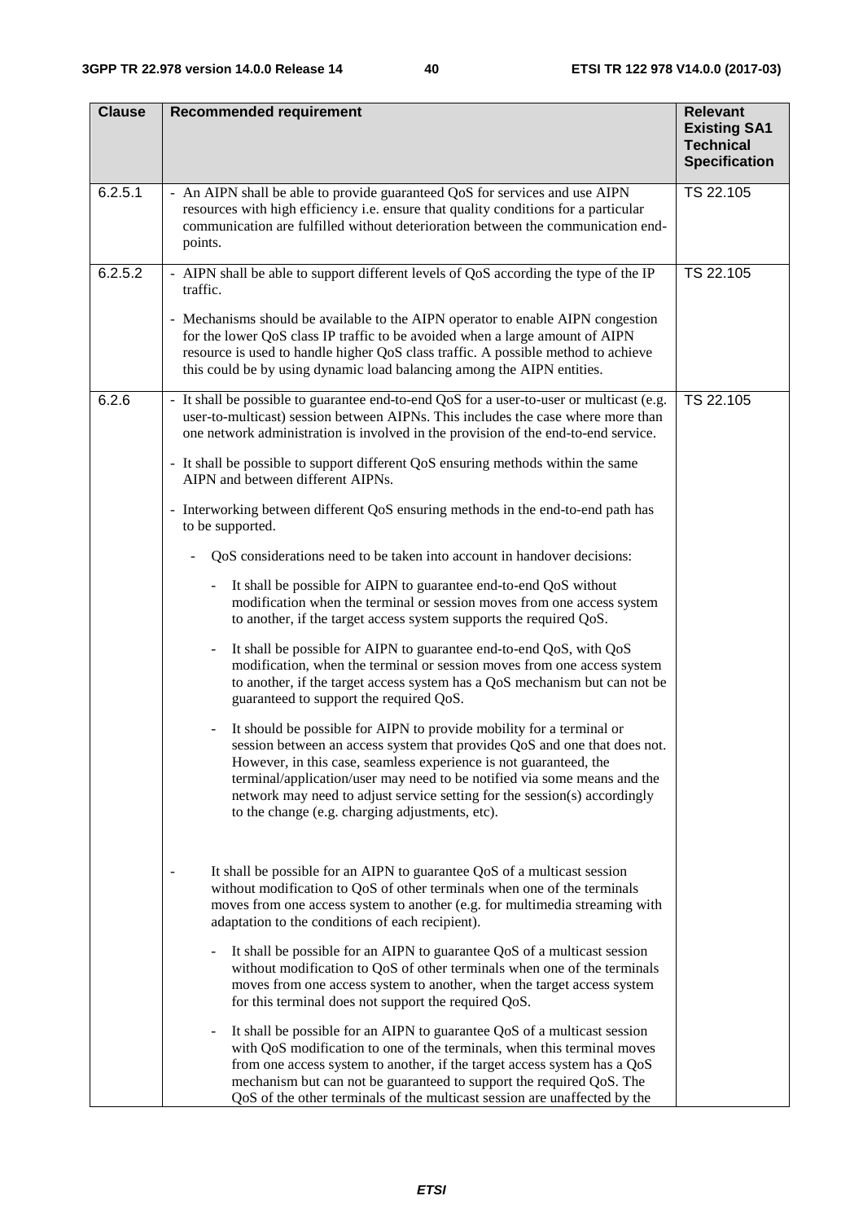| Clause | Recommended requirement | Relevant Existing SA1 Technical Specification |
|---|---|---|
| 6.2.5.1 | - An AIPN shall be able to provide guaranteed QoS for services and use AIPN resources with high efficiency i.e. ensure that quality conditions for a particular communication are fulfilled without deterioration between the communication end-points. | TS 22.105 |
| 6.2.5.2 | - AIPN shall be able to support different levels of QoS according the type of the IP traffic.<br><br>- Mechanisms should be available to the AIPN operator to enable AIPN congestion for the lower QoS class IP traffic to be avoided when a large amount of AIPN resource is used to handle higher QoS class traffic. A possible method to achieve this could be by using dynamic load balancing among the AIPN entities. | TS 22.105 |
| 6.2.6 | - It shall be possible to guarantee end-to-end QoS for a user-to-user or multicast (e.g. user-to-multicast) session between AIPNs. This includes the case where more than one network administration is involved in the provision of the end-to-end service.<br><br>- It shall be possible to support different QoS ensuring methods within the same AIPN and between different AIPNs.<br><br>- Interworking between different QoS ensuring methods in the end-to-end path has to be supported.<br><br>- QoS considerations need to be taken into account in handover decisions:<br><br>- It shall be possible for AIPN to guarantee end-to-end QoS without modification when the terminal or session moves from one access system to another, if the target access system supports the required QoS.<br><br>- It shall be possible for AIPN to guarantee end-to-end QoS, with QoS modification, when the terminal or session moves from one access system to another, if the target access system has a QoS mechanism but can not be guaranteed to support the required QoS.<br><br>- It should be possible for AIPN to provide mobility for a terminal or session between an access system that provides QoS and one that does not. However, in this case, seamless experience is not guaranteed, the terminal/application/user may need to be notified via some means and the network may need to adjust service setting for the session(s) accordingly to the change (e.g. charging adjustments, etc).<br><br>- It shall be possible for an AIPN to guarantee QoS of a multicast session without modification to QoS of other terminals when one of the terminals moves from one access system to another (e.g. for multimedia streaming with adaptation to the conditions of each recipient).<br><br>- It shall be possible for an AIPN to guarantee QoS of a multicast session without modification to QoS of other terminals when one of the terminals moves from one access system to another, when the target access system for this terminal does not support the required QoS.<br><br>- It shall be possible for an AIPN to guarantee QoS of a multicast session with QoS modification to one of the terminals, when this terminal moves from one access system to another, if the target access system has a QoS mechanism but can not be guaranteed to support the required QoS. The QoS of the other terminals of the multicast session are unaffected by the | TS 22.105 |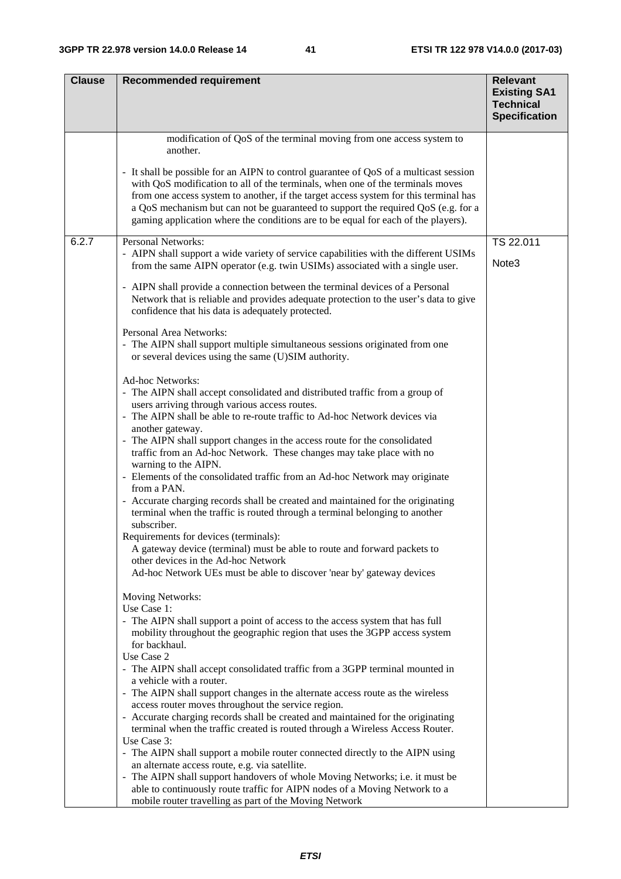| Clause | Recommended requirement | Relevant Existing SA1 Technical Specification |
|---|---|---|
| | modification of QoS of the terminal moving from one access system to another.<br><br>- It shall be possible for an AIPN to control guarantee of QoS of a multicast session with QoS modification to all of the terminals, when one of the terminals moves from one access system to another, if the target access system for this terminal has a QoS mechanism but can not be guaranteed to support the required QoS (e.g. for a gaming application where the conditions are to be equal for each of the players). | |
| 6.2.7 | Personal Networks:<br>- AIPN shall support a wide variety of service capabilities with the different USIMs from the same AIPN operator (e.g. twin USIMs) associated with a single user.<br><br>- AIPN shall provide a connection between the terminal devices of a Personal Network that is reliable and provides adequate protection to the user's data to give confidence that his data is adequately protected.<br><br>Personal Area Networks:<br>- The AIPN shall support multiple simultaneous sessions originated from one or several devices using the same (U)SIM authority.<br><br>Ad-hoc Networks:<br>- The AIPN shall accept consolidated and distributed traffic from a group of users arriving through various access routes.<br>- The AIPN shall be able to re-route traffic to Ad-hoc Network devices via another gateway.<br>- The AIPN shall support changes in the access route for the consolidated traffic from an Ad-hoc Network. These changes may take place with no warning to the AIPN.<br>- Elements of the consolidated traffic from an Ad-hoc Network may originate from a PAN.<br>- Accurate charging records shall be created and maintained for the originating terminal when the traffic is routed through a terminal belonging to another subscriber.<br>Requirements for devices (terminals):<br>A gateway device (terminal) must be able to route and forward packets to other devices in the Ad-hoc Network<br>Ad-hoc Network UEs must be able to discover 'near by' gateway devices<br><br>Moving Networks:<br>Use Case 1:<br>- The AIPN shall support a point of access to the access system that has full mobility throughout the geographic region that uses the 3GPP access system for backhaul.<br>Use Case 2<br>- The AIPN shall accept consolidated traffic from a 3GPP terminal mounted in a vehicle with a router.<br>- The AIPN shall support changes in the alternate access route as the wireless access router moves throughout the service region.<br>- Accurate charging records shall be created and maintained for the originating terminal when the traffic created is routed through a Wireless Access Router.<br>Use Case 3:<br>- The AIPN shall support a mobile router connected directly to the AIPN using an alternate access route, e.g. via satellite.<br>- The AIPN shall support handovers of whole Moving Networks; i.e. it must be able to continuously route traffic for AIPN nodes of a Moving Network to a mobile router travelling as part of the Moving Network | TS 22.011<br><br>Note3 |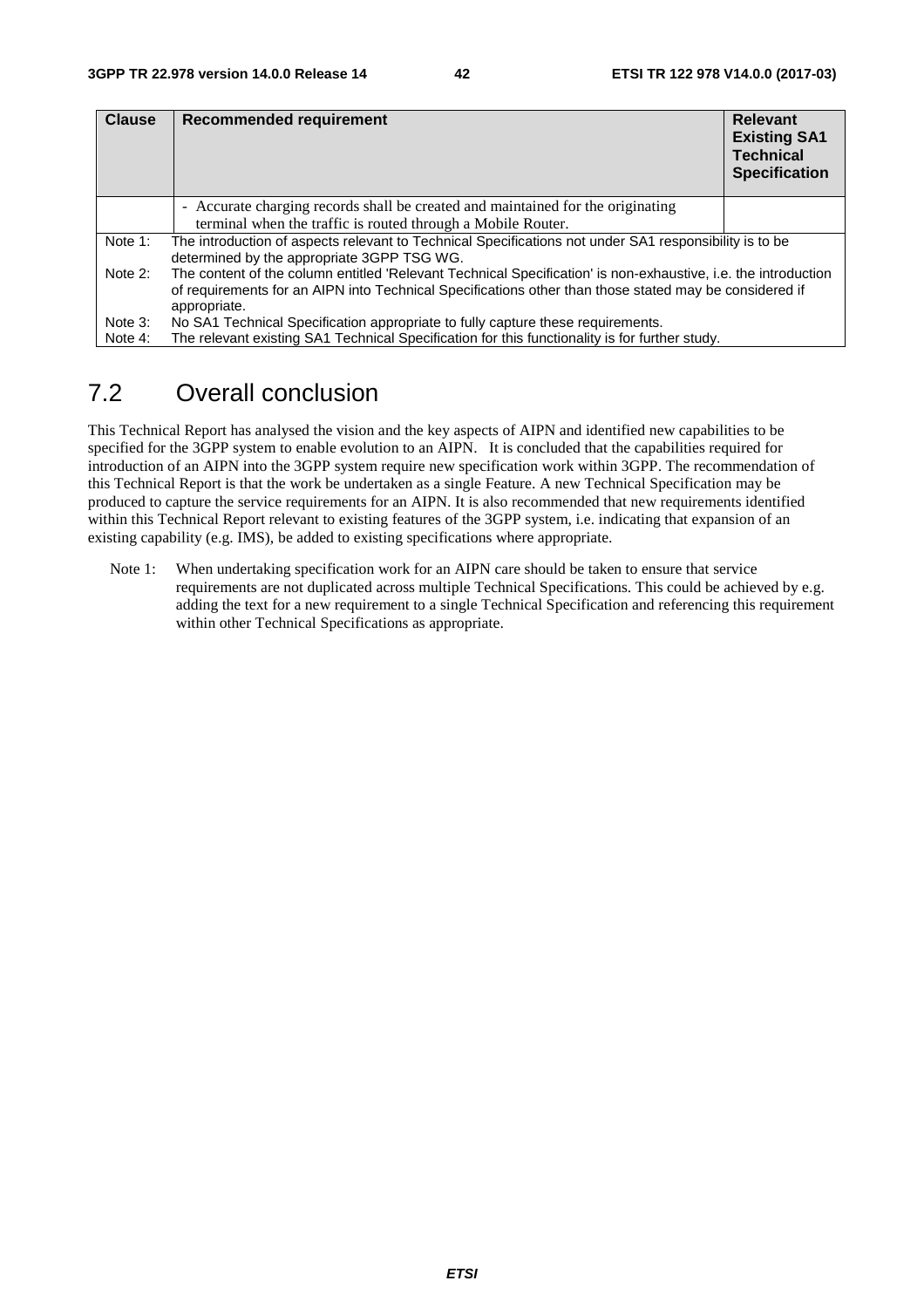| Clause | Recommended requirement | Relevant Existing SA1 Technical Specification |
| --- | --- | --- |
| | - Accurate charging records shall be created and maintained for the originating terminal when the traffic is routed through a Mobile Router. | |

Note 1: The introduction of aspects relevant to Technical Specifications not under SA1 responsibility is to be determined by the appropriate 3GPP TSG WG.

Note 2: The content of the column entitled 'Relevant Technical Specification' is non-exhaustive, i.e. the introduction of requirements for an AIPN into Technical Specifications other than those stated may be considered if appropriate.

Note 3: No SA1 Technical Specification appropriate to fully capture these requirements.

Note 4: The relevant existing SA1 Technical Specification for this functionality is for further study.

## 7.2 Overall conclusion

This Technical Report has analysed the vision and the key aspects of AIPN and identified new capabilities to be specified for the 3GPP system to enable evolution to an AIPN. It is concluded that the capabilities required for introduction of an AIPN into the 3GPP system require new specification work within 3GPP. The recommendation of this Technical Report is that the work be undertaken as a single Feature. A new Technical Specification may be produced to capture the service requirements for an AIPN. It is also recommended that new requirements identified within this Technical Report relevant to existing features of the 3GPP system, i.e. indicating that expansion of an existing capability (e.g. IMS), be added to existing specifications where appropriate.

Note 1: When undertaking specification work for an AIPN care should be taken to ensure that service requirements are not duplicated across multiple Technical Specifications. This could be achieved by e.g. adding the text for a new requirement to a single Technical Specification and referencing this requirement within other Technical Specifications as appropriate.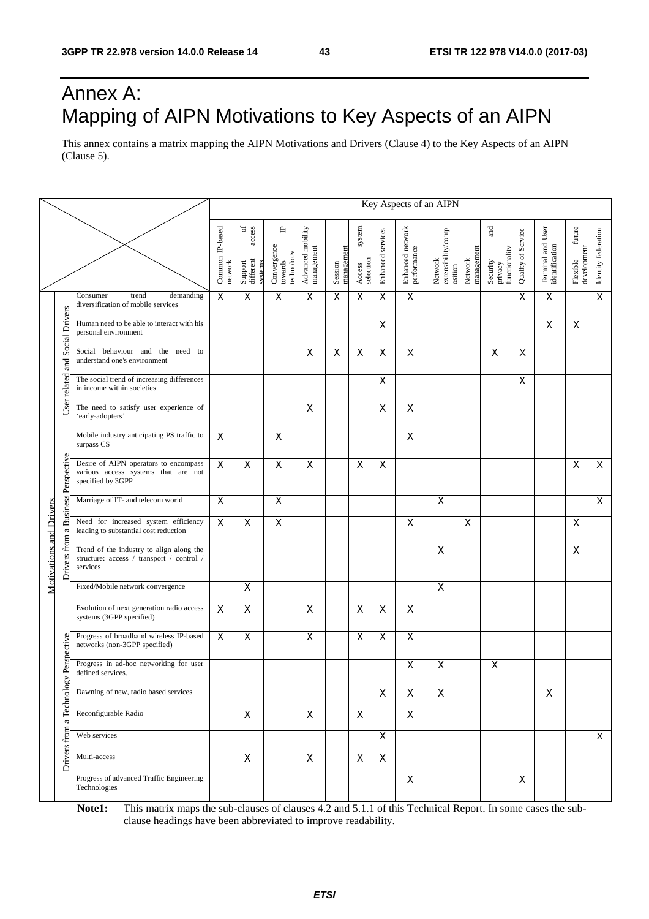# Annex A: Mapping of AIPN Motivations to Key Aspects of an AIPN

This annex contains a matrix mapping the AIPN Motivations and Drivers (Clause 4) to the Key Aspects of an AIPN (Clause 5).

| | | | Key Aspects of an AIPN | | | | | | | | | | | | | | |
|---|---|---|---|---|---|---|---|---|---|---|---|---|---|---|---|---|---|
| | | | Common IP-based network | Support of different access systems | Convergence towards IP technology | Advanced mobility management | Session management | Access system selection | Enhanced services | Enhanced network performance | Network extensibility/composition | Network management | Security and privacy functionality | Quality of Service | Terminal and User identification | Flexible future development | Identity federation |
| Motivations and Drivers | User related and Social Drivers | Consumer trend demanding diversification of mobile services | X | X | X | X | X | X | X | X | | | | X | X | | X |
| | | Human need to be able to interact with his personal environment | | | | | | | X | | | | | | X | X | |
| | | Social behaviour and the need to understand one's environment | | | | X | X | X | X | X | | | X | X | | | |
| | | The social trend of increasing differences in income within societies | | | | | | | X | | | | | X | | | |
| | | The need to satisfy user experience of 'early-adopters' | | | | X | | | X | X | | | | | | | |
| | Drivers from a Business Perspective | Mobile industry anticipating PS traffic to surpass CS | X | | X | | | | | X | | | | | | | |
| | | Desire of AIPN operators to encompass various access systems that are not specified by 3GPP | X | X | X | X | | X | X | | | | | | | X | X |
| | | Marriage of IT- and telecom world | X | | X | | | | | | X | | | | | | X |
| | | Need for increased system efficiency leading to substantial cost reduction | X | X | X | | | | | X | | X | | | | X | |
| | | Trend of the industry to align along the structure: access / transport / control / services | | | | | | | | | X | | | | | X | |
| | | Fixed/Mobile network convergence | | X | | | | | | | X | | | | | | |
| | Drivers from a Technology Perspective | Evolution of next generation radio access systems (3GPP specified) | X | X | | X | | X | X | X | | | | | | | |
| | | Progress of broadband wireless IP-based networks (non-3GPP specified) | X | X | | X | | X | X | X | | | | | | | |
| | | Progress in ad-hoc networking for user defined services. | | | | | | | | X | X | | X | | | | |
| | | Dawning of new, radio based services | | | | | | | X | X | X | | | | X | | |
| | | Reconfigurable Radio | | X | | X | | X | | X | | | | | | | |
| | | Web services | | | | | | | X | | | | | | | | X |
| | | Multi-access | | X | | X | | X | X | | | | | | | | |
| | | Progress of advanced Traffic Engineering Technologies | | | | | | | | X | | | | X | | | |

**Note1:** This matrix maps the sub-clauses of clauses 4.2 and 5.1.1 of this Technical Report. In some cases the sub-clause headings have been abbreviated to improve readability.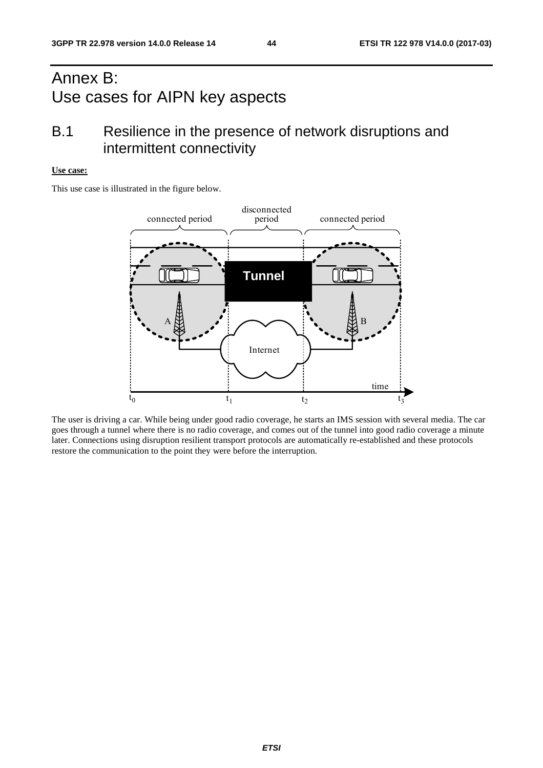# Annex B: Use cases for AIPN key aspects

## B.1 Resilience in the presence of network disruptions and intermittent connectivity

**Use case:**

This use case is illustrated in the figure below.

The user is driving a car. While being under good radio coverage, he starts an IMS session with several media. The car goes through a tunnel where there is no radio coverage, and comes out of the tunnel into good radio coverage a minute later. Connections using disruption resilient transport protocols are automatically re-established and these protocols restore the communication to the point they were before the interruption.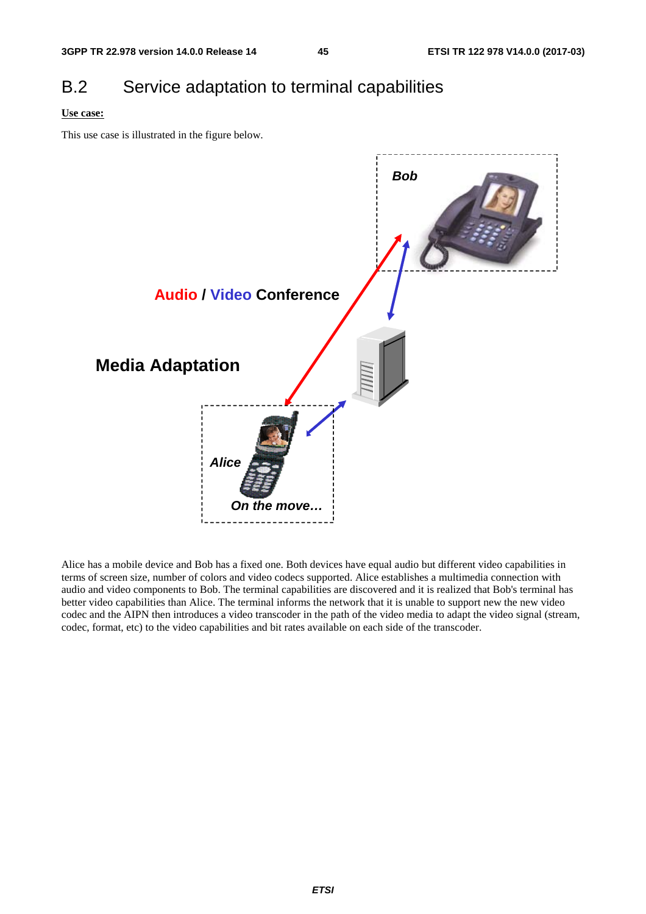# B.2 Service adaptation to terminal capabilities

<u>**Use case:**</u>

This use case is illustrated in the figure below.

Alice has a mobile device and Bob has a fixed one. Both devices have equal audio but different video capabilities in terms of screen size, number of colors and video codecs supported. Alice establishes a multimedia connection with audio and video components to Bob. The terminal capabilities are discovered and it is realized that Bob's terminal has better video capabilities than Alice. The terminal informs the network that it is unable to support new the new video codec and the AIPN then introduces a video transcoder in the path of the video media to adapt the video signal (stream, codec, format, etc) to the video capabilities and bit rates available on each side of the transcoder.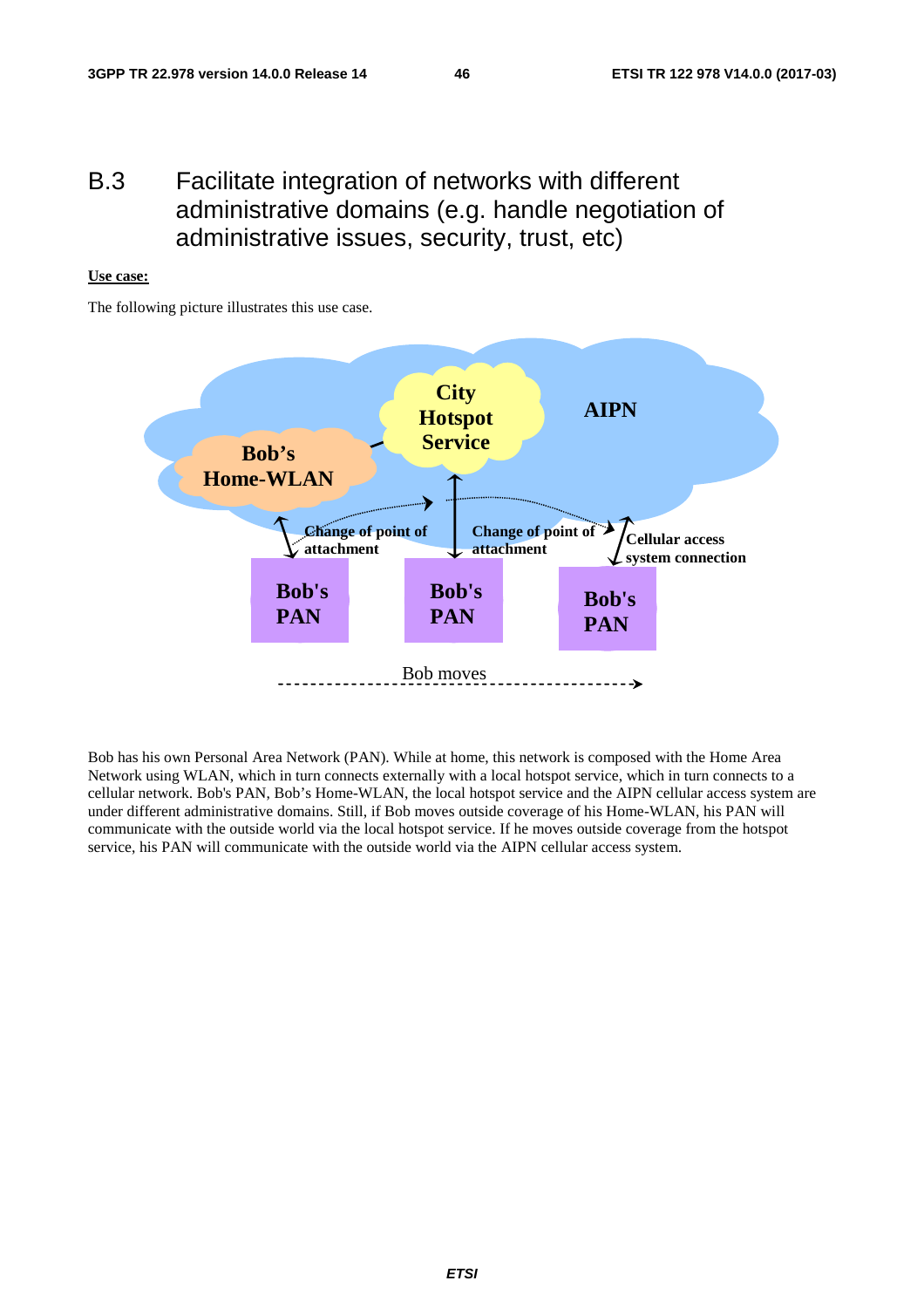# B.3 Facilitate integration of networks with different administrative domains (e.g. handle negotiation of administrative issues, security, trust, etc)

**Use case:**

The following picture illustrates this use case.

Bob has his own Personal Area Network (PAN). While at home, this network is composed with the Home Area Network using WLAN, which in turn connects externally with a local hotspot service, which in turn connects to a cellular network. Bob's PAN, Bob's Home-WLAN, the local hotspot service and the AIPN cellular access system are under different administrative domains. Still, if Bob moves outside coverage of his Home-WLAN, his PAN will communicate with the outside world via the local hotspot service. If he moves outside coverage from the hotspot service, his PAN will communicate with the outside world via the AIPN cellular access system.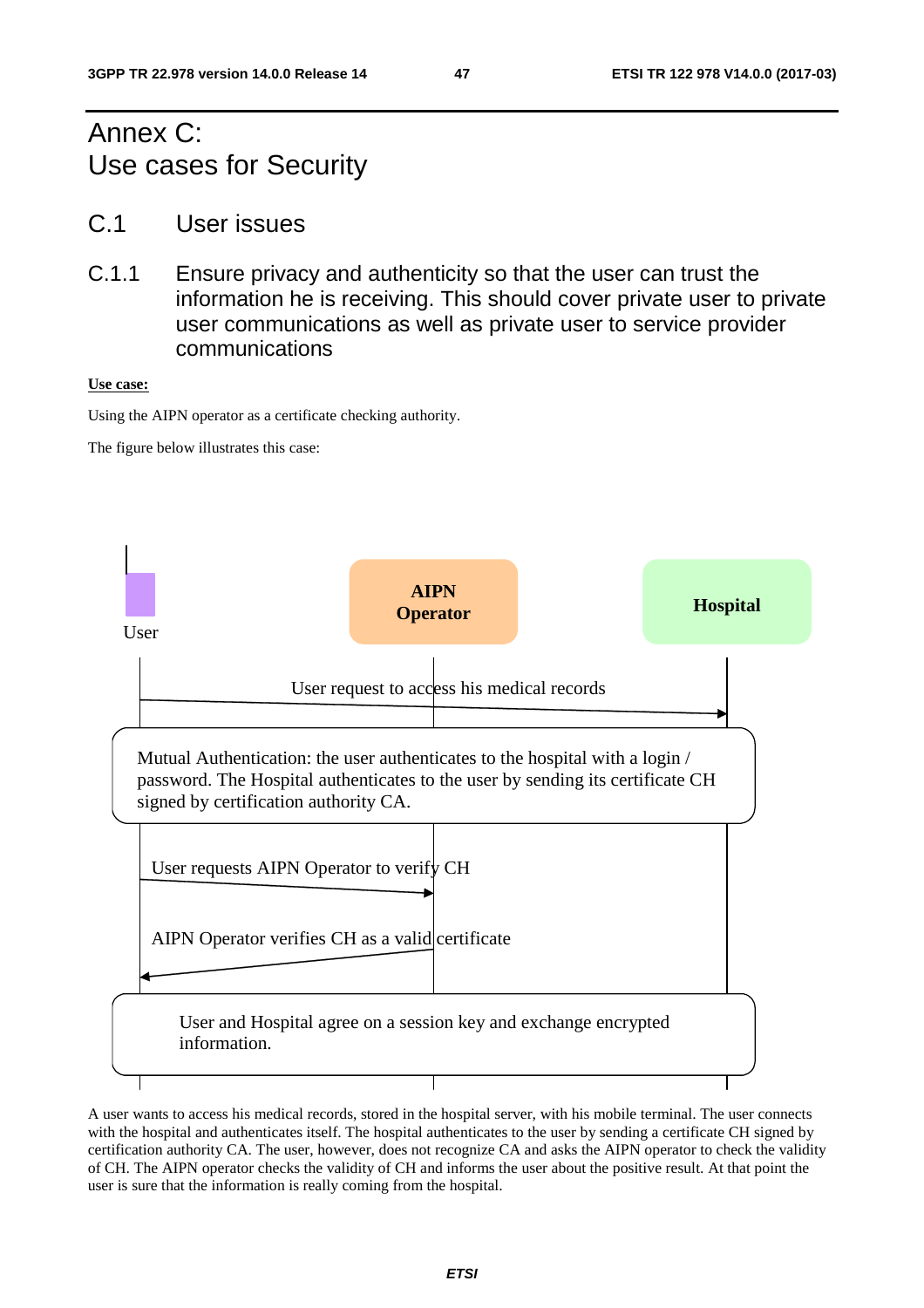# Annex C: Use cases for Security

## C.1 User issues

### C.1.1 Ensure privacy and authenticity so that the user can trust the information he is receiving. This should cover private user to private user communications as well as private user to service provider communications

**Use case:**

Using the AIPN operator as a certificate checking authority.

The figure below illustrates this case:

User | AIPN Operator | Hospital

User request to access his medical records

Mutual Authentication: the user authenticates to the hospital with a login / password. The Hospital authenticates to the user by sending its certificate CH signed by certification authority CA.

User requests AIPN Operator to verify CH

AIPN Operator verifies CH as a valid certificate

User and Hospital agree on a session key and exchange encrypted information.

A user wants to access his medical records, stored in the hospital server, with his mobile terminal. The user connects with the hospital and authenticates itself. The hospital authenticates to the user by sending a certificate CH signed by certification authority CA. The user, however, does not recognize CA and asks the AIPN operator to check the validity of CH. The AIPN operator checks the validity of CH and informs the user about the positive result. At that point the user is sure that the information is really coming from the hospital.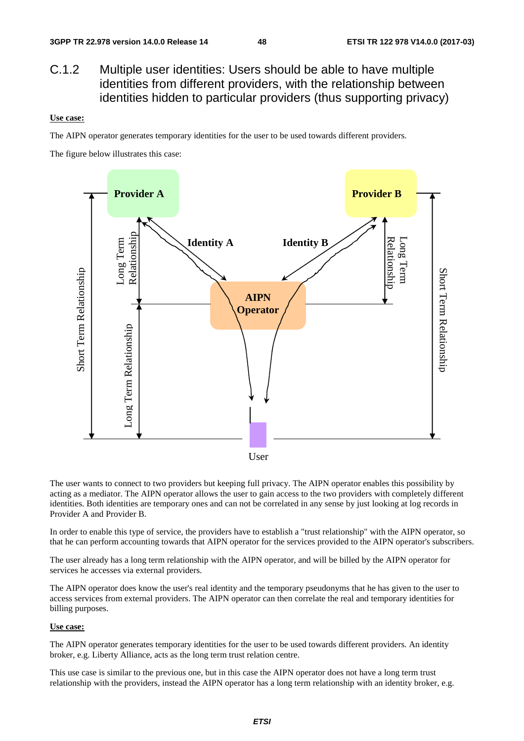## C.1.2 Multiple user identities: Users should be able to have multiple identities from different providers, with the relationship between identities hidden to particular providers (thus supporting privacy)

**Use case:**

The AIPN operator generates temporary identities for the user to be used towards different providers.

The figure below illustrates this case:

The user wants to connect to two providers but keeping full privacy. The AIPN operator enables this possibility by acting as a mediator. The AIPN operator allows the user to gain access to the two providers with completely different identities. Both identities are temporary ones and can not be correlated in any sense by just looking at log records in Provider A and Provider B.

In order to enable this type of service, the providers have to establish a "trust relationship" with the AIPN operator, so that he can perform accounting towards that AIPN operator for the services provided to the AIPN operator's subscribers.

The user already has a long term relationship with the AIPN operator, and will be billed by the AIPN operator for services he accesses via external providers.

The AIPN operator does know the user's real identity and the temporary pseudonyms that he has given to the user to access services from external providers. The AIPN operator can then correlate the real and temporary identities for billing purposes.

**Use case:**

The AIPN operator generates temporary identities for the user to be used towards different providers. An identity broker, e.g. Liberty Alliance, acts as the long term trust relation centre.

This use case is similar to the previous one, but in this case the AIPN operator does not have a long term trust relationship with the providers, instead the AIPN operator has a long term relationship with an identity broker, e.g.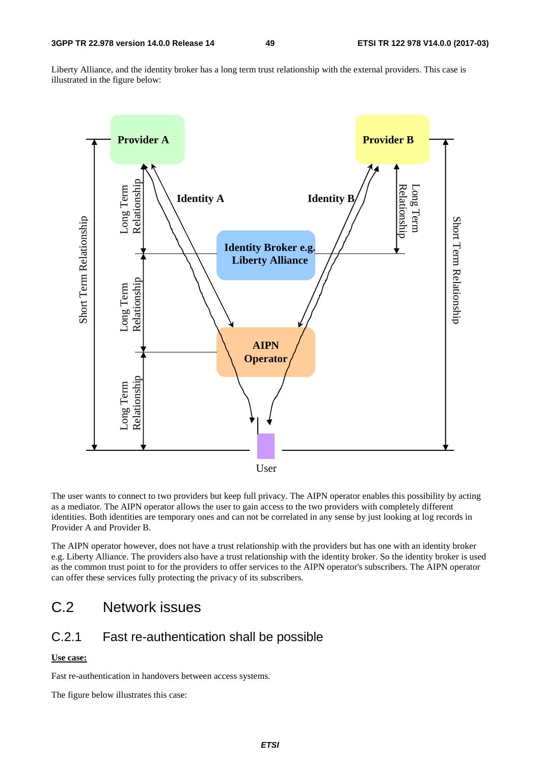Liberty Alliance, and the identity broker has a long term trust relationship with the external providers. This case is illustrated in the figure below:

The user wants to connect to two providers but keep full privacy. The AIPN operator enables this possibility by acting as a mediator. The AIPN operator allows the user to gain access to the two providers with completely different identities. Both identities are temporary ones and can not be correlated in any sense by just looking at log records in Provider A and Provider B.

The AIPN operator however, does not have a trust relationship with the providers but has one with an identity broker e.g. Liberty Alliance. The providers also have a trust relationship with the identity broker. So the identity broker is used as the common trust point to for the providers to offer services to the AIPN operator's subscribers. The AIPN operator can offer these services fully protecting the privacy of its subscribers.

# C.2 Network issues

## C.2.1 Fast re-authentication shall be possible

**Use case:**

Fast re-authentication in handovers between access systems.

The figure below illustrates this case: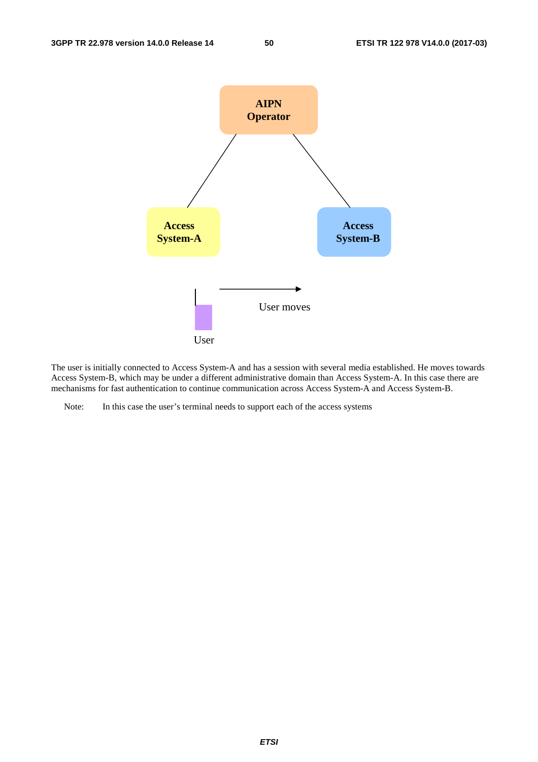The user is initially connected to Access System-A and has a session with several media established. He moves towards Access System-B, which may be under a different administrative domain than Access System-A. In this case there are mechanisms for fast authentication to continue communication across Access System-A and Access System-B.

Note: In this case the user's terminal needs to support each of the access systems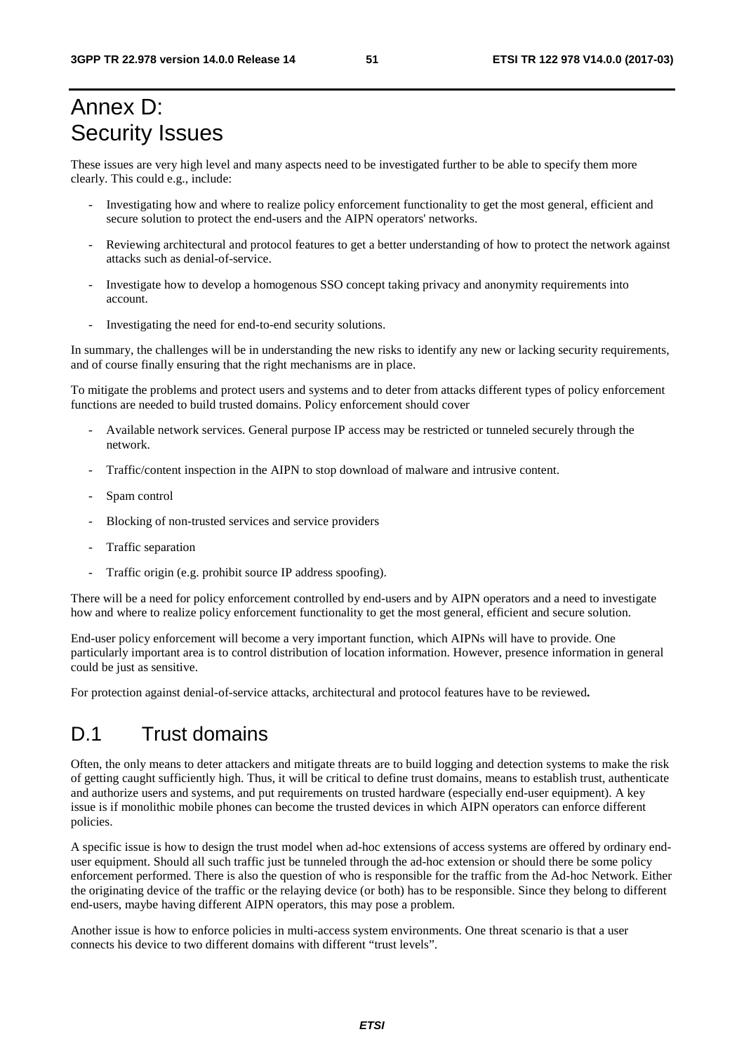# Annex D: Security Issues

These issues are very high level and many aspects need to be investigated further to be able to specify them more clearly. This could e.g., include:

- Investigating how and where to realize policy enforcement functionality to get the most general, efficient and secure solution to protect the end-users and the AIPN operators' networks.
- Reviewing architectural and protocol features to get a better understanding of how to protect the network against attacks such as denial-of-service.
- Investigate how to develop a homogenous SSO concept taking privacy and anonymity requirements into account.
- Investigating the need for end-to-end security solutions.

In summary, the challenges will be in understanding the new risks to identify any new or lacking security requirements, and of course finally ensuring that the right mechanisms are in place.

To mitigate the problems and protect users and systems and to deter from attacks different types of policy enforcement functions are needed to build trusted domains. Policy enforcement should cover

- Available network services. General purpose IP access may be restricted or tunneled securely through the network.
- Traffic/content inspection in the AIPN to stop download of malware and intrusive content.
- Spam control
- Blocking of non-trusted services and service providers
- Traffic separation
- Traffic origin (e.g. prohibit source IP address spoofing).

There will be a need for policy enforcement controlled by end-users and by AIPN operators and a need to investigate how and where to realize policy enforcement functionality to get the most general, efficient and secure solution.

End-user policy enforcement will become a very important function, which AIPNs will have to provide. One particularly important area is to control distribution of location information. However, presence information in general could be just as sensitive.

For protection against denial-of-service attacks, architectural and protocol features have to be reviewed**.**

## D.1 Trust domains

Often, the only means to deter attackers and mitigate threats are to build logging and detection systems to make the risk of getting caught sufficiently high. Thus, it will be critical to define trust domains, means to establish trust, authenticate and authorize users and systems, and put requirements on trusted hardware (especially end-user equipment). A key issue is if monolithic mobile phones can become the trusted devices in which AIPN operators can enforce different policies.

A specific issue is how to design the trust model when ad-hoc extensions of access systems are offered by ordinary end-user equipment. Should all such traffic just be tunneled through the ad-hoc extension or should there be some policy enforcement performed. There is also the question of who is responsible for the traffic from the Ad-hoc Network. Either the originating device of the traffic or the relaying device (or both) has to be responsible. Since they belong to different end-users, maybe having different AIPN operators, this may pose a problem.

Another issue is how to enforce policies in multi-access system environments. One threat scenario is that a user connects his device to two different domains with different "trust levels".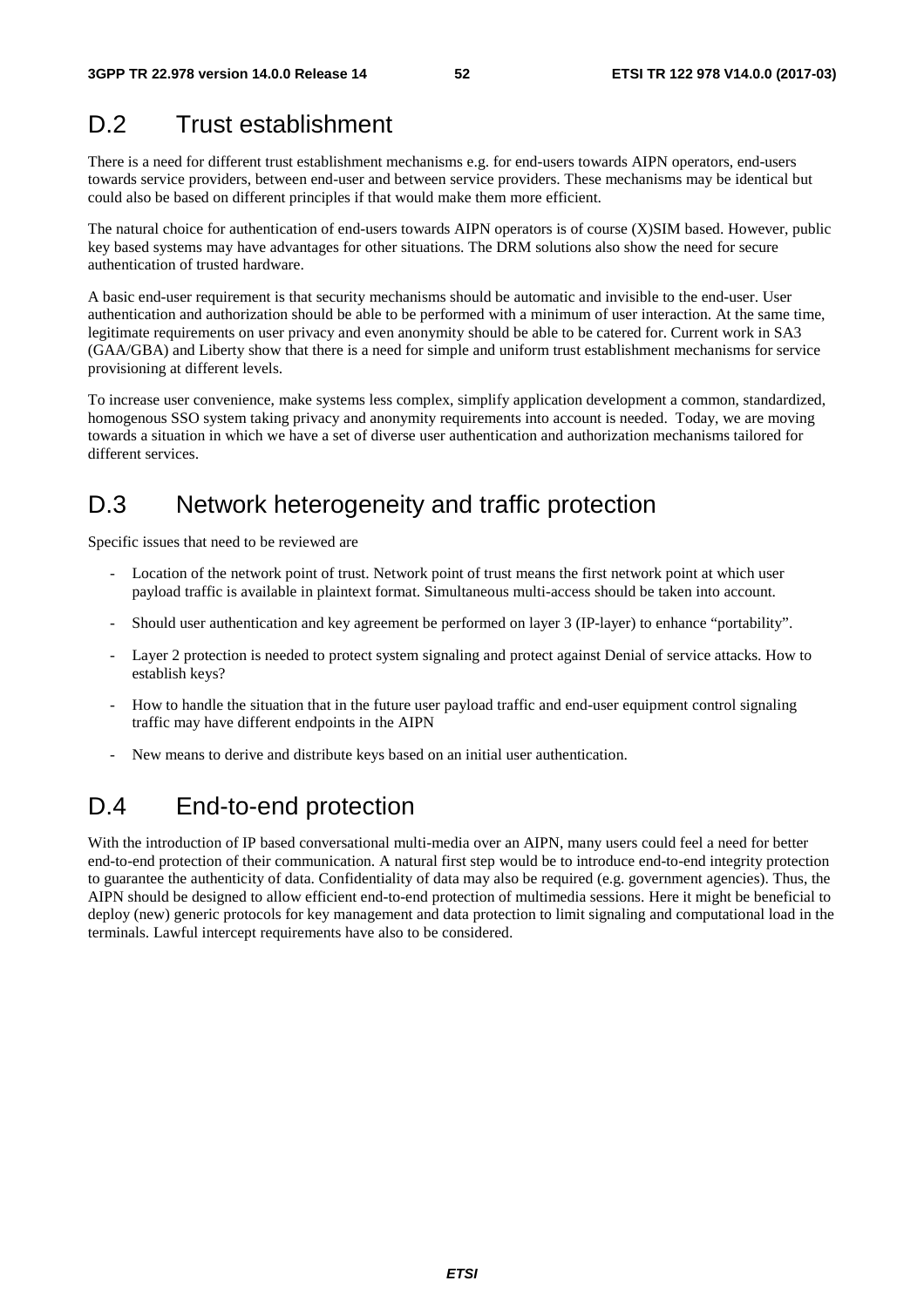# D.2 Trust establishment

There is a need for different trust establishment mechanisms e.g. for end-users towards AIPN operators, end-users towards service providers, between end-user and between service providers. These mechanisms may be identical but could also be based on different principles if that would make them more efficient.

The natural choice for authentication of end-users towards AIPN operators is of course (X)SIM based. However, public key based systems may have advantages for other situations. The DRM solutions also show the need for secure authentication of trusted hardware.

A basic end-user requirement is that security mechanisms should be automatic and invisible to the end-user. User authentication and authorization should be able to be performed with a minimum of user interaction. At the same time, legitimate requirements on user privacy and even anonymity should be able to be catered for. Current work in SA3 (GAA/GBA) and Liberty show that there is a need for simple and uniform trust establishment mechanisms for service provisioning at different levels.

To increase user convenience, make systems less complex, simplify application development a common, standardized, homogenous SSO system taking privacy and anonymity requirements into account is needed. Today, we are moving towards a situation in which we have a set of diverse user authentication and authorization mechanisms tailored for different services.

# D.3 Network heterogeneity and traffic protection

Specific issues that need to be reviewed are

- Location of the network point of trust. Network point of trust means the first network point at which user payload traffic is available in plaintext format. Simultaneous multi-access should be taken into account.
- Should user authentication and key agreement be performed on layer 3 (IP-layer) to enhance "portability".
- Layer 2 protection is needed to protect system signaling and protect against Denial of service attacks. How to establish keys?
- How to handle the situation that in the future user payload traffic and end-user equipment control signaling traffic may have different endpoints in the AIPN
- New means to derive and distribute keys based on an initial user authentication.

# D.4 End-to-end protection

With the introduction of IP based conversational multi-media over an AIPN, many users could feel a need for better end-to-end protection of their communication. A natural first step would be to introduce end-to-end integrity protection to guarantee the authenticity of data. Confidentiality of data may also be required (e.g. government agencies). Thus, the AIPN should be designed to allow efficient end-to-end protection of multimedia sessions. Here it might be beneficial to deploy (new) generic protocols for key management and data protection to limit signaling and computational load in the terminals. Lawful intercept requirements have also to be considered.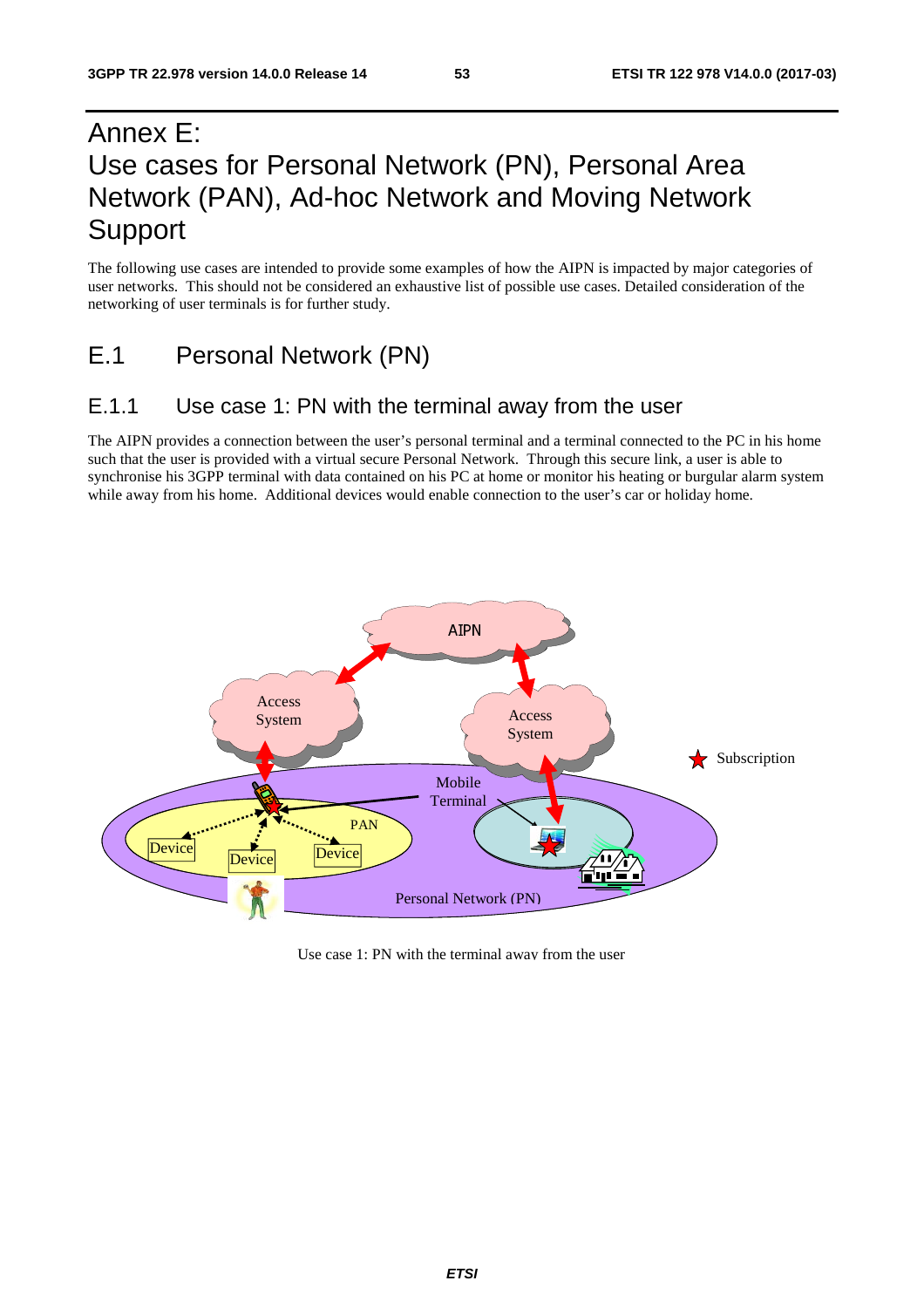# Annex E: Use cases for Personal Network (PN), Personal Area Network (PAN), Ad-hoc Network and Moving Network Support

The following use cases are intended to provide some examples of how the AIPN is impacted by major categories of user networks. This should not be considered an exhaustive list of possible use cases. Detailed consideration of the networking of user terminals is for further study.

## E.1 Personal Network (PN)

### E.1.1 Use case 1: PN with the terminal away from the user

The AIPN provides a connection between the user's personal terminal and a terminal connected to the PC in his home such that the user is provided with a virtual secure Personal Network. Through this secure link, a user is able to synchronise his 3GPP terminal with data contained on his PC at home or monitor his heating or burgular alarm system while away from his home. Additional devices would enable connection to the user's car or holiday home.

Use case 1: PN with the terminal away from the user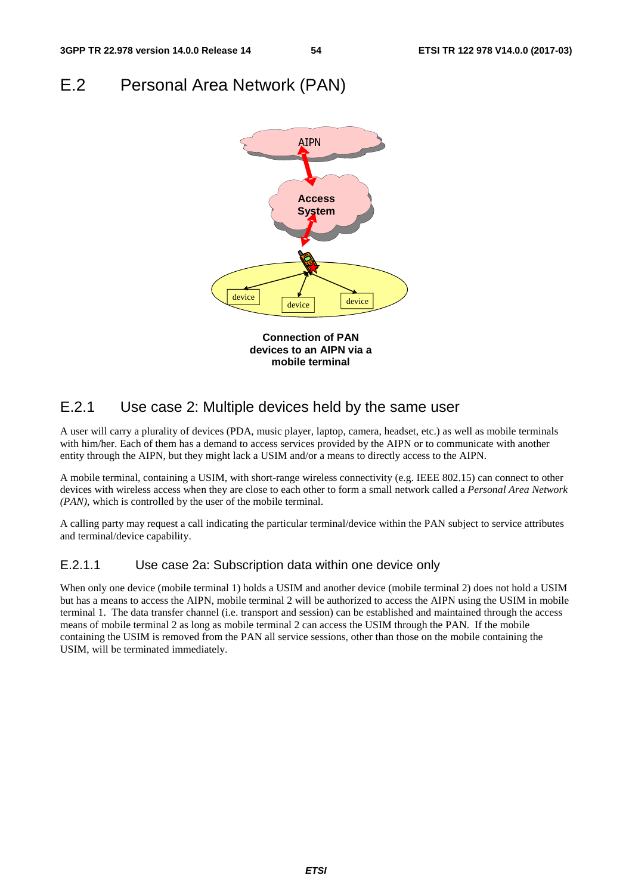# E.2 Personal Area Network (PAN)

Connection of PAN devices to an AIPN via a mobile terminal

## E.2.1 Use case 2: Multiple devices held by the same user

A user will carry a plurality of devices (PDA, music player, laptop, camera, headset, etc.) as well as mobile terminals with him/her. Each of them has a demand to access services provided by the AIPN or to communicate with another entity through the AIPN, but they might lack a USIM and/or a means to directly access to the AIPN.

A mobile terminal, containing a USIM, with short-range wireless connectivity (e.g. IEEE 802.15) can connect to other devices with wireless access when they are close to each other to form a small network called a *Personal Area Network (PAN),* which is controlled by the user of the mobile terminal.

A calling party may request a call indicating the particular terminal/device within the PAN subject to service attributes and terminal/device capability.

### E.2.1.1 Use case 2a: Subscription data within one device only

When only one device (mobile terminal 1) holds a USIM and another device (mobile terminal 2) does not hold a USIM but has a means to access the AIPN, mobile terminal 2 will be authorized to access the AIPN using the USIM in mobile terminal 1. The data transfer channel (i.e. transport and session) can be established and maintained through the access means of mobile terminal 2 as long as mobile terminal 2 can access the USIM through the PAN. If the mobile containing the USIM is removed from the PAN all service sessions, other than those on the mobile containing the USIM, will be terminated immediately.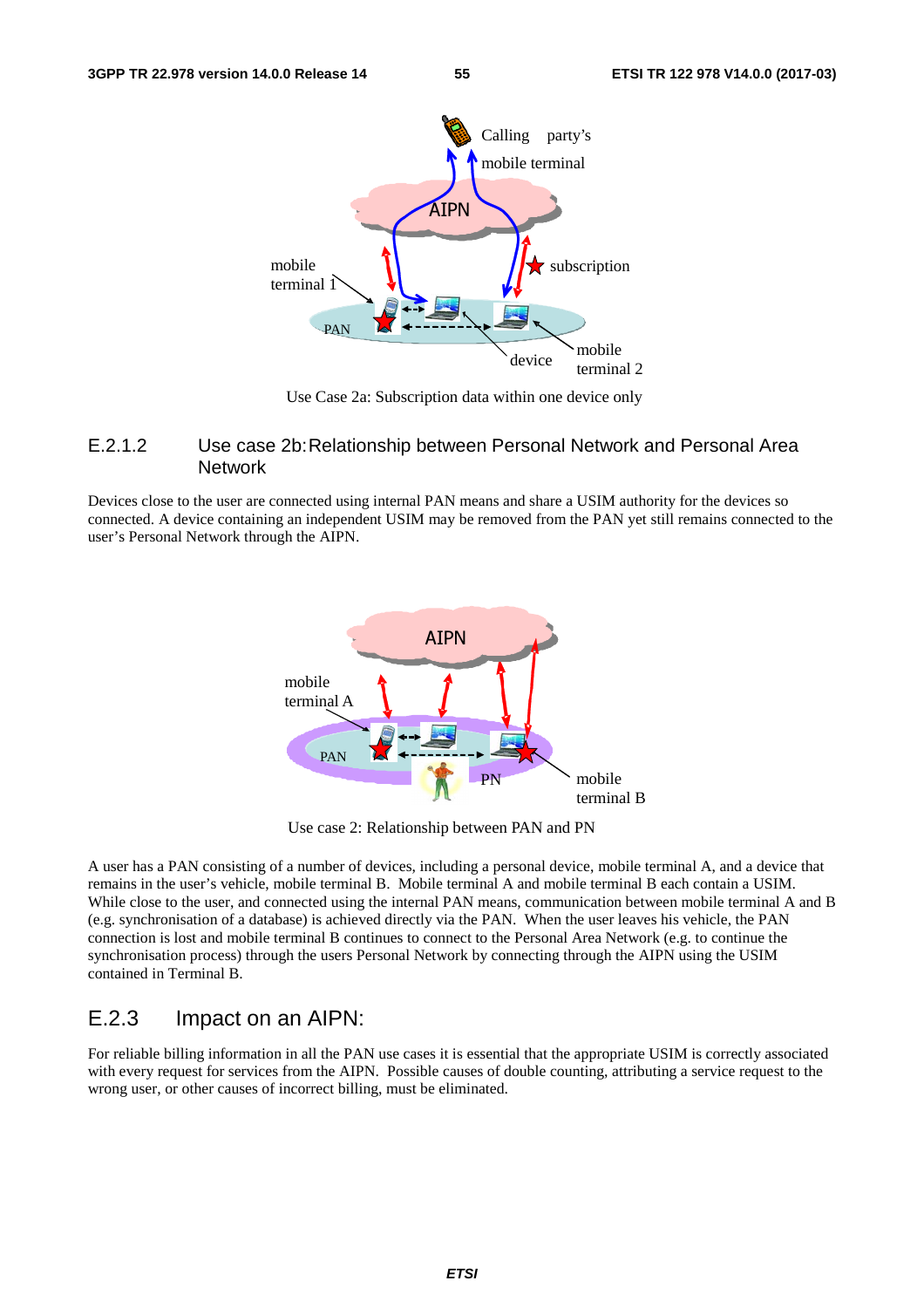Use Case 2a: Subscription data within one device only

### E.2.1.2 Use case 2b: Relationship between Personal Network and Personal Area Network

Devices close to the user are connected using internal PAN means and share a USIM authority for the devices so connected. A device containing an independent USIM may be removed from the PAN yet still remains connected to the user's Personal Network through the AIPN.

Use case 2: Relationship between PAN and PN

A user has a PAN consisting of a number of devices, including a personal device, mobile terminal A, and a device that remains in the user's vehicle, mobile terminal B. Mobile terminal A and mobile terminal B each contain a USIM. While close to the user, and connected using the internal PAN means, communication between mobile terminal A and B (e.g. synchronisation of a database) is achieved directly via the PAN. When the user leaves his vehicle, the PAN connection is lost and mobile terminal B continues to connect to the Personal Area Network (e.g. to continue the synchronisation process) through the users Personal Network by connecting through the AIPN using the USIM contained in Terminal B.

## E.2.3 Impact on an AIPN:

For reliable billing information in all the PAN use cases it is essential that the appropriate USIM is correctly associated with every request for services from the AIPN. Possible causes of double counting, attributing a service request to the wrong user, or other causes of incorrect billing, must be eliminated.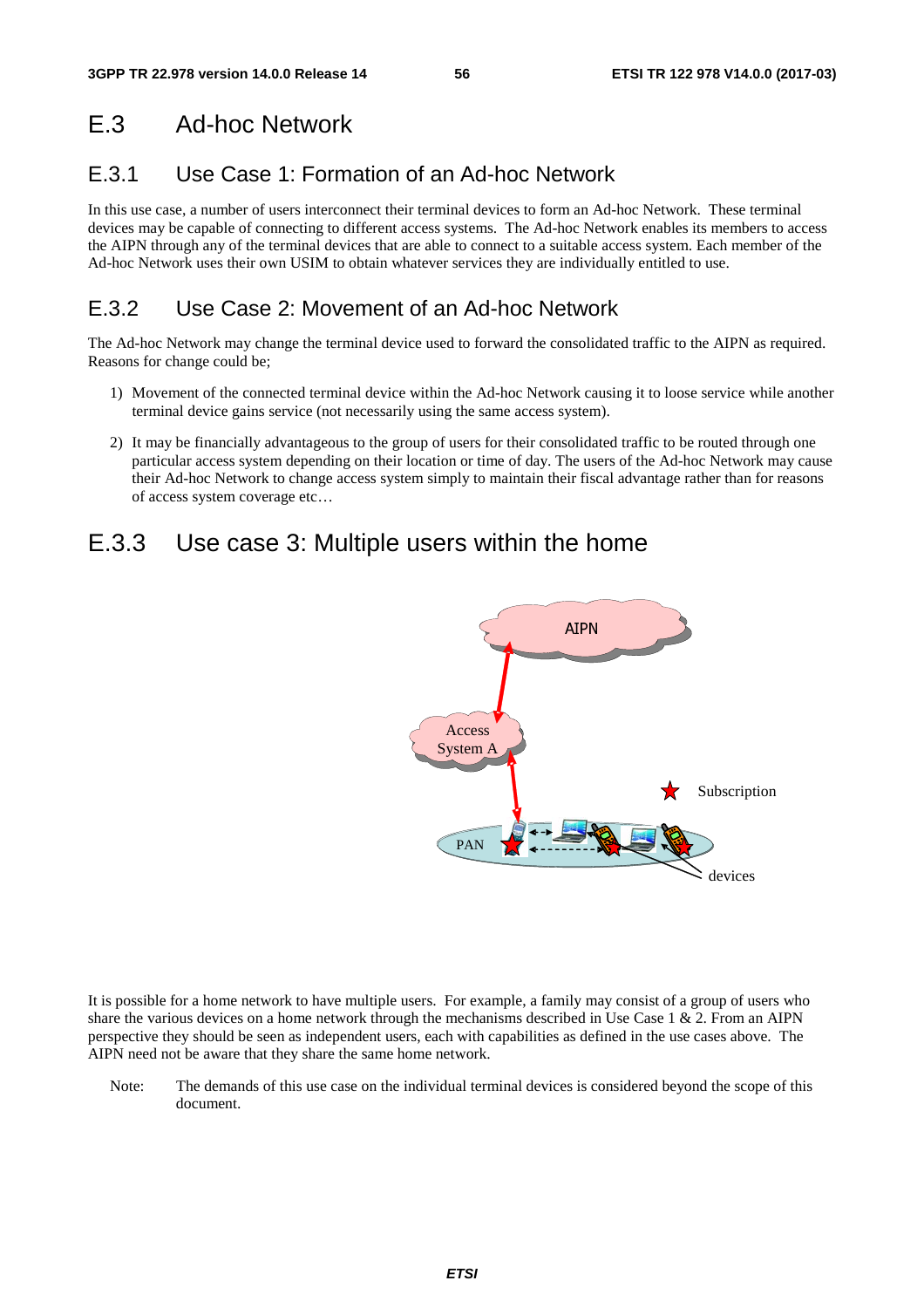# E.3 Ad-hoc Network

## E.3.1 Use Case 1: Formation of an Ad-hoc Network

In this use case, a number of users interconnect their terminal devices to form an Ad-hoc Network. These terminal devices may be capable of connecting to different access systems. The Ad-hoc Network enables its members to access the AIPN through any of the terminal devices that are able to connect to a suitable access system. Each member of the Ad-hoc Network uses their own USIM to obtain whatever services they are individually entitled to use.

## E.3.2 Use Case 2: Movement of an Ad-hoc Network

The Ad-hoc Network may change the terminal device used to forward the consolidated traffic to the AIPN as required. Reasons for change could be;

1) Movement of the connected terminal device within the Ad-hoc Network causing it to loose service while another terminal device gains service (not necessarily using the same access system).

2) It may be financially advantageous to the group of users for their consolidated traffic to be routed through one particular access system depending on their location or time of day. The users of the Ad-hoc Network may cause their Ad-hoc Network to change access system simply to maintain their fiscal advantage rather than for reasons of access system coverage etc…

## E.3.3 Use case 3: Multiple users within the home

It is possible for a home network to have multiple users. For example, a family may consist of a group of users who share the various devices on a home network through the mechanisms described in Use Case 1 & 2. From an AIPN perspective they should be seen as independent users, each with capabilities as defined in the use cases above. The AIPN need not be aware that they share the same home network.

Note: The demands of this use case on the individual terminal devices is considered beyond the scope of this document.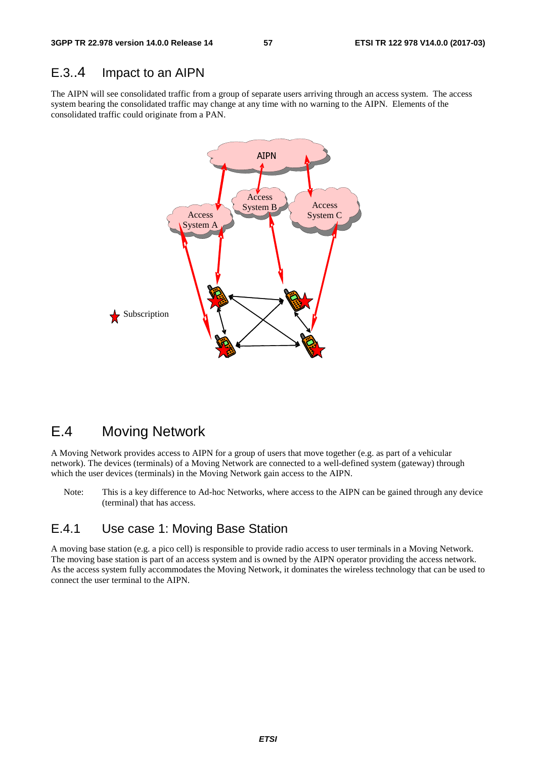## E.3..4 Impact to an AIPN

The AIPN will see consolidated traffic from a group of separate users arriving through an access system. The access system bearing the consolidated traffic may change at any time with no warning to the AIPN. Elements of the consolidated traffic could originate from a PAN.

# E.4 Moving Network

A Moving Network provides access to AIPN for a group of users that move together (e.g. as part of a vehicular network). The devices (terminals) of a Moving Network are connected to a well-defined system (gateway) through which the user devices (terminals) in the Moving Network gain access to the AIPN.

Note: This is a key difference to Ad-hoc Networks, where access to the AIPN can be gained through any device (terminal) that has access.

## E.4.1 Use case 1: Moving Base Station

A moving base station (e.g. a pico cell) is responsible to provide radio access to user terminals in a Moving Network. The moving base station is part of an access system and is owned by the AIPN operator providing the access network. As the access system fully accommodates the Moving Network, it dominates the wireless technology that can be used to connect the user terminal to the AIPN.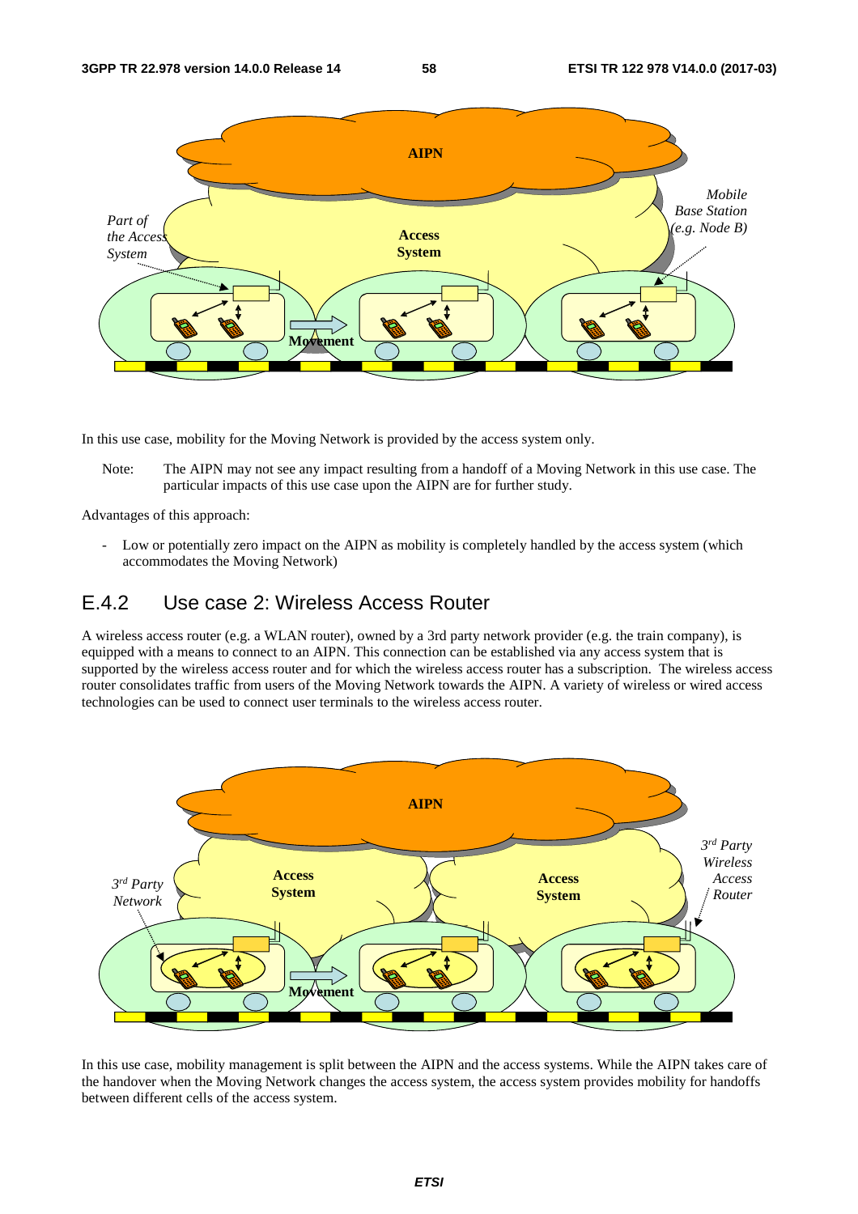In this use case, mobility for the Moving Network is provided by the access system only.

Note: The AIPN may not see any impact resulting from a handoff of a Moving Network in this use case. The particular impacts of this use case upon the AIPN are for further study.

Advantages of this approach:

- Low or potentially zero impact on the AIPN as mobility is completely handled by the access system (which accommodates the Moving Network)

## E.4.2 Use case 2: Wireless Access Router

A wireless access router (e.g. a WLAN router), owned by a 3rd party network provider (e.g. the train company), is equipped with a means to connect to an AIPN. This connection can be established via any access system that is supported by the wireless access router and for which the wireless access router has a subscription. The wireless access router consolidates traffic from users of the Moving Network towards the AIPN. A variety of wireless or wired access technologies can be used to connect user terminals to the wireless access router.

In this use case, mobility management is split between the AIPN and the access systems. While the AIPN takes care of the handover when the Moving Network changes the access system, the access system provides mobility for handoffs between different cells of the access system.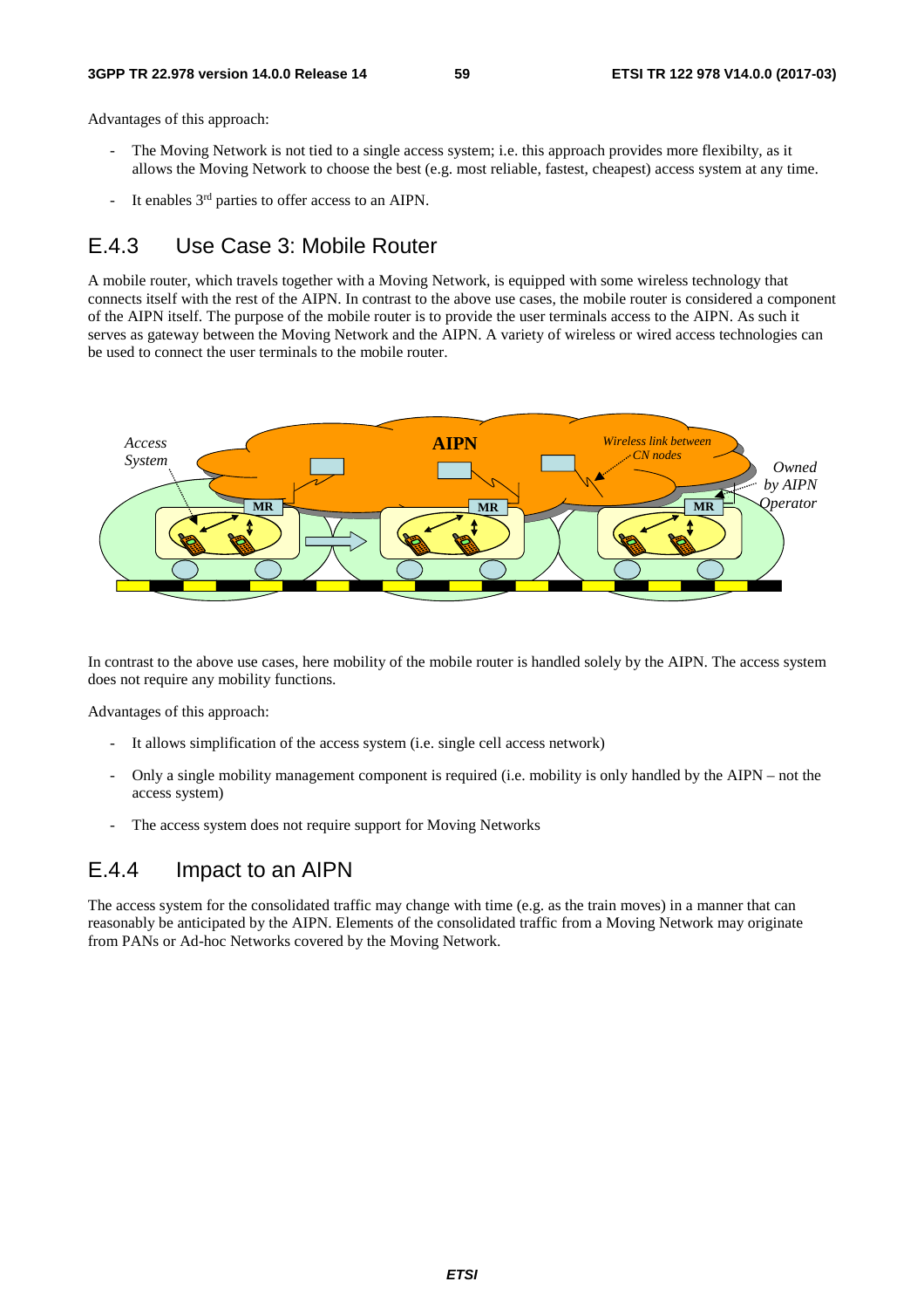Advantages of this approach:

- The Moving Network is not tied to a single access system; i.e. this approach provides more flexibilty, as it allows the Moving Network to choose the best (e.g. most reliable, fastest, cheapest) access system at any time.
- It enables 3rd parties to offer access to an AIPN.

## E.4.3 Use Case 3: Mobile Router

A mobile router, which travels together with a Moving Network, is equipped with some wireless technology that connects itself with the rest of the AIPN. In contrast to the above use cases, the mobile router is considered a component of the AIPN itself. The purpose of the mobile router is to provide the user terminals access to the AIPN. As such it serves as gateway between the Moving Network and the AIPN. A variety of wireless or wired access technologies can be used to connect the user terminals to the mobile router.

In contrast to the above use cases, here mobility of the mobile router is handled solely by the AIPN. The access system does not require any mobility functions.

Advantages of this approach:

- It allows simplification of the access system (i.e. single cell access network)
- Only a single mobility management component is required (i.e. mobility is only handled by the AIPN – not the access system)
- The access system does not require support for Moving Networks

## E.4.4 Impact to an AIPN

The access system for the consolidated traffic may change with time (e.g. as the train moves) in a manner that can reasonably be anticipated by the AIPN. Elements of the consolidated traffic from a Moving Network may originate from PANs or Ad-hoc Networks covered by the Moving Network.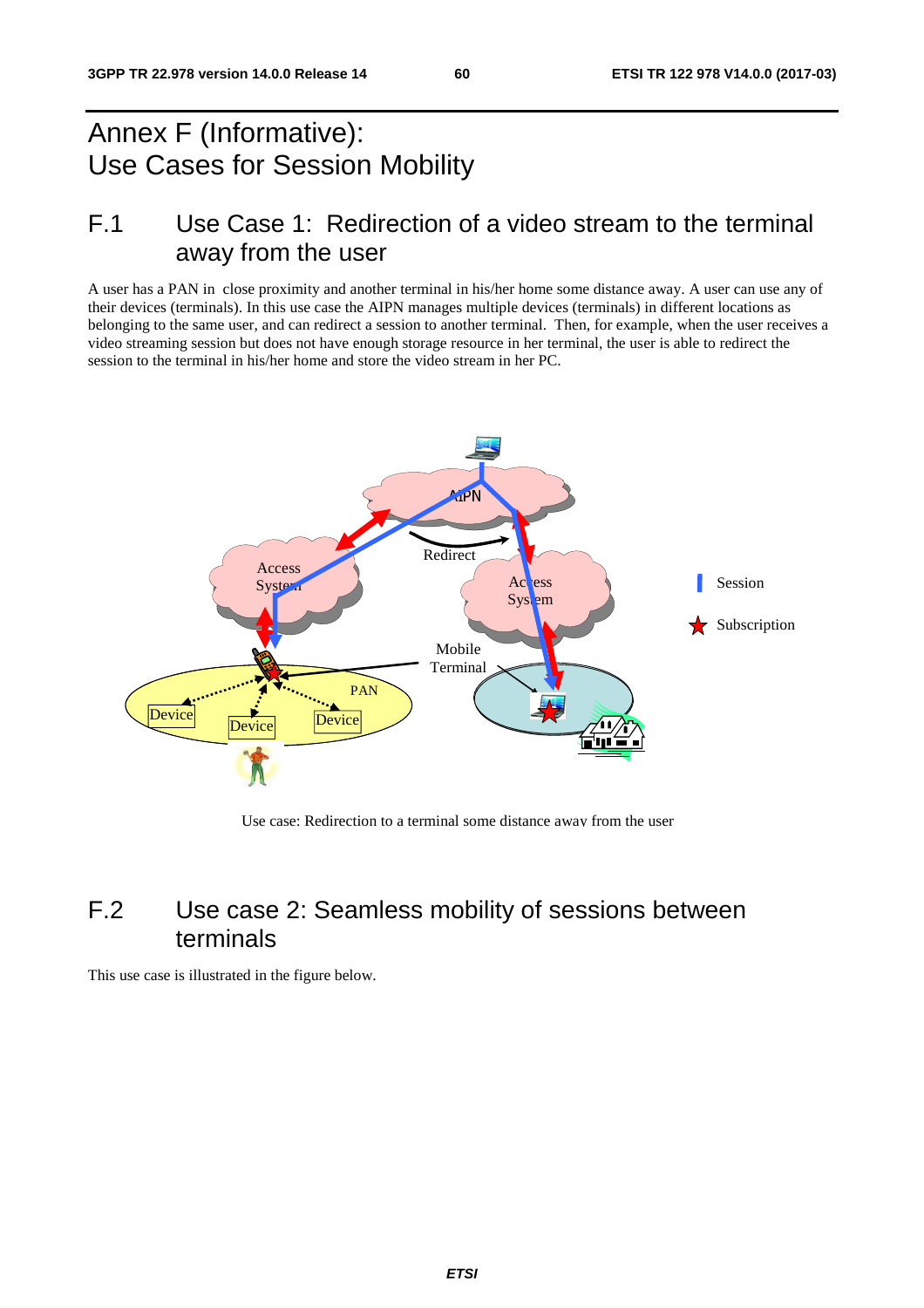# Annex F (Informative): Use Cases for Session Mobility

## F.1 Use Case 1: Redirection of a video stream to the terminal away from the user

A user has a PAN in close proximity and another terminal in his/her home some distance away. A user can use any of their devices (terminals). In this use case the AIPN manages multiple devices (terminals) in different locations as belonging to the same user, and can redirect a session to another terminal. Then, for example, when the user receives a video streaming session but does not have enough storage resource in her terminal, the user is able to redirect the session to the terminal in his/her home and store the video stream in her PC.

Use case: Redirection to a terminal some distance away from the user

## F.2 Use case 2: Seamless mobility of sessions between terminals

This use case is illustrated in the figure below.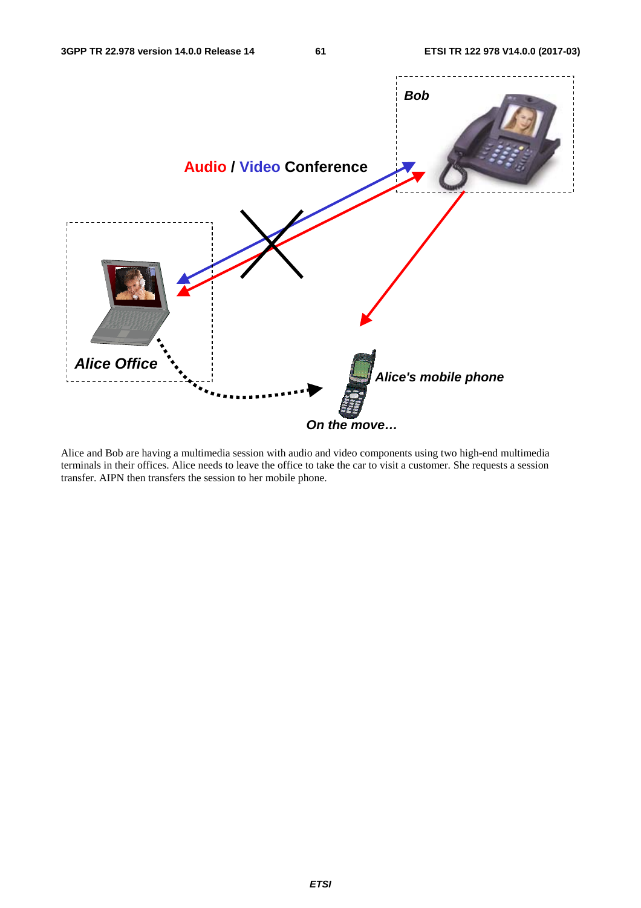Alice and Bob are having a multimedia session with audio and video components using two high-end multimedia terminals in their offices. Alice needs to leave the office to take the car to visit a customer. She requests a session transfer. AIPN then transfers the session to her mobile phone.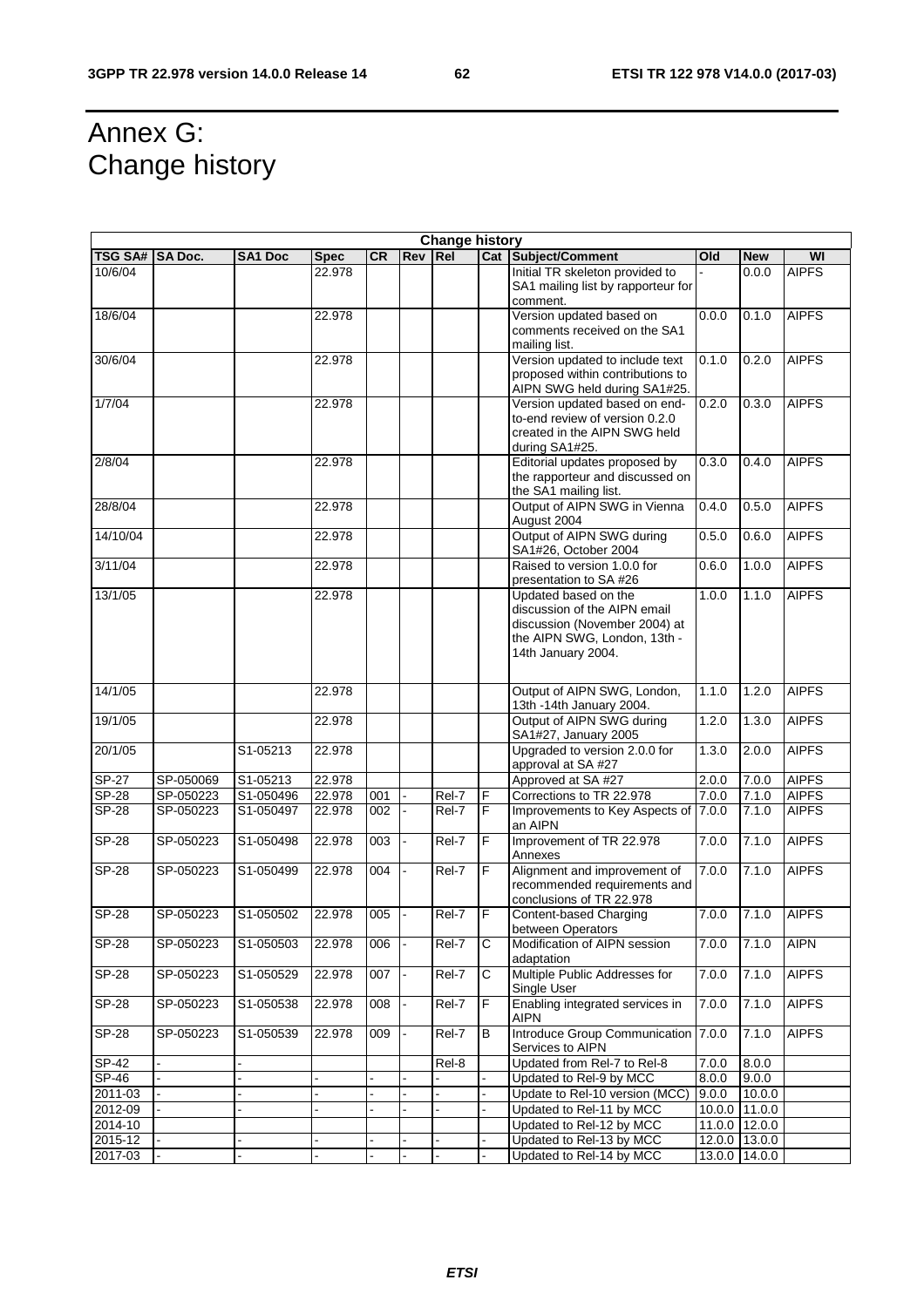# Annex G: Change history

| Change history | | | | | | | | | | | |
|---|---|---|---|---|---|---|---|---|---|---|---|
| TSG SA# | SA Doc. | SA1 Doc | Spec | CR | Rev | Rel | Cat | Subject/Comment | Old | New | WI |
| 10/6/04 | | | 22.978 | | | | | Initial TR skeleton provided to SA1 mailing list by rapporteur for comment. | - | 0.0.0 | AIPFS |
| 18/6/04 | | | 22.978 | | | | | Version updated based on comments received on the SA1 mailing list. | 0.0.0 | 0.1.0 | AIPFS |
| 30/6/04 | | | 22.978 | | | | | Version updated to include text proposed within contributions to AIPN SWG held during SA1#25. | 0.1.0 | 0.2.0 | AIPFS |
| 1/7/04 | | | 22.978 | | | | | Version updated based on end-to-end review of version 0.2.0 created in the AIPN SWG held during SA1#25. | 0.2.0 | 0.3.0 | AIPFS |
| 2/8/04 | | | 22.978 | | | | | Editorial updates proposed by the rapporteur and discussed on the SA1 mailing list. | 0.3.0 | 0.4.0 | AIPFS |
| 28/8/04 | | | 22.978 | | | | | Output of AIPN SWG in Vienna August 2004 | 0.4.0 | 0.5.0 | AIPFS |
| 14/10/04 | | | 22.978 | | | | | Output of AIPN SWG during SA1#26, October 2004 | 0.5.0 | 0.6.0 | AIPFS |
| 3/11/04 | | | 22.978 | | | | | Raised to version 1.0.0 for presentation to SA #26 | 0.6.0 | 1.0.0 | AIPFS |
| 13/1/05 | | | 22.978 | | | | | Updated based on the discussion of the AIPN email discussion (November 2004) at the AIPN SWG, London, 13th - 14th January 2004. | 1.0.0 | 1.1.0 | AIPFS |
| 14/1/05 | | | 22.978 | | | | | Output of AIPN SWG, London, 13th -14th January 2004. | 1.1.0 | 1.2.0 | AIPFS |
| 19/1/05 | | | 22.978 | | | | | Output of AIPN SWG during SA1#27, January 2005 | 1.2.0 | 1.3.0 | AIPFS |
| 20/1/05 | | S1-05213 | 22.978 | | | | | Upgraded to version 2.0.0 for approval at SA #27 | 1.3.0 | 2.0.0 | AIPFS |
| SP-27 | SP-050069 | S1-05213 | 22.978 | | | | | Approved at SA #27 | 2.0.0 | 7.0.0 | AIPFS |
| SP-28 | SP-050223 | S1-050496 | 22.978 | 001 | - | Rel-7 | F | Corrections to TR 22.978 | 7.0.0 | 7.1.0 | AIPFS |
| SP-28 | SP-050223 | S1-050497 | 22.978 | 002 | - | Rel-7 | F | Improvements to Key Aspects of an AIPN | 7.0.0 | 7.1.0 | AIPFS |
| SP-28 | SP-050223 | S1-050498 | 22.978 | 003 | - | Rel-7 | F | Improvement of TR 22.978 Annexes | 7.0.0 | 7.1.0 | AIPFS |
| SP-28 | SP-050223 | S1-050499 | 22.978 | 004 | - | Rel-7 | F | Alignment and improvement of recommended requirements and conclusions of TR 22.978 | 7.0.0 | 7.1.0 | AIPFS |
| SP-28 | SP-050223 | S1-050502 | 22.978 | 005 | - | Rel-7 | F | Content-based Charging between Operators | 7.0.0 | 7.1.0 | AIPFS |
| SP-28 | SP-050223 | S1-050503 | 22.978 | 006 | - | Rel-7 | C | Modification of AIPN session adaptation | 7.0.0 | 7.1.0 | AIPN |
| SP-28 | SP-050223 | S1-050529 | 22.978 | 007 | - | Rel-7 | C | Multiple Public Addresses for Single User | 7.0.0 | 7.1.0 | AIPFS |
| SP-28 | SP-050223 | S1-050538 | 22.978 | 008 | - | Rel-7 | F | Enabling integrated services in AIPN | 7.0.0 | 7.1.0 | AIPFS |
| SP-28 | SP-050223 | S1-050539 | 22.978 | 009 | - | Rel-7 | B | Introduce Group Communication Services to AIPN | 7.0.0 | 7.1.0 | AIPFS |
| SP-42 | - | - | | | | Rel-8 | | Updated from Rel-7 to Rel-8 | 7.0.0 | 8.0.0 | |
| SP-46 | - | - | - | - | - | - | - | Updated to Rel-9 by MCC | 8.0.0 | 9.0.0 | |
| 2011-03 | - | - | - | - | - | - | - | Update to Rel-10 version (MCC) | 9.0.0 | 10.0.0 | |
| 2012-09 | - | - | - | - | - | - | - | Updated to Rel-11 by MCC | 10.0.0 | 11.0.0 | |
| 2014-10 | | | | | | | | Updated to Rel-12 by MCC | 11.0.0 | 12.0.0 | |
| 2015-12 | - | - | - | - | - | - | - | Updated to Rel-13 by MCC | 12.0.0 | 13.0.0 | |
| 2017-03 | - | - | - | - | - | - | - | Updated to Rel-14 by MCC | 13.0.0 | 14.0.0 | |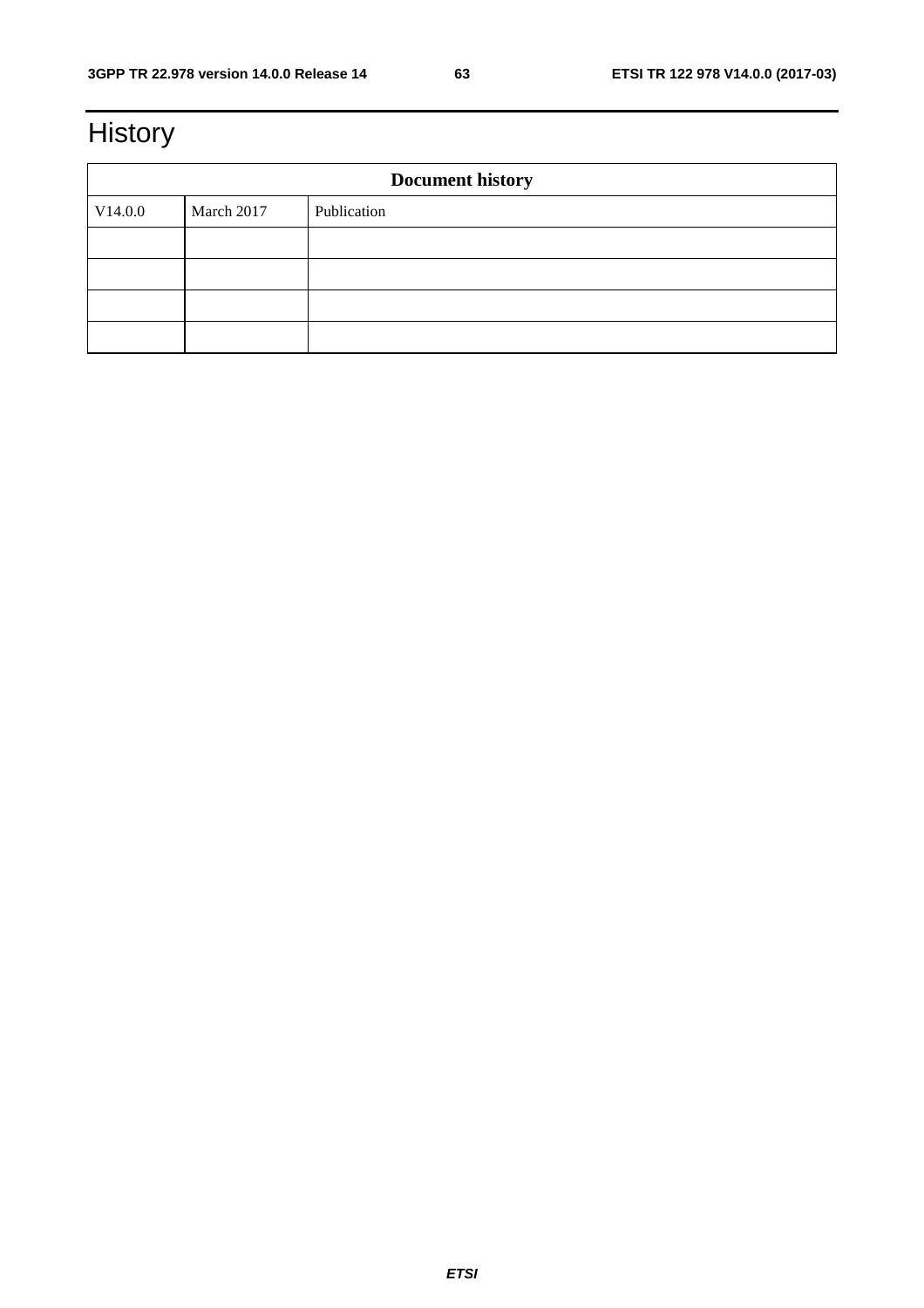# History

| Document history | | |
|---|---|---|
| V14.0.0 | March 2017 | Publication |
| | | |
| | | |
| | | |
| | | |